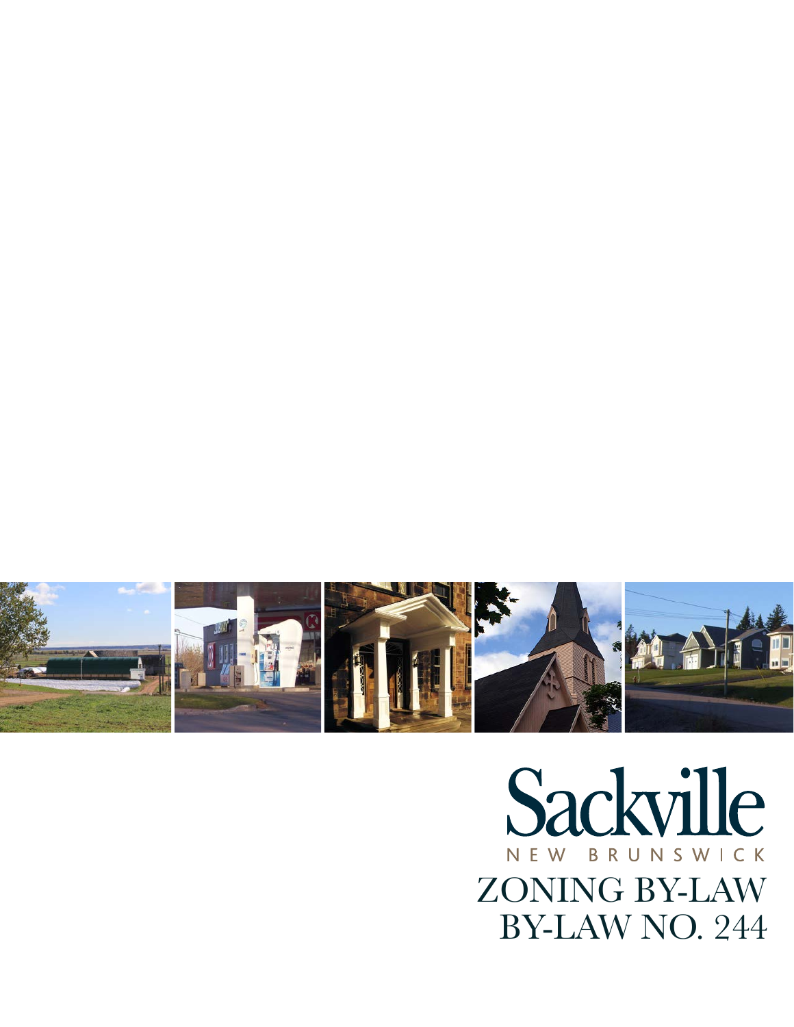# Sackville

NEW BRUNSWICK

# ZONING BY-LAW
# BY-LAW NO. 244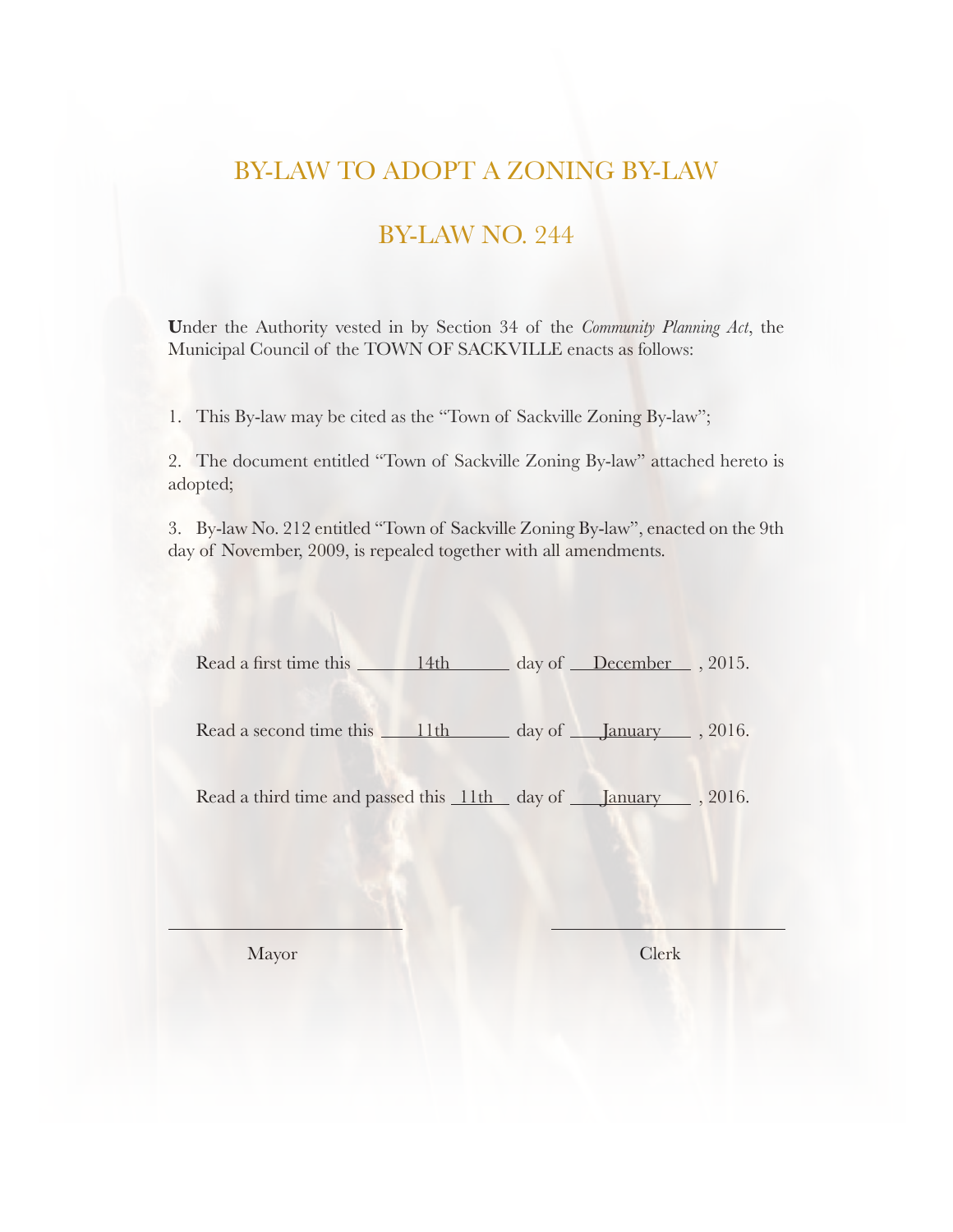# BY-LAW TO ADOPT A ZONING BY-LAW

## BY-LAW NO. 244

**U**nder the Authority vested in by Section 34 of the *Community Planning Act*, the Municipal Council of the TOWN OF SACKVILLE enacts as follows:

1. This By-law may be cited as the "Town of Sackville Zoning By-law";

2. The document entitled "Town of Sackville Zoning By-law" attached hereto is adopted;

3. By-law No. 212 entitled "Town of Sackville Zoning By-law", enacted on the 9th day of November, 2009, is repealed together with all amendments.

Read a first time this 14th day of December, 2015.

Read a second time this 11th day of January, 2016.

Read a third time and passed this 11th day of January, 2016.

Mayor

Clerk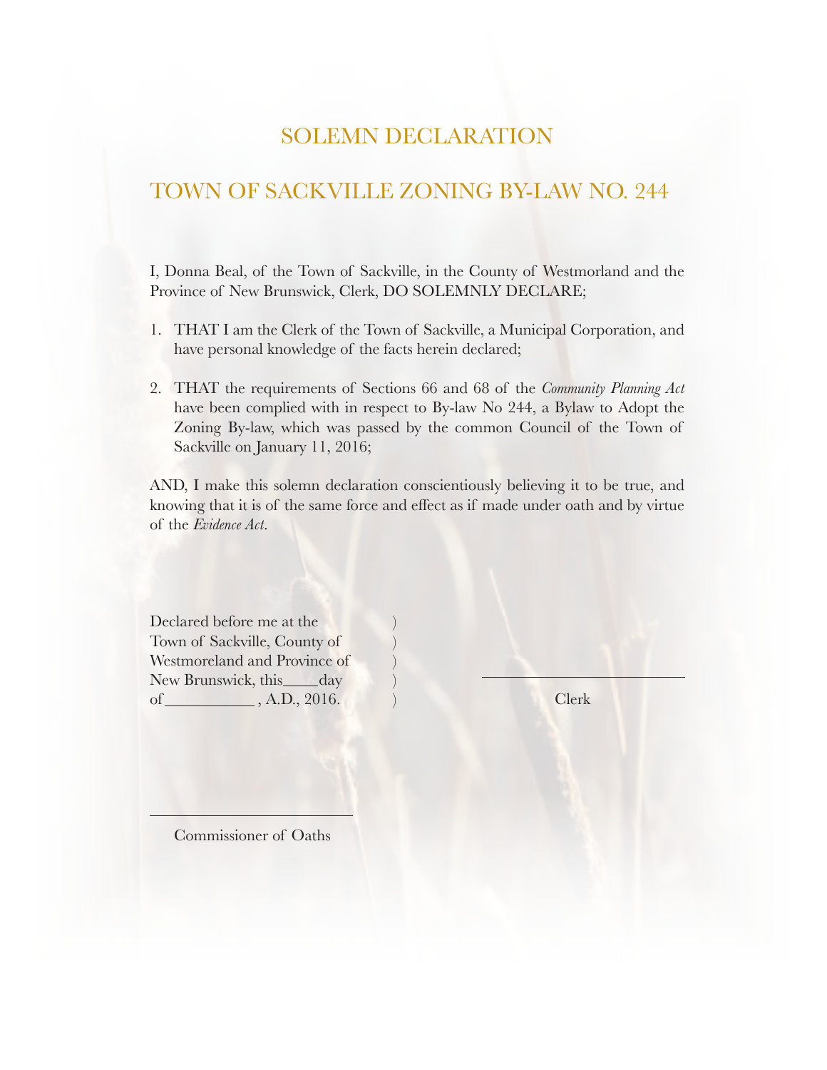# SOLEMN DECLARATION

## TOWN OF SACKVILLE ZONING BY-LAW NO. 244

I, Donna Beal, of the Town of Sackville, in the County of Westmorland and the Province of New Brunswick, Clerk, DO SOLEMNLY DECLARE;

1. THAT I am the Clerk of the Town of Sackville, a Municipal Corporation, and have personal knowledge of the facts herein declared;

2. THAT the requirements of Sections 66 and 68 of the *Community Planning Act* have been complied with in respect to By-law No 244, a Bylaw to Adopt the Zoning By-law, which was passed by the common Council of the Town of Sackville on January 11, 2016;

AND, I make this solemn declaration conscientiously believing it to be true, and knowing that it is of the same force and effect as if made under oath and by virtue of the *Evidence Act*.

Declared before me at the )
Town of Sackville, County of )
Westmoreland and Province of )
New Brunswick, this\_\_\_\_day )
of\_\_\_\_\_\_\_\_\_\_\_ , A.D., 2016. )

\_\_\_\_\_\_\_\_\_\_\_\_\_\_\_\_\_\_\_\_\_\_\_\_\_\_
Clerk

\_\_\_\_\_\_\_\_\_\_\_\_\_\_\_\_\_\_\_\_\_\_\_\_\_\_
Commissioner of Oaths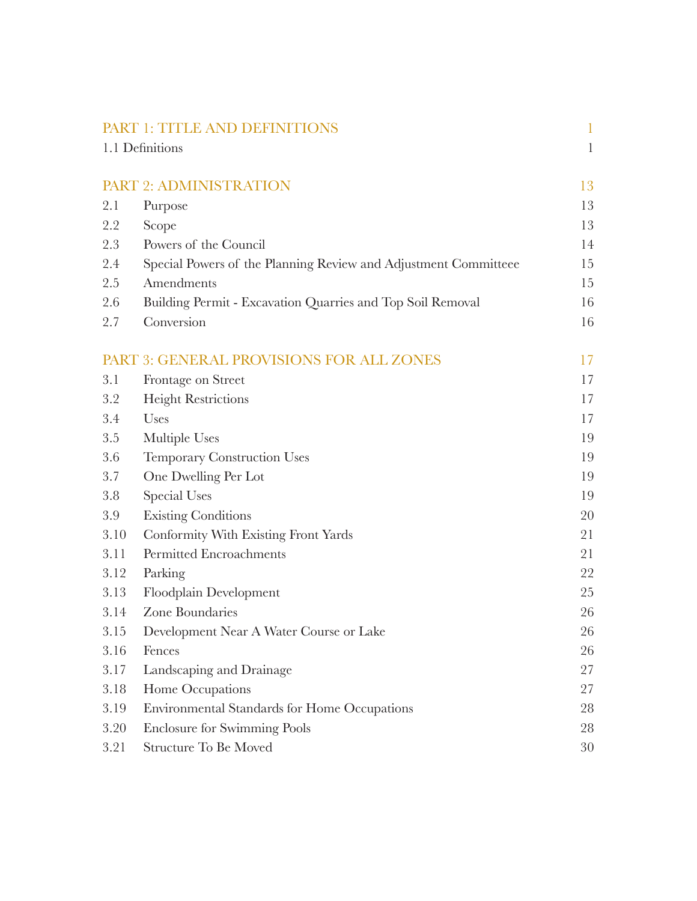| PART 1: TITLE AND DEFINITIONS | | 1 |
|---|---|---|
| 1.1 Definitions | | 1 |
| **PART 2: ADMINISTRATION** | | **13** |
| 2.1 | Purpose | 13 |
| 2.2 | Scope | 13 |
| 2.3 | Powers of the Council | 14 |
| 2.4 | Special Powers of the Planning Review and Adjustment Committeee | 15 |
| 2.5 | Amendments | 15 |
| 2.6 | Building Permit - Excavation Quarries and Top Soil Removal | 16 |
| 2.7 | Conversion | 16 |
| **PART 3: GENERAL PROVISIONS FOR ALL ZONES** | | **17** |
| 3.1 | Frontage on Street | 17 |
| 3.2 | Height Restrictions | 17 |
| 3.4 | Uses | 17 |
| 3.5 | Multiple Uses | 19 |
| 3.6 | Temporary Construction Uses | 19 |
| 3.7 | One Dwelling Per Lot | 19 |
| 3.8 | Special Uses | 19 |
| 3.9 | Existing Conditions | 20 |
| 3.10 | Conformity With Existing Front Yards | 21 |
| 3.11 | Permitted Encroachments | 21 |
| 3.12 | Parking | 22 |
| 3.13 | Floodplain Development | 25 |
| 3.14 | Zone Boundaries | 26 |
| 3.15 | Development Near A Water Course or Lake | 26 |
| 3.16 | Fences | 26 |
| 3.17 | Landscaping and Drainage | 27 |
| 3.18 | Home Occupations | 27 |
| 3.19 | Environmental Standards for Home Occupations | 28 |
| 3.20 | Enclosure for Swimming Pools | 28 |
| 3.21 | Structure To Be Moved | 30 |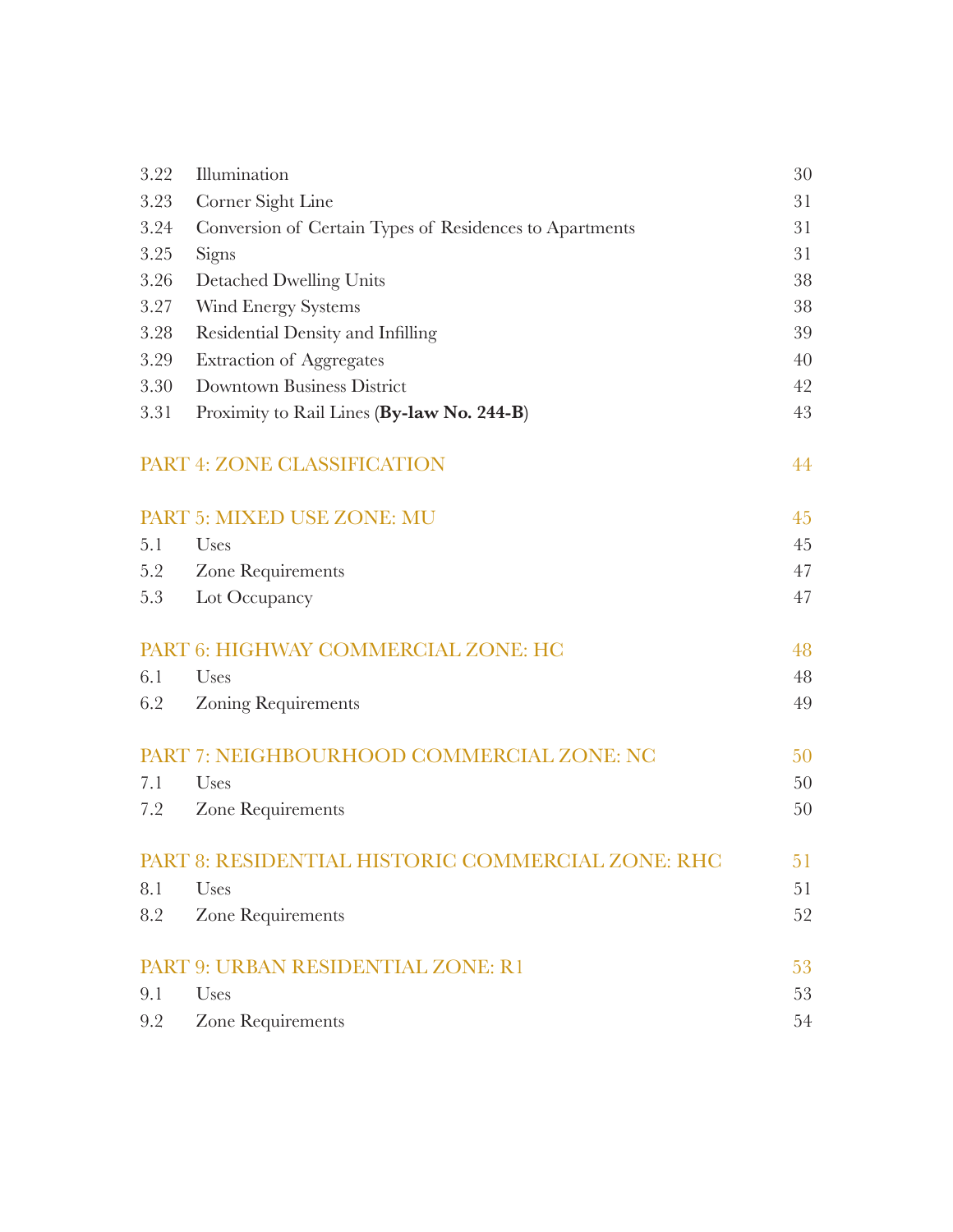| | | |
|---|---|---|
| 3.22 | Illumination | 30 |
| 3.23 | Corner Sight Line | 31 |
| 3.24 | Conversion of Certain Types of Residences to Apartments | 31 |
| 3.25 | Signs | 31 |
| 3.26 | Detached Dwelling Units | 38 |
| 3.27 | Wind Energy Systems | 38 |
| 3.28 | Residential Density and Infilling | 39 |
| 3.29 | Extraction of Aggregates | 40 |
| 3.30 | Downtown Business District | 42 |
| 3.31 | Proximity to Rail Lines (**By-law No. 244-B**) | 43 |

## PART 4: ZONE CLASSIFICATION — 44

## PART 5: MIXED USE ZONE: MU — 45

| | | |
|---|---|---|
| 5.1 | Uses | 45 |
| 5.2 | Zone Requirements | 47 |
| 5.3 | Lot Occupancy | 47 |

## PART 6: HIGHWAY COMMERCIAL ZONE: HC — 48

| | | |
|---|---|---|
| 6.1 | Uses | 48 |
| 6.2 | Zoning Requirements | 49 |

## PART 7: NEIGHBOURHOOD COMMERCIAL ZONE: NC — 50

| | | |
|---|---|---|
| 7.1 | Uses | 50 |
| 7.2 | Zone Requirements | 50 |

## PART 8: RESIDENTIAL HISTORIC COMMERCIAL ZONE: RHC — 51

| | | |
|---|---|---|
| 8.1 | Uses | 51 |
| 8.2 | Zone Requirements | 52 |

## PART 9: URBAN RESIDENTIAL ZONE: R1 — 53

| | | |
|---|---|---|
| 9.1 | Uses | 53 |
| 9.2 | Zone Requirements | 54 |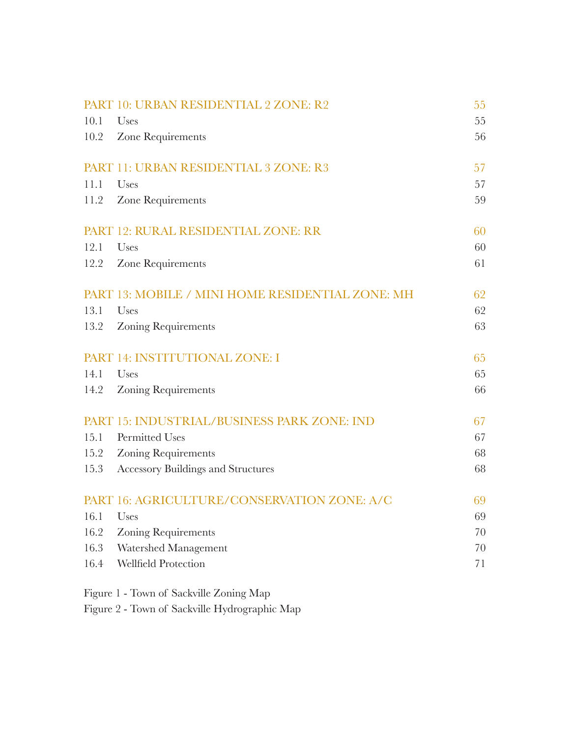| | | |
|---|---|---|
| PART 10: URBAN RESIDENTIAL 2 ZONE: R2 | | 55 |
| 10.1 | Uses | 55 |
| 10.2 | Zone Requirements | 56 |
| PART 11: URBAN RESIDENTIAL 3 ZONE: R3 | | 57 |
| 11.1 | Uses | 57 |
| 11.2 | Zone Requirements | 59 |
| PART 12: RURAL RESIDENTIAL ZONE: RR | | 60 |
| 12.1 | Uses | 60 |
| 12.2 | Zone Requirements | 61 |
| PART 13: MOBILE / MINI HOME RESIDENTIAL ZONE: MH | | 62 |
| 13.1 | Uses | 62 |
| 13.2 | Zoning Requirements | 63 |
| PART 14: INSTITUTIONAL ZONE: I | | 65 |
| 14.1 | Uses | 65 |
| 14.2 | Zoning Requirements | 66 |
| PART 15: INDUSTRIAL/BUSINESS PARK ZONE: IND | | 67 |
| 15.1 | Permitted Uses | 67 |
| 15.2 | Zoning Requirements | 68 |
| 15.3 | Accessory Buildings and Structures | 68 |
| PART 16: AGRICULTURE/CONSERVATION ZONE: A/C | | 69 |
| 16.1 | Uses | 69 |
| 16.2 | Zoning Requirements | 70 |
| 16.3 | Watershed Management | 70 |
| 16.4 | Wellfield Protection | 71 |

Figure 1 - Town of Sackville Zoning Map

Figure 2 - Town of Sackville Hydrographic Map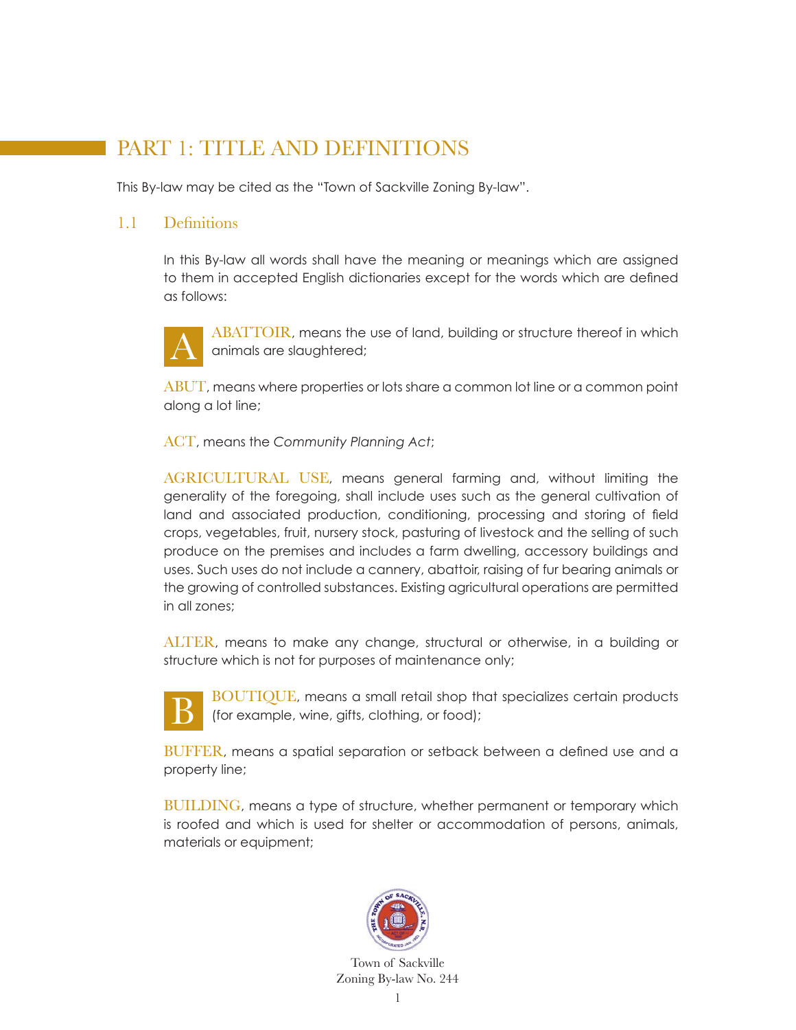# PART 1: TITLE AND DEFINITIONS

This By-law may be cited as the "Town of Sackville Zoning By-law".

## 1.1 Definitions

In this By-law all words shall have the meaning or meanings which are assigned to them in accepted English dictionaries except for the words which are defined as follows:

**A**

ABATTOIR, means the use of land, building or structure thereof in which animals are slaughtered;

ABUT, means where properties or lots share a common lot line or a common point along a lot line;

ACT, means the *Community Planning Act*;

AGRICULTURAL USE, means general farming and, without limiting the generality of the foregoing, shall include uses such as the general cultivation of land and associated production, conditioning, processing and storing of field crops, vegetables, fruit, nursery stock, pasturing of livestock and the selling of such produce on the premises and includes a farm dwelling, accessory buildings and uses. Such uses do not include a cannery, abattoir, raising of fur bearing animals or the growing of controlled substances. Existing agricultural operations are permitted in all zones;

ALTER, means to make any change, structural or otherwise, in a building or structure which is not for purposes of maintenance only;

**B**

BOUTIQUE, means a small retail shop that specializes certain products (for example, wine, gifts, clothing, or food);

BUFFER, means a spatial separation or setback between a defined use and a property line;

BUILDING, means a type of structure, whether permanent or temporary which is roofed and which is used for shelter or accommodation of persons, animals, materials or equipment;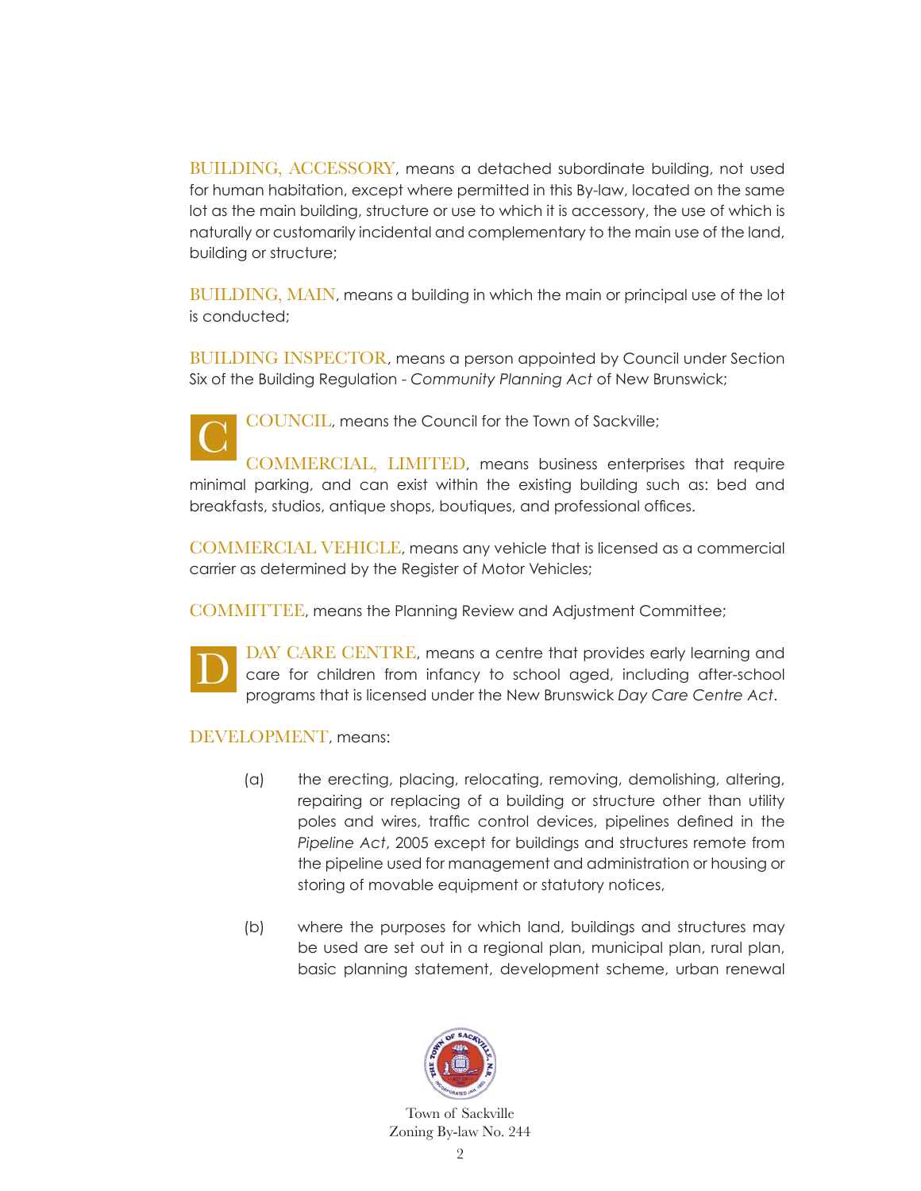BUILDING, ACCESSORY, means a detached subordinate building, not used for human habitation, except where permitted in this By-law, located on the same lot as the main building, structure or use to which it is accessory, the use of which is naturally or customarily incidental and complementary to the main use of the land, building or structure;

BUILDING, MAIN, means a building in which the main or principal use of the lot is conducted;

BUILDING INSPECTOR, means a person appointed by Council under Section Six of the Building Regulation - *Community Planning Act* of New Brunswick;

## C

COUNCIL, means the Council for the Town of Sackville;

COMMERCIAL, LIMITED, means business enterprises that require minimal parking, and can exist within the existing building such as: bed and breakfasts, studios, antique shops, boutiques, and professional offices.

COMMERCIAL VEHICLE, means any vehicle that is licensed as a commercial carrier as determined by the Register of Motor Vehicles;

COMMITTEE, means the Planning Review and Adjustment Committee;

## D

DAY CARE CENTRE, means a centre that provides early learning and care for children from infancy to school aged, including after-school programs that is licensed under the New Brunswick *Day Care Centre Act*.

DEVELOPMENT, means:

(a) the erecting, placing, relocating, removing, demolishing, altering, repairing or replacing of a building or structure other than utility poles and wires, traffic control devices, pipelines defined in the *Pipeline Act*, 2005 except for buildings and structures remote from the pipeline used for management and administration or housing or storing of movable equipment or statutory notices,

(b) where the purposes for which land, buildings and structures may be used are set out in a regional plan, municipal plan, rural plan, basic planning statement, development scheme, urban renewal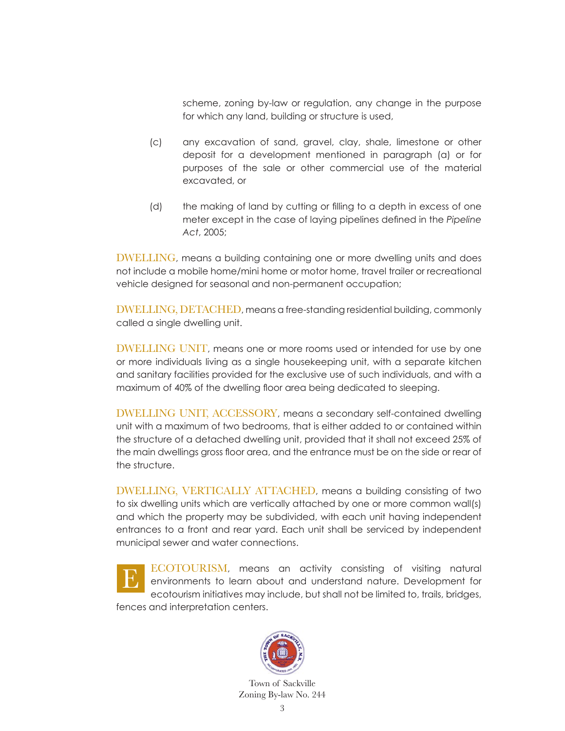scheme, zoning by-law or regulation, any change in the purpose for which any land, building or structure is used,

(c) any excavation of sand, gravel, clay, shale, limestone or other deposit for a development mentioned in paragraph (a) or for purposes of the sale or other commercial use of the material excavated, or

(d) the making of land by cutting or filling to a depth in excess of one meter except in the case of laying pipelines defined in the *Pipeline Act*, 2005;

DWELLING, means a building containing one or more dwelling units and does not include a mobile home/mini home or motor home, travel trailer or recreational vehicle designed for seasonal and non-permanent occupation;

DWELLING, DETACHED, means a free-standing residential building, commonly called a single dwelling unit.

DWELLING UNIT, means one or more rooms used or intended for use by one or more individuals living as a single housekeeping unit, with a separate kitchen and sanitary facilities provided for the exclusive use of such individuals, and with a maximum of 40% of the dwelling floor area being dedicated to sleeping.

DWELLING UNIT, ACCESSORY, means a secondary self-contained dwelling unit with a maximum of two bedrooms, that is either added to or contained within the structure of a detached dwelling unit, provided that it shall not exceed 25% of the main dwellings gross floor area, and the entrance must be on the side or rear of the structure.

DWELLING, VERTICALLY ATTACHED, means a building consisting of two to six dwelling units which are vertically attached by one or more common wall(s) and which the property may be subdivided, with each unit having independent entrances to a front and rear yard. Each unit shall be serviced by independent municipal sewer and water connections.

## E

ECOTOURISM, means an activity consisting of visiting natural environments to learn about and understand nature. Development for ecotourism initiatives may include, but shall not be limited to, trails, bridges, fences and interpretation centers.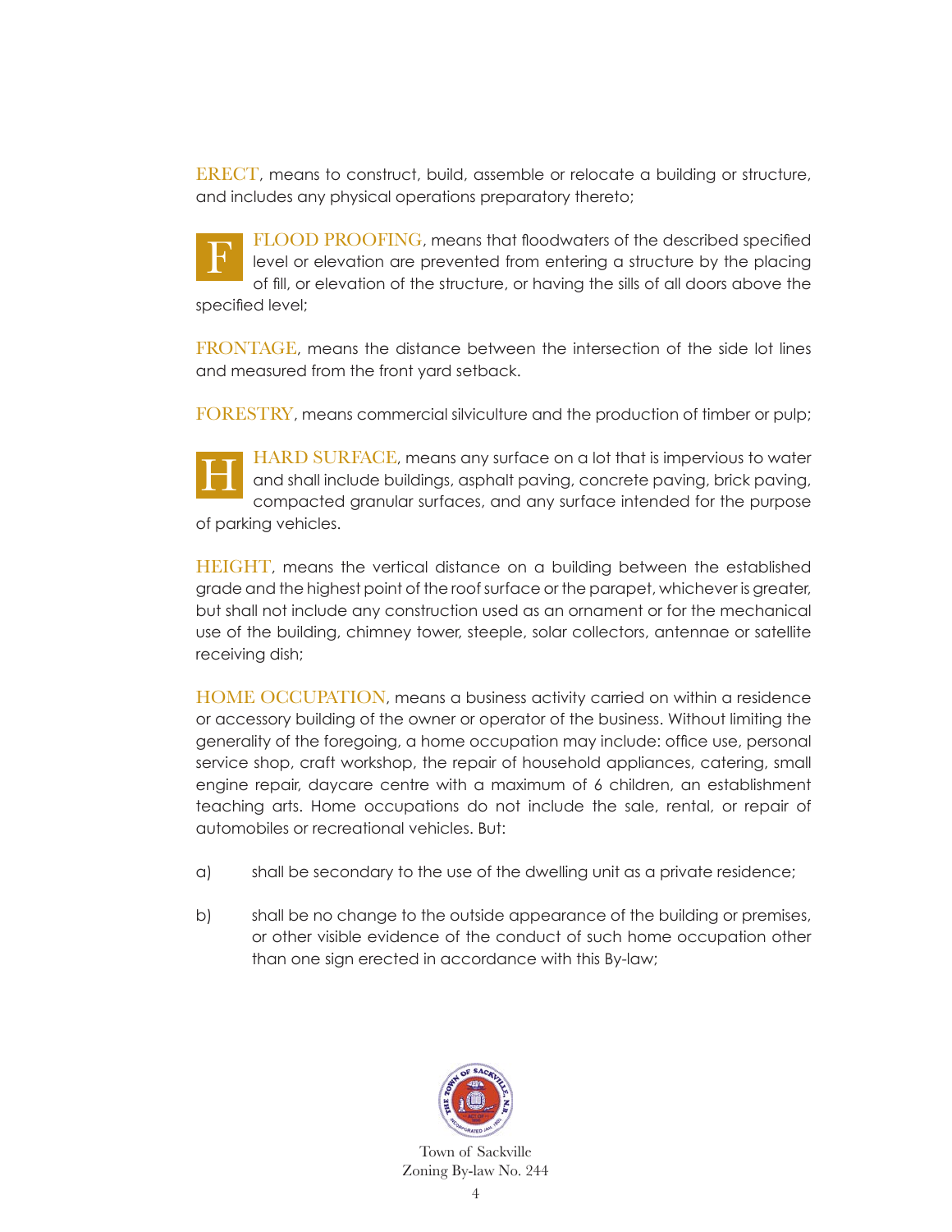ERECT, means to construct, build, assemble or relocate a building or structure, and includes any physical operations preparatory thereto;

## F

FLOOD PROOFING, means that floodwaters of the described specified level or elevation are prevented from entering a structure by the placing of fill, or elevation of the structure, or having the sills of all doors above the specified level;

FRONTAGE, means the distance between the intersection of the side lot lines and measured from the front yard setback.

FORESTRY, means commercial silviculture and the production of timber or pulp;

## H

HARD SURFACE, means any surface on a lot that is impervious to water and shall include buildings, asphalt paving, concrete paving, brick paving, compacted granular surfaces, and any surface intended for the purpose of parking vehicles.

HEIGHT, means the vertical distance on a building between the established grade and the highest point of the roof surface or the parapet, whichever is greater, but shall not include any construction used as an ornament or for the mechanical use of the building, chimney tower, steeple, solar collectors, antennae or satellite receiving dish;

HOME OCCUPATION, means a business activity carried on within a residence or accessory building of the owner or operator of the business. Without limiting the generality of the foregoing, a home occupation may include: office use, personal service shop, craft workshop, the repair of household appliances, catering, small engine repair, daycare centre with a maximum of 6 children, an establishment teaching arts. Home occupations do not include the sale, rental, or repair of automobiles or recreational vehicles. But:

a) shall be secondary to the use of the dwelling unit as a private residence;

b) shall be no change to the outside appearance of the building or premises, or other visible evidence of the conduct of such home occupation other than one sign erected in accordance with this By-law;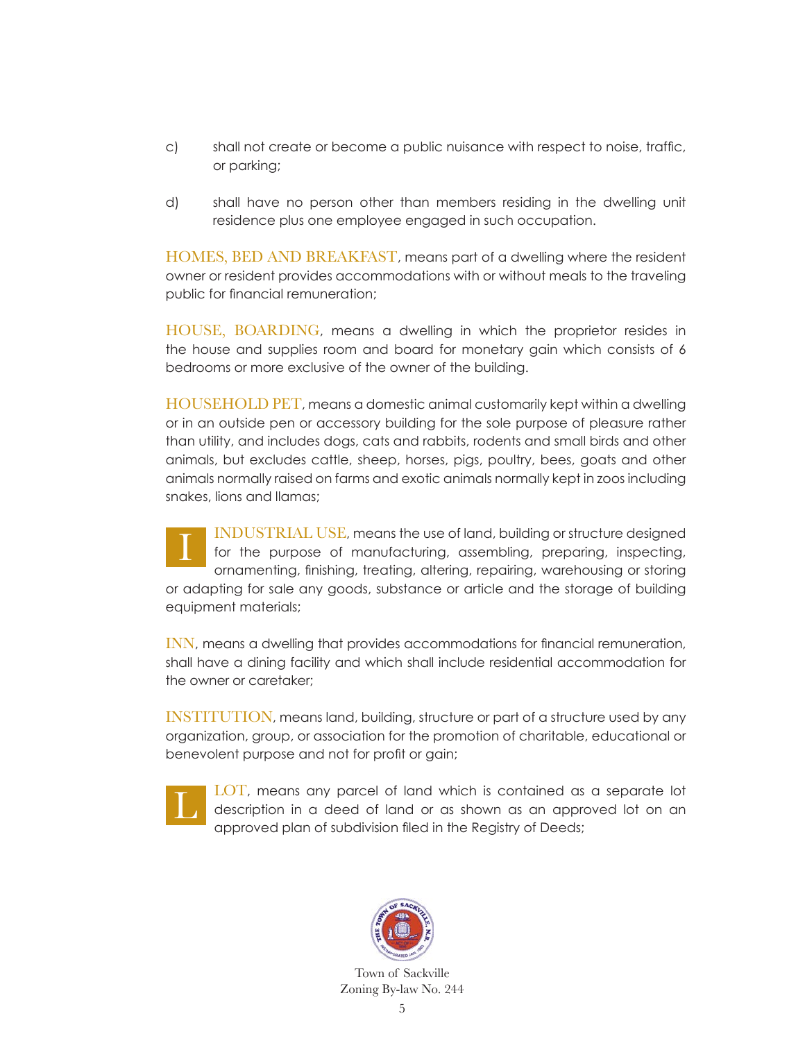c) shall not create or become a public nuisance with respect to noise, traffic, or parking;

d) shall have no person other than members residing in the dwelling unit residence plus one employee engaged in such occupation.

HOMES, BED AND BREAKFAST, means part of a dwelling where the resident owner or resident provides accommodations with or without meals to the traveling public for financial remuneration;

HOUSE, BOARDING, means a dwelling in which the proprietor resides in the house and supplies room and board for monetary gain which consists of 6 bedrooms or more exclusive of the owner of the building.

HOUSEHOLD PET, means a domestic animal customarily kept within a dwelling or in an outside pen or accessory building for the sole purpose of pleasure rather than utility, and includes dogs, cats and rabbits, rodents and small birds and other animals, but excludes cattle, sheep, horses, pigs, poultry, bees, goats and other animals normally raised on farms and exotic animals normally kept in zoos including snakes, lions and llamas;

## I

INDUSTRIAL USE, means the use of land, building or structure designed for the purpose of manufacturing, assembling, preparing, inspecting, ornamenting, finishing, treating, altering, repairing, warehousing or storing or adapting for sale any goods, substance or article and the storage of building equipment materials;

INN, means a dwelling that provides accommodations for financial remuneration, shall have a dining facility and which shall include residential accommodation for the owner or caretaker;

INSTITUTION, means land, building, structure or part of a structure used by any organization, group, or association for the promotion of charitable, educational or benevolent purpose and not for profit or gain;

## L

LOT, means any parcel of land which is contained as a separate lot description in a deed of land or as shown as an approved lot on an approved plan of subdivision filed in the Registry of Deeds;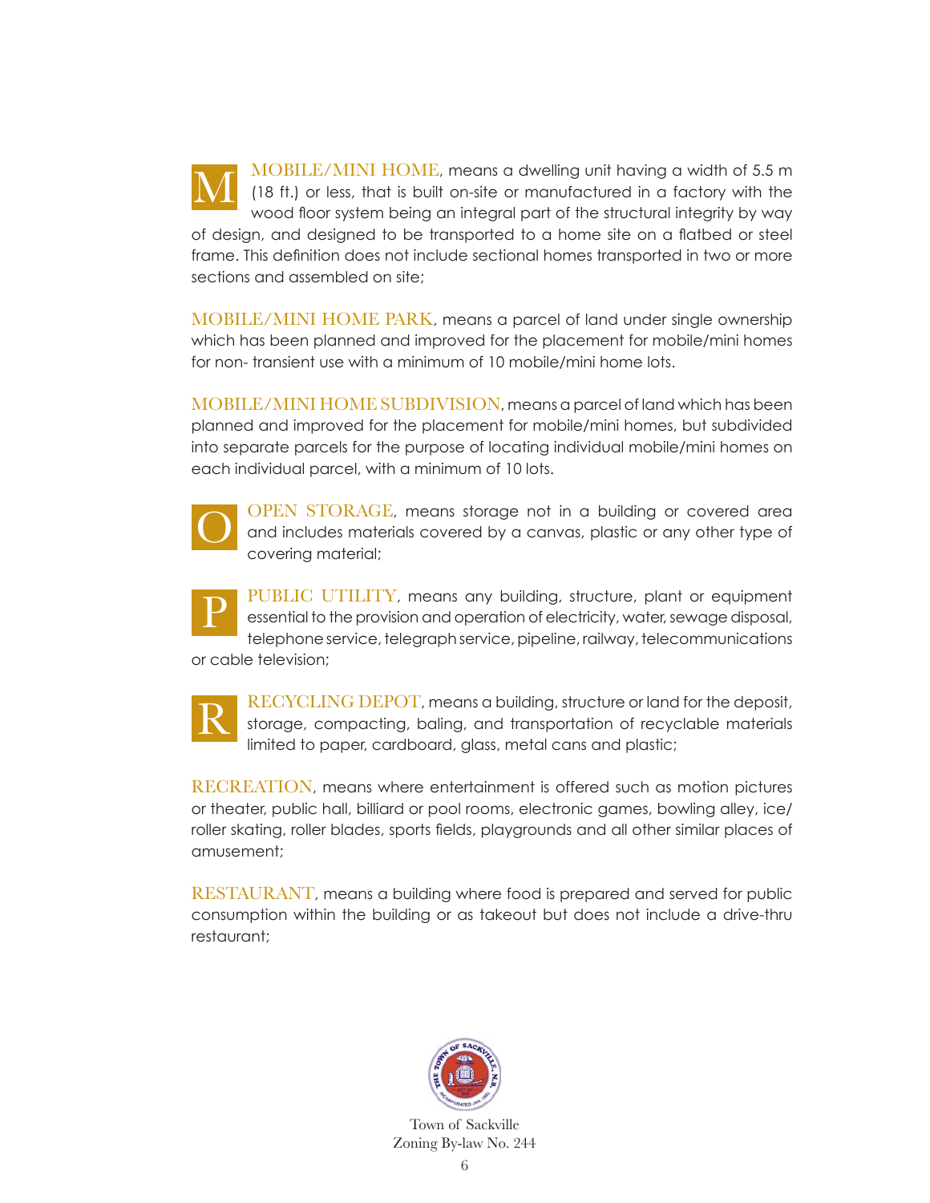**M**

MOBILE/MINI HOME, means a dwelling unit having a width of 5.5 m (18 ft.) or less, that is built on-site or manufactured in a factory with the wood floor system being an integral part of the structural integrity by way of design, and designed to be transported to a home site on a flatbed or steel frame. This definition does not include sectional homes transported in two or more sections and assembled on site;

MOBILE/MINI HOME PARK, means a parcel of land under single ownership which has been planned and improved for the placement for mobile/mini homes for non- transient use with a minimum of 10 mobile/mini home lots.

MOBILE/MINI HOME SUBDIVISION, means a parcel of land which has been planned and improved for the placement for mobile/mini homes, but subdivided into separate parcels for the purpose of locating individual mobile/mini homes on each individual parcel, with a minimum of 10 lots.

**O**

OPEN STORAGE, means storage not in a building or covered area and includes materials covered by a canvas, plastic or any other type of covering material;

**P**

PUBLIC UTILITY, means any building, structure, plant or equipment essential to the provision and operation of electricity, water, sewage disposal, telephone service, telegraph service, pipeline, railway, telecommunications or cable television;

**R**

RECYCLING DEPOT, means a building, structure or land for the deposit, storage, compacting, baling, and transportation of recyclable materials limited to paper, cardboard, glass, metal cans and plastic;

RECREATION, means where entertainment is offered such as motion pictures or theater, public hall, billiard or pool rooms, electronic games, bowling alley, ice/ roller skating, roller blades, sports fields, playgrounds and all other similar places of amusement;

RESTAURANT, means a building where food is prepared and served for public consumption within the building or as takeout but does not include a drive-thru restaurant;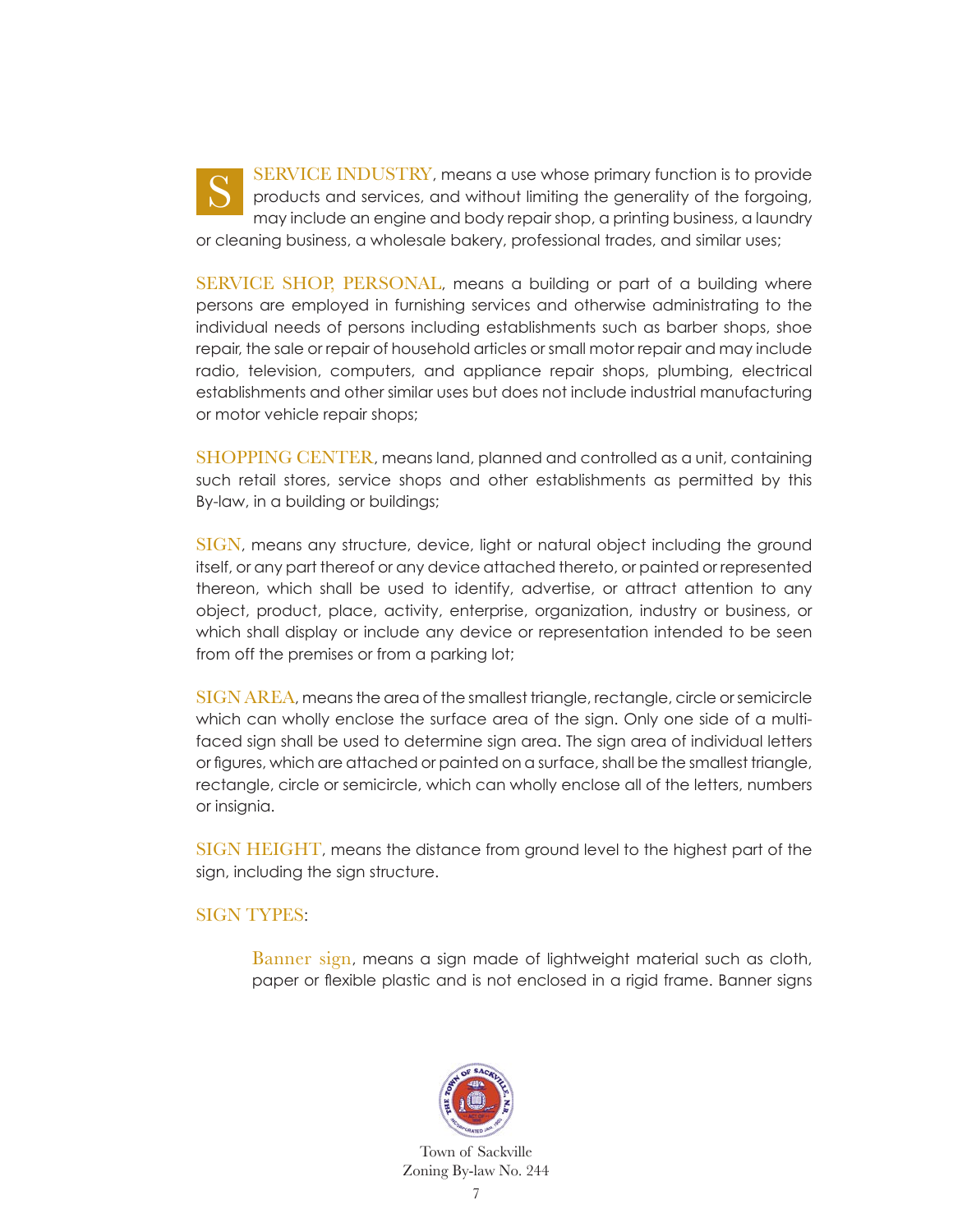**SERVICE INDUSTRY**, means a use whose primary function is to provide products and services, and without limiting the generality of the forgoing, may include an engine and body repair shop, a printing business, a laundry or cleaning business, a wholesale bakery, professional trades, and similar uses;

**SERVICE SHOP, PERSONAL**, means a building or part of a building where persons are employed in furnishing services and otherwise administrating to the individual needs of persons including establishments such as barber shops, shoe repair, the sale or repair of household articles or small motor repair and may include radio, television, computers, and appliance repair shops, plumbing, electrical establishments and other similar uses but does not include industrial manufacturing or motor vehicle repair shops;

**SHOPPING CENTER**, means land, planned and controlled as a unit, containing such retail stores, service shops and other establishments as permitted by this By-law, in a building or buildings;

**SIGN**, means any structure, device, light or natural object including the ground itself, or any part thereof or any device attached thereto, or painted or represented thereon, which shall be used to identify, advertise, or attract attention to any object, product, place, activity, enterprise, organization, industry or business, or which shall display or include any device or representation intended to be seen from off the premises or from a parking lot;

**SIGN AREA**, means the area of the smallest triangle, rectangle, circle or semicircle which can wholly enclose the surface area of the sign. Only one side of a multi-faced sign shall be used to determine sign area. The sign area of individual letters or figures, which are attached or painted on a surface, shall be the smallest triangle, rectangle, circle or semicircle, which can wholly enclose all of the letters, numbers or insignia.

**SIGN HEIGHT**, means the distance from ground level to the highest part of the sign, including the sign structure.

**SIGN TYPES**:

> **Banner sign**, means a sign made of lightweight material such as cloth, paper or flexible plastic and is not enclosed in a rigid frame. Banner signs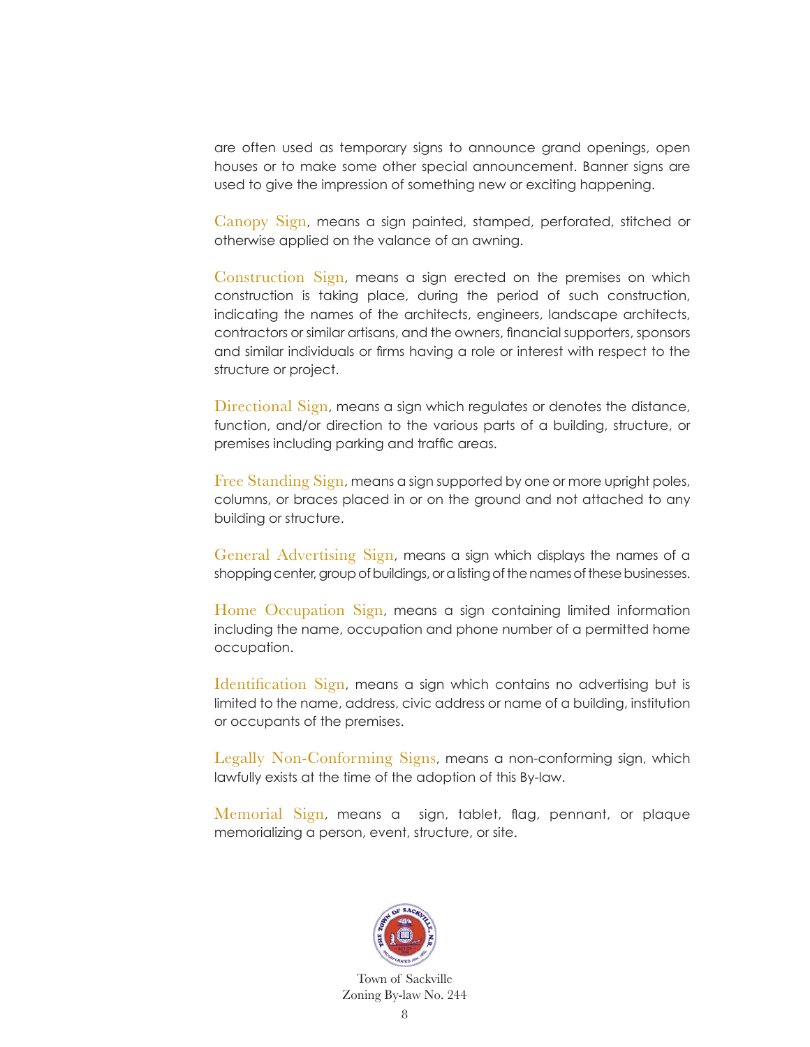are often used as temporary signs to announce grand openings, open houses or to make some other special announcement. Banner signs are used to give the impression of something new or exciting happening.

Canopy Sign, means a sign painted, stamped, perforated, stitched or otherwise applied on the valance of an awning.

Construction Sign, means a sign erected on the premises on which construction is taking place, during the period of such construction, indicating the names of the architects, engineers, landscape architects, contractors or similar artisans, and the owners, financial supporters, sponsors and similar individuals or firms having a role or interest with respect to the structure or project.

Directional Sign, means a sign which regulates or denotes the distance, function, and/or direction to the various parts of a building, structure, or premises including parking and traffic areas.

Free Standing Sign, means a sign supported by one or more upright poles, columns, or braces placed in or on the ground and not attached to any building or structure.

General Advertising Sign, means a sign which displays the names of a shopping center, group of buildings, or a listing of the names of these businesses.

Home Occupation Sign, means a sign containing limited information including the name, occupation and phone number of a permitted home occupation.

Identification Sign, means a sign which contains no advertising but is limited to the name, address, civic address or name of a building, institution or occupants of the premises.

Legally Non-Conforming Signs, means a non-conforming sign, which lawfully exists at the time of the adoption of this By-law.

Memorial Sign, means a sign, tablet, flag, pennant, or plaque memorializing a person, event, structure, or site.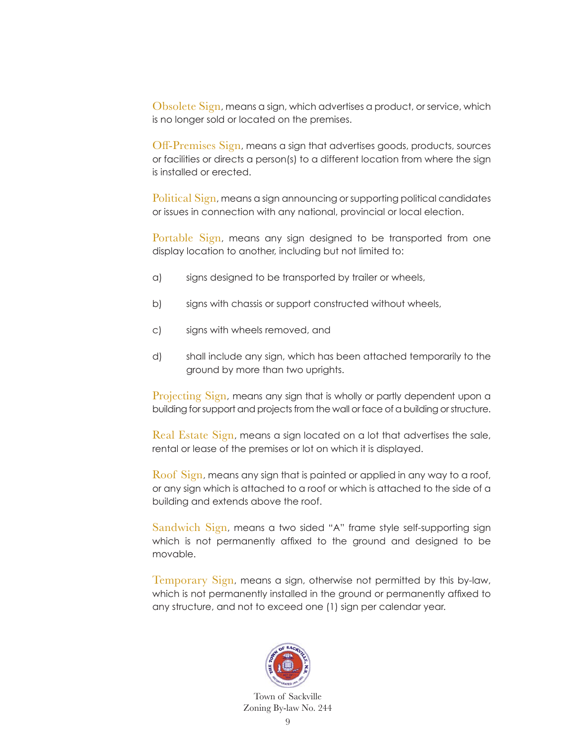**Obsolete Sign**, means a sign, which advertises a product, or service, which is no longer sold or located on the premises.

**Off-Premises Sign**, means a sign that advertises goods, products, sources or facilities or directs a person(s) to a different location from where the sign is installed or erected.

**Political Sign**, means a sign announcing or supporting political candidates or issues in connection with any national, provincial or local election.

**Portable Sign**, means any sign designed to be transported from one display location to another, including but not limited to:

a) signs designed to be transported by trailer or wheels,

b) signs with chassis or support constructed without wheels,

c) signs with wheels removed, and

d) shall include any sign, which has been attached temporarily to the ground by more than two uprights.

**Projecting Sign**, means any sign that is wholly or partly dependent upon a building for support and projects from the wall or face of a building or structure.

**Real Estate Sign**, means a sign located on a lot that advertises the sale, rental or lease of the premises or lot on which it is displayed.

**Roof Sign**, means any sign that is painted or applied in any way to a roof, or any sign which is attached to a roof or which is attached to the side of a building and extends above the roof.

**Sandwich Sign**, means a two sided "A" frame style self-supporting sign which is not permanently affixed to the ground and designed to be movable.

**Temporary Sign**, means a sign, otherwise not permitted by this by-law, which is not permanently installed in the ground or permanently affixed to any structure, and not to exceed one (1) sign per calendar year.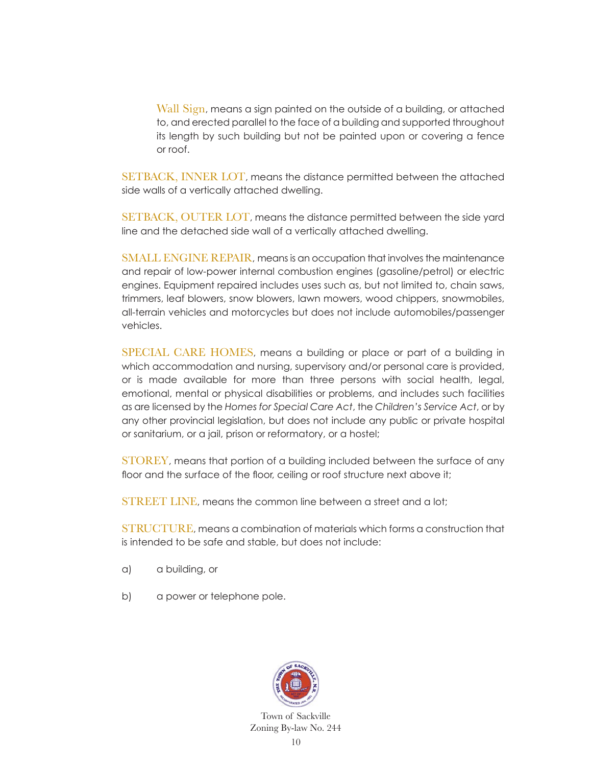Wall Sign, means a sign painted on the outside of a building, or attached to, and erected parallel to the face of a building and supported throughout its length by such building but not be painted upon or covering a fence or roof.

SETBACK, INNER LOT, means the distance permitted between the attached side walls of a vertically attached dwelling.

SETBACK, OUTER LOT, means the distance permitted between the side yard line and the detached side wall of a vertically attached dwelling.

SMALL ENGINE REPAIR, means is an occupation that involves the maintenance and repair of low-power internal combustion engines (gasoline/petrol) or electric engines. Equipment repaired includes uses such as, but not limited to, chain saws, trimmers, leaf blowers, snow blowers, lawn mowers, wood chippers, snowmobiles, all-terrain vehicles and motorcycles but does not include automobiles/passenger vehicles.

SPECIAL CARE HOMES, means a building or place or part of a building in which accommodation and nursing, supervisory and/or personal care is provided, or is made available for more than three persons with social health, legal, emotional, mental or physical disabilities or problems, and includes such facilities as are licensed by the *Homes for Special Care Act*, the *Children's Service Act*, or by any other provincial legislation, but does not include any public or private hospital or sanitarium, or a jail, prison or reformatory, or a hostel;

STOREY, means that portion of a building included between the surface of any floor and the surface of the floor, ceiling or roof structure next above it;

STREET LINE, means the common line between a street and a lot;

STRUCTURE, means a combination of materials which forms a construction that is intended to be safe and stable, but does not include:

a) a building, or

b) a power or telephone pole.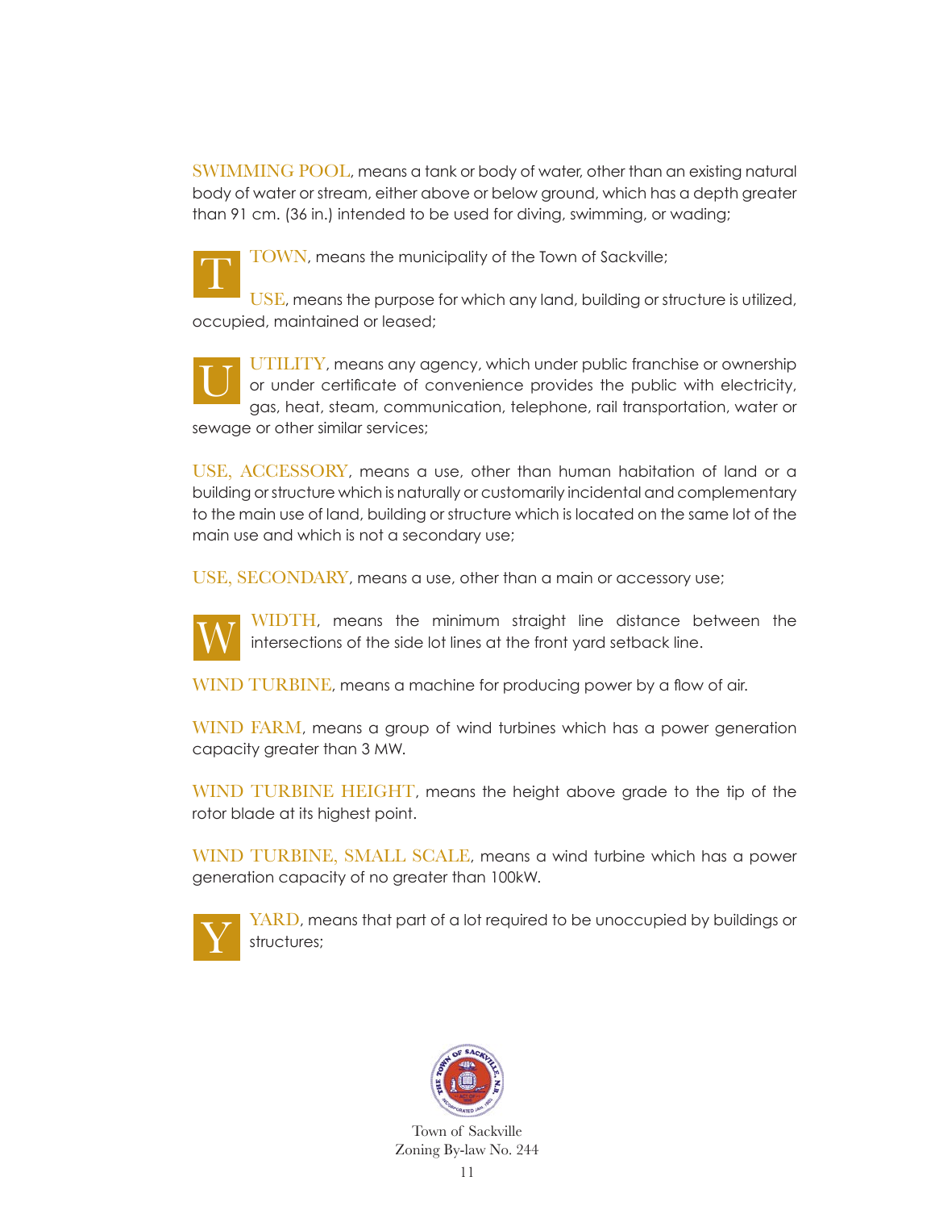**SWIMMING POOL**, means a tank or body of water, other than an existing natural body of water or stream, either above or below ground, which has a depth greater than 91 cm. (36 in.) intended to be used for diving, swimming, or wading;

## T

**TOWN**, means the municipality of the Town of Sackville;

**USE**, means the purpose for which any land, building or structure is utilized, occupied, maintained or leased;

## U

**UTILITY**, means any agency, which under public franchise or ownership or under certificate of convenience provides the public with electricity, gas, heat, steam, communication, telephone, rail transportation, water or sewage or other similar services;

**USE, ACCESSORY**, means a use, other than human habitation of land or a building or structure which is naturally or customarily incidental and complementary to the main use of land, building or structure which is located on the same lot of the main use and which is not a secondary use;

**USE, SECONDARY**, means a use, other than a main or accessory use;

## W

**WIDTH**, means the minimum straight line distance between the intersections of the side lot lines at the front yard setback line.

**WIND TURBINE**, means a machine for producing power by a flow of air.

**WIND FARM**, means a group of wind turbines which has a power generation capacity greater than 3 MW.

**WIND TURBINE HEIGHT**, means the height above grade to the tip of the rotor blade at its highest point.

**WIND TURBINE, SMALL SCALE**, means a wind turbine which has a power generation capacity of no greater than 100kW.

## Y

**YARD**, means that part of a lot required to be unoccupied by buildings or structures;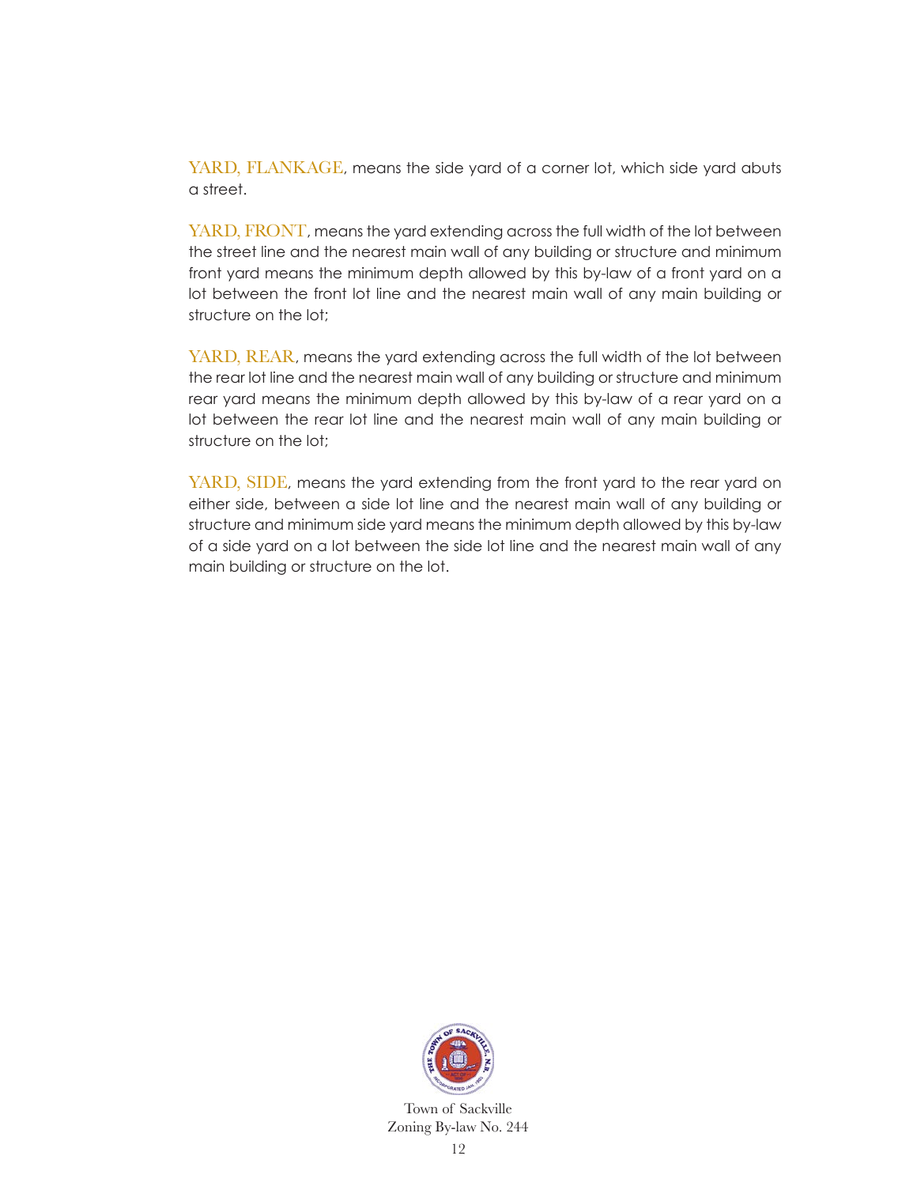YARD, FLANKAGE, means the side yard of a corner lot, which side yard abuts a street.

YARD, FRONT, means the yard extending across the full width of the lot between the street line and the nearest main wall of any building or structure and minimum front yard means the minimum depth allowed by this by-law of a front yard on a lot between the front lot line and the nearest main wall of any main building or structure on the lot;

YARD, REAR, means the yard extending across the full width of the lot between the rear lot line and the nearest main wall of any building or structure and minimum rear yard means the minimum depth allowed by this by-law of a rear yard on a lot between the rear lot line and the nearest main wall of any main building or structure on the lot;

YARD, SIDE, means the yard extending from the front yard to the rear yard on either side, between a side lot line and the nearest main wall of any building or structure and minimum side yard means the minimum depth allowed by this by-law of a side yard on a lot between the side lot line and the nearest main wall of any main building or structure on the lot.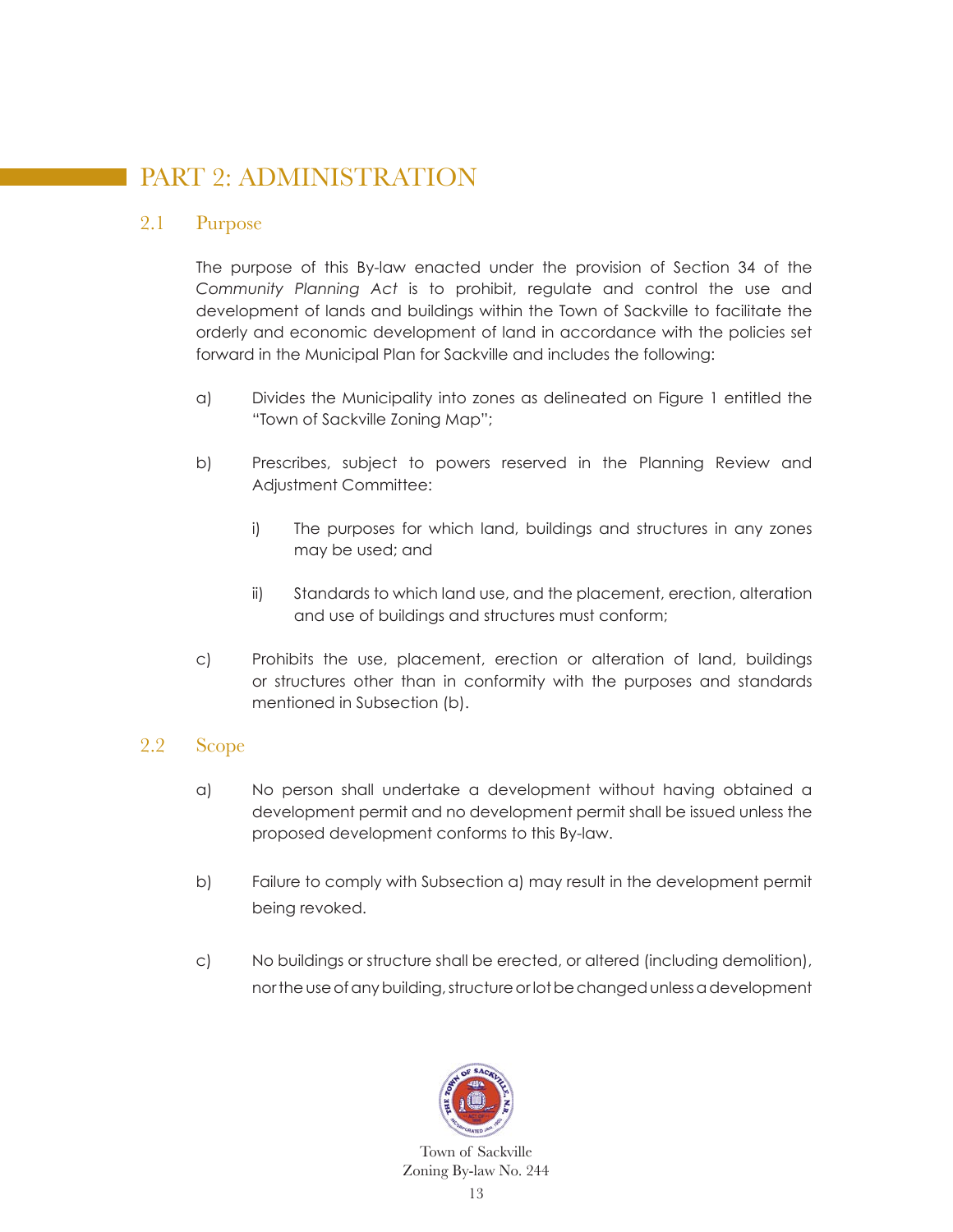# PART 2: ADMINISTRATION

## 2.1 Purpose

The purpose of this By-law enacted under the provision of Section 34 of the *Community Planning Act* is to prohibit, regulate and control the use and development of lands and buildings within the Town of Sackville to facilitate the orderly and economic development of land in accordance with the policies set forward in the Municipal Plan for Sackville and includes the following:

a) Divides the Municipality into zones as delineated on Figure 1 entitled the "Town of Sackville Zoning Map";

b) Prescribes, subject to powers reserved in the Planning Review and Adjustment Committee:

   i) The purposes for which land, buildings and structures in any zones may be used; and

   ii) Standards to which land use, and the placement, erection, alteration and use of buildings and structures must conform;

c) Prohibits the use, placement, erection or alteration of land, buildings or structures other than in conformity with the purposes and standards mentioned in Subsection (b).

## 2.2 Scope

a) No person shall undertake a development without having obtained a development permit and no development permit shall be issued unless the proposed development conforms to this By-law.

b) Failure to comply with Subsection a) may result in the development permit being revoked.

c) No buildings or structure shall be erected, or altered (including demolition), nor the use of any building, structure or lot be changed unless a development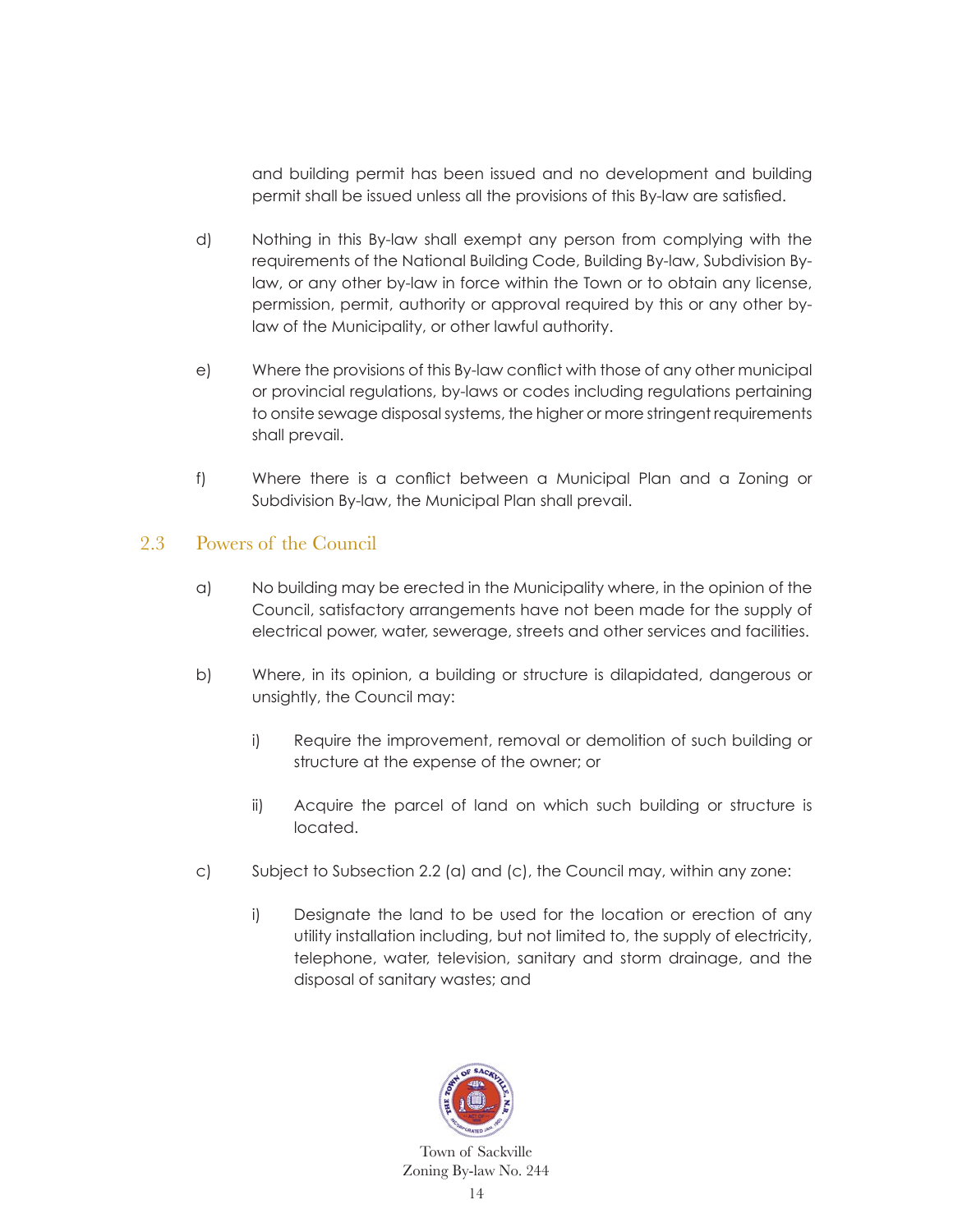and building permit has been issued and no development and building permit shall be issued unless all the provisions of this By-law are satisfied.

d) Nothing in this By-law shall exempt any person from complying with the requirements of the National Building Code, Building By-law, Subdivision By-law, or any other by-law in force within the Town or to obtain any license, permission, permit, authority or approval required by this or any other by-law of the Municipality, or other lawful authority.

e) Where the provisions of this By-law conflict with those of any other municipal or provincial regulations, by-laws or codes including regulations pertaining to onsite sewage disposal systems, the higher or more stringent requirements shall prevail.

f) Where there is a conflict between a Municipal Plan and a Zoning or Subdivision By-law, the Municipal Plan shall prevail.

## 2.3 Powers of the Council

a) No building may be erected in the Municipality where, in the opinion of the Council, satisfactory arrangements have not been made for the supply of electrical power, water, sewerage, streets and other services and facilities.

b) Where, in its opinion, a building or structure is dilapidated, dangerous or unsightly, the Council may:

   i) Require the improvement, removal or demolition of such building or structure at the expense of the owner; or

   ii) Acquire the parcel of land on which such building or structure is located.

c) Subject to Subsection 2.2 (a) and (c), the Council may, within any zone:

   i) Designate the land to be used for the location or erection of any utility installation including, but not limited to, the supply of electricity, telephone, water, television, sanitary and storm drainage, and the disposal of sanitary wastes; and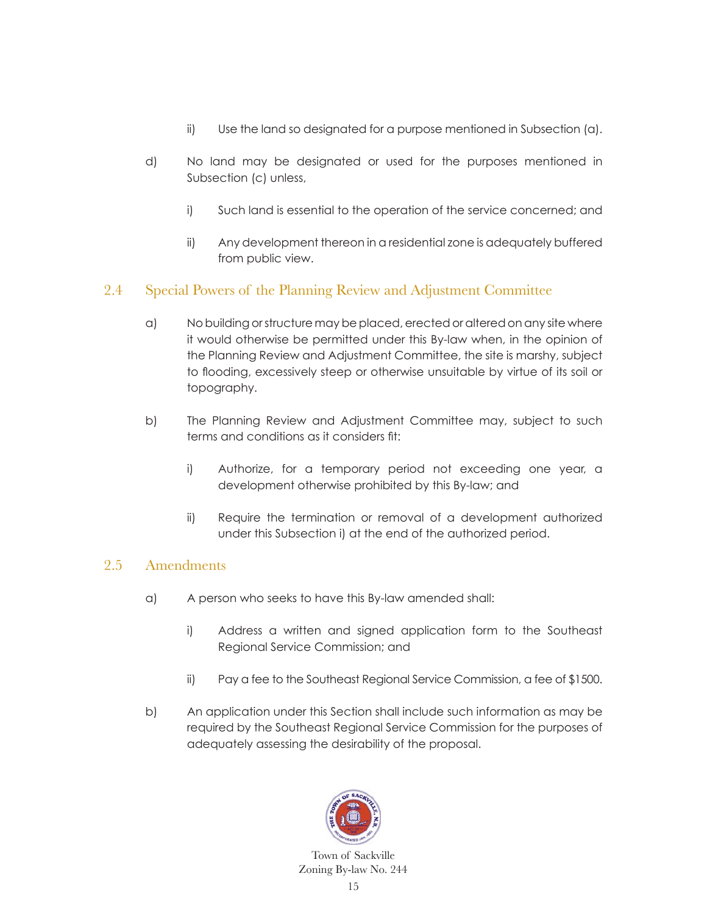ii) Use the land so designated for a purpose mentioned in Subsection (a).

d) No land may be designated or used for the purposes mentioned in Subsection (c) unless,

i) Such land is essential to the operation of the service concerned; and

ii) Any development thereon in a residential zone is adequately buffered from public view.

## 2.4 Special Powers of the Planning Review and Adjustment Committee

a) No building or structure may be placed, erected or altered on any site where it would otherwise be permitted under this By-law when, in the opinion of the Planning Review and Adjustment Committee, the site is marshy, subject to flooding, excessively steep or otherwise unsuitable by virtue of its soil or topography.

b) The Planning Review and Adjustment Committee may, subject to such terms and conditions as it considers fit:

i) Authorize, for a temporary period not exceeding one year, a development otherwise prohibited by this By-law; and

ii) Require the termination or removal of a development authorized under this Subsection i) at the end of the authorized period.

## 2.5 Amendments

a) A person who seeks to have this By-law amended shall:

i) Address a written and signed application form to the Southeast Regional Service Commission; and

ii) Pay a fee to the Southeast Regional Service Commission, a fee of $1500.

b) An application under this Section shall include such information as may be required by the Southeast Regional Service Commission for the purposes of adequately assessing the desirability of the proposal.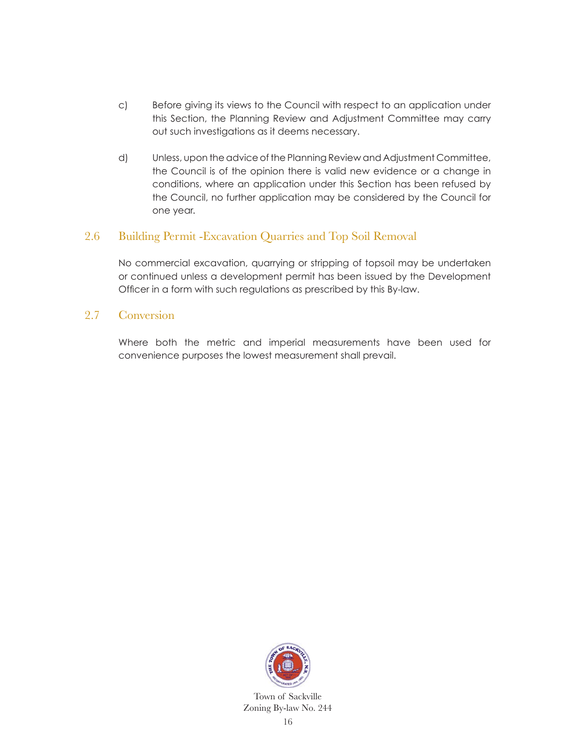c) Before giving its views to the Council with respect to an application under this Section, the Planning Review and Adjustment Committee may carry out such investigations as it deems necessary.

d) Unless, upon the advice of the Planning Review and Adjustment Committee, the Council is of the opinion there is valid new evidence or a change in conditions, where an application under this Section has been refused by the Council, no further application may be considered by the Council for one year.

## 2.6 Building Permit -Excavation Quarries and Top Soil Removal

No commercial excavation, quarrying or stripping of topsoil may be undertaken or continued unless a development permit has been issued by the Development Officer in a form with such regulations as prescribed by this By-law.

## 2.7 Conversion

Where both the metric and imperial measurements have been used for convenience purposes the lowest measurement shall prevail.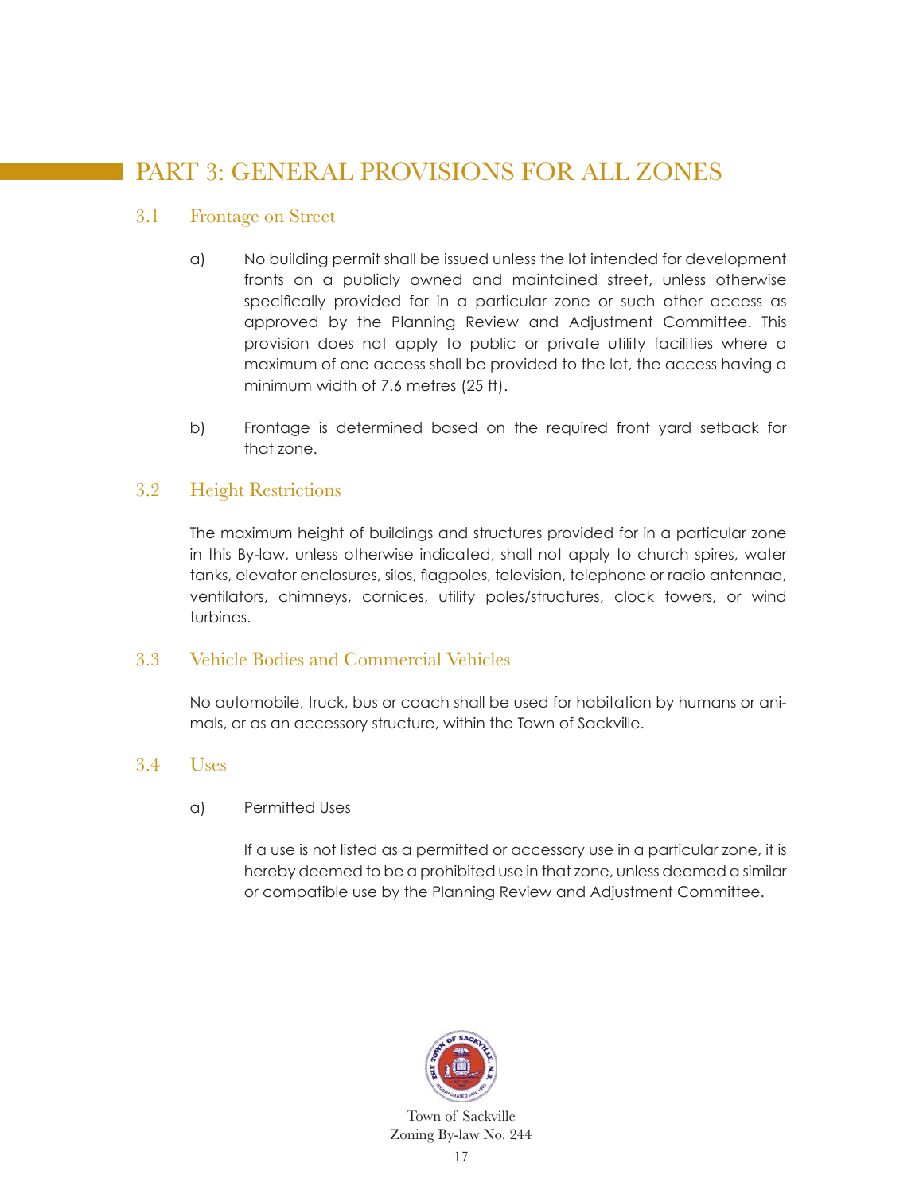# PART 3: GENERAL PROVISIONS FOR ALL ZONES

## 3.1 Frontage on Street

a) No building permit shall be issued unless the lot intended for development fronts on a publicly owned and maintained street, unless otherwise specifically provided for in a particular zone or such other access as approved by the Planning Review and Adjustment Committee. This provision does not apply to public or private utility facilities where a maximum of one access shall be provided to the lot, the access having a minimum width of 7.6 metres (25 ft).

b) Frontage is determined based on the required front yard setback for that zone.

## 3.2 Height Restrictions

The maximum height of buildings and structures provided for in a particular zone in this By-law, unless otherwise indicated, shall not apply to church spires, water tanks, elevator enclosures, silos, flagpoles, television, telephone or radio antennae, ventilators, chimneys, cornices, utility poles/structures, clock towers, or wind turbines.

## 3.3 Vehicle Bodies and Commercial Vehicles

No automobile, truck, bus or coach shall be used for habitation by humans or animals, or as an accessory structure, within the Town of Sackville.

## 3.4 Uses

a) Permitted Uses

If a use is not listed as a permitted or accessory use in a particular zone, it is hereby deemed to be a prohibited use in that zone, unless deemed a similar or compatible use by the Planning Review and Adjustment Committee.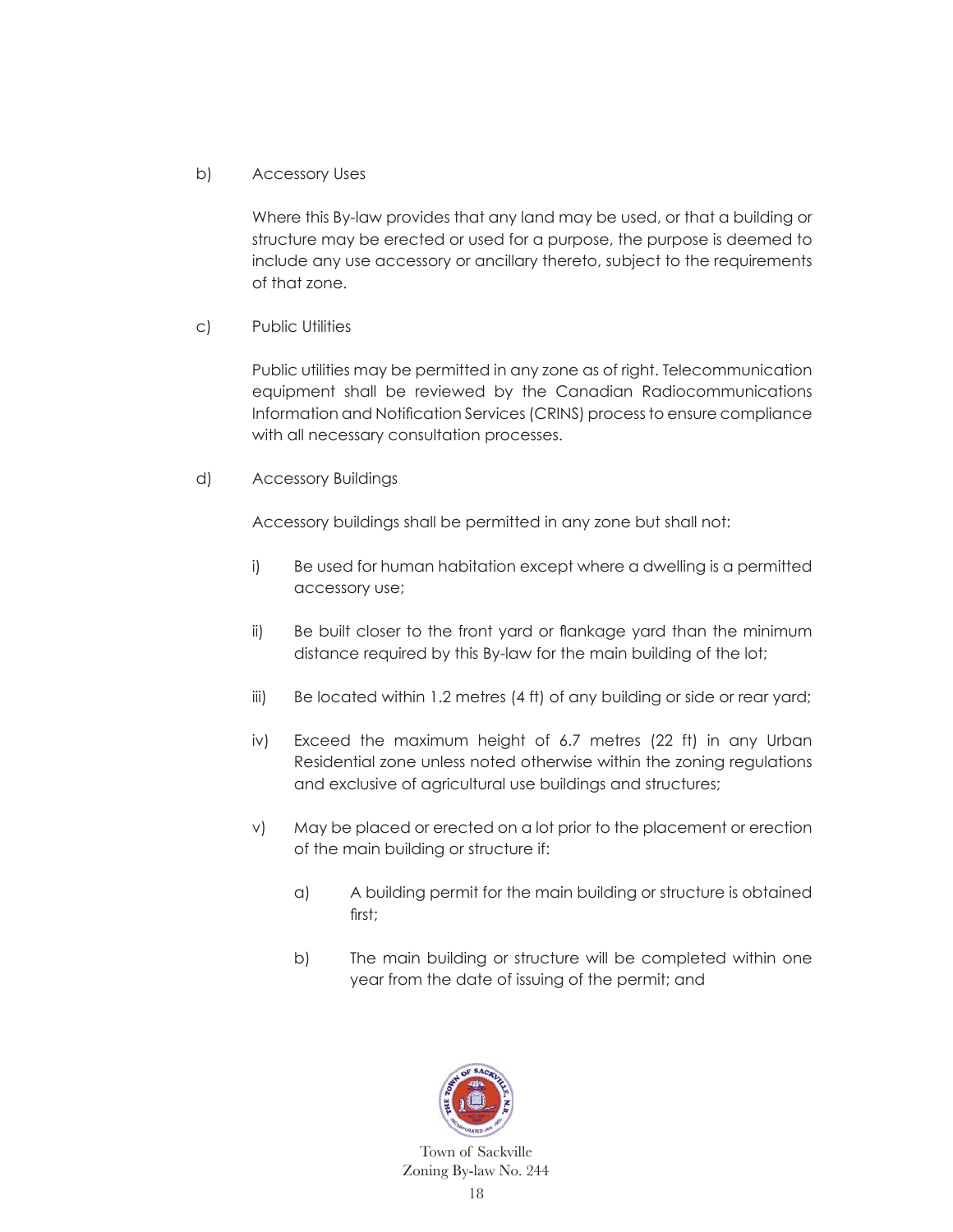b) Accessory Uses

Where this By-law provides that any land may be used, or that a building or structure may be erected or used for a purpose, the purpose is deemed to include any use accessory or ancillary thereto, subject to the requirements of that zone.

c) Public Utilities

Public utilities may be permitted in any zone as of right. Telecommunication equipment shall be reviewed by the Canadian Radiocommunications Information and Notification Services (CRINS) process to ensure compliance with all necessary consultation processes.

d) Accessory Buildings

Accessory buildings shall be permitted in any zone but shall not:

i) Be used for human habitation except where a dwelling is a permitted accessory use;

ii) Be built closer to the front yard or flankage yard than the minimum distance required by this By-law for the main building of the lot;

iii) Be located within 1.2 metres (4 ft) of any building or side or rear yard;

iv) Exceed the maximum height of 6.7 metres (22 ft) in any Urban Residential zone unless noted otherwise within the zoning regulations and exclusive of agricultural use buildings and structures;

v) May be placed or erected on a lot prior to the placement or erection of the main building or structure if:

a) A building permit for the main building or structure is obtained first;

b) The main building or structure will be completed within one year from the date of issuing of the permit; and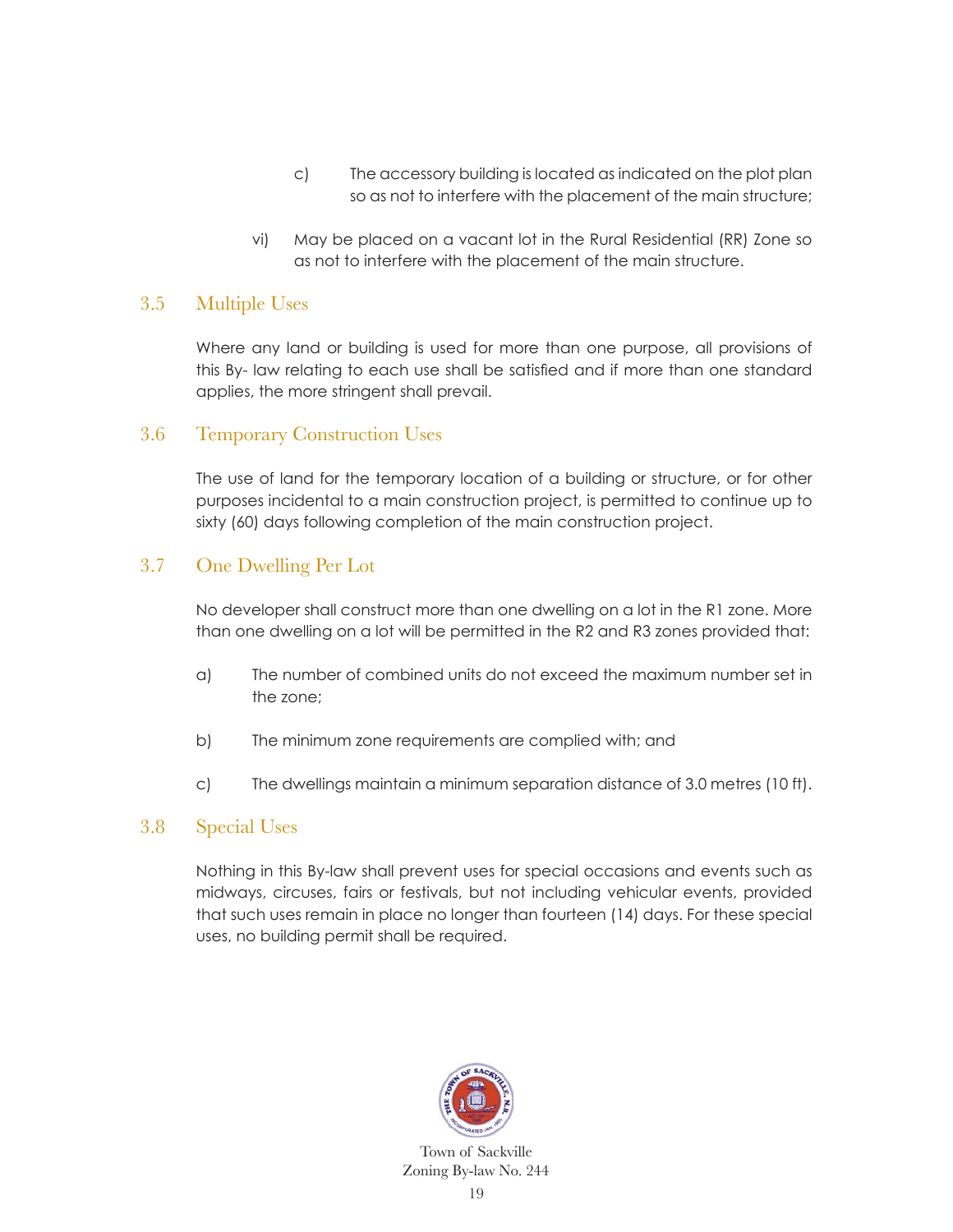c) The accessory building is located as indicated on the plot plan so as not to interfere with the placement of the main structure;

vi) May be placed on a vacant lot in the Rural Residential (RR) Zone so as not to interfere with the placement of the main structure.

## 3.5 Multiple Uses

Where any land or building is used for more than one purpose, all provisions of this By- law relating to each use shall be satisfied and if more than one standard applies, the more stringent shall prevail.

## 3.6 Temporary Construction Uses

The use of land for the temporary location of a building or structure, or for other purposes incidental to a main construction project, is permitted to continue up to sixty (60) days following completion of the main construction project.

## 3.7 One Dwelling Per Lot

No developer shall construct more than one dwelling on a lot in the R1 zone. More than one dwelling on a lot will be permitted in the R2 and R3 zones provided that:

a) The number of combined units do not exceed the maximum number set in the zone;

b) The minimum zone requirements are complied with; and

c) The dwellings maintain a minimum separation distance of 3.0 metres (10 ft).

## 3.8 Special Uses

Nothing in this By-law shall prevent uses for special occasions and events such as midways, circuses, fairs or festivals, but not including vehicular events, provided that such uses remain in place no longer than fourteen (14) days. For these special uses, no building permit shall be required.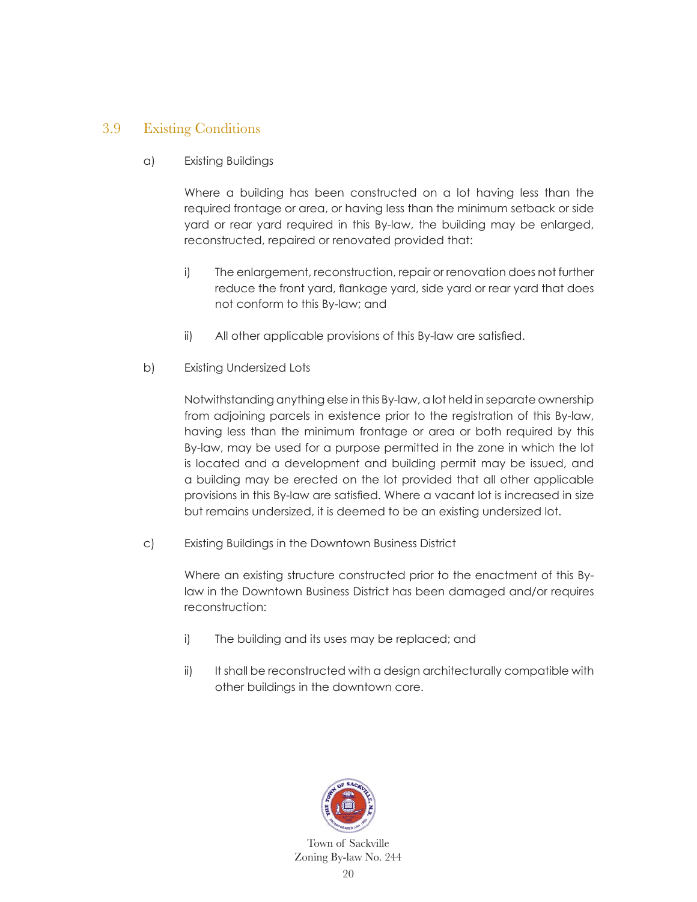## 3.9 Existing Conditions

a) Existing Buildings

Where a building has been constructed on a lot having less than the required frontage or area, or having less than the minimum setback or side yard or rear yard required in this By-law, the building may be enlarged, reconstructed, repaired or renovated provided that:

i) The enlargement, reconstruction, repair or renovation does not further reduce the front yard, flankage yard, side yard or rear yard that does not conform to this By-law; and

ii) All other applicable provisions of this By-law are satisfied.

b) Existing Undersized Lots

Notwithstanding anything else in this By-law, a lot held in separate ownership from adjoining parcels in existence prior to the registration of this By-law, having less than the minimum frontage or area or both required by this By-law, may be used for a purpose permitted in the zone in which the lot is located and a development and building permit may be issued, and a building may be erected on the lot provided that all other applicable provisions in this By-law are satisfied. Where a vacant lot is increased in size but remains undersized, it is deemed to be an existing undersized lot.

c) Existing Buildings in the Downtown Business District

Where an existing structure constructed prior to the enactment of this By-law in the Downtown Business District has been damaged and/or requires reconstruction:

i) The building and its uses may be replaced; and

ii) It shall be reconstructed with a design architecturally compatible with other buildings in the downtown core.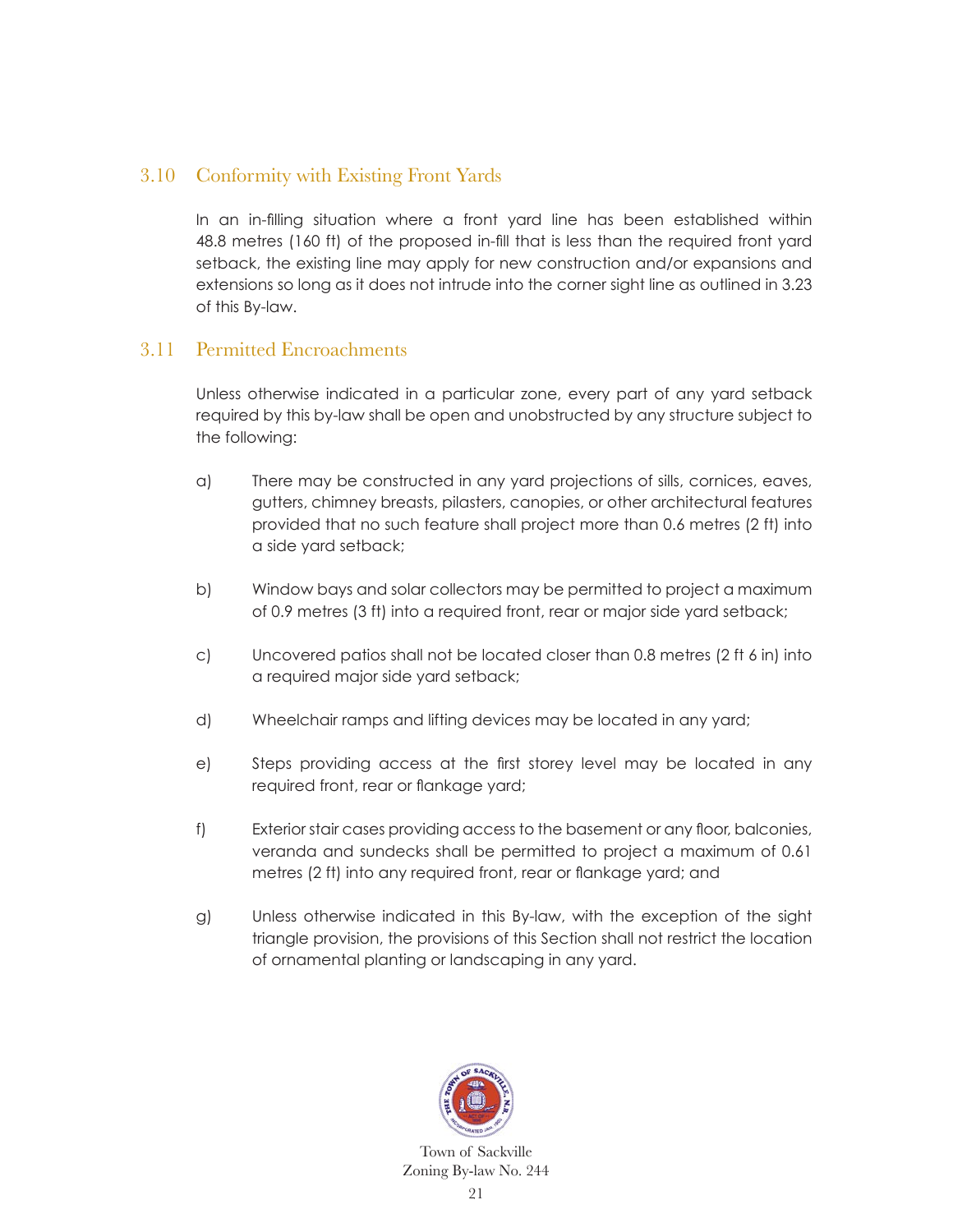## 3.10 Conformity with Existing Front Yards

In an in-filling situation where a front yard line has been established within 48.8 metres (160 ft) of the proposed in-fill that is less than the required front yard setback, the existing line may apply for new construction and/or expansions and extensions so long as it does not intrude into the corner sight line as outlined in 3.23 of this By-law.

## 3.11 Permitted Encroachments

Unless otherwise indicated in a particular zone, every part of any yard setback required by this by-law shall be open and unobstructed by any structure subject to the following:

a) There may be constructed in any yard projections of sills, cornices, eaves, gutters, chimney breasts, pilasters, canopies, or other architectural features provided that no such feature shall project more than 0.6 metres (2 ft) into a side yard setback;

b) Window bays and solar collectors may be permitted to project a maximum of 0.9 metres (3 ft) into a required front, rear or major side yard setback;

c) Uncovered patios shall not be located closer than 0.8 metres (2 ft 6 in) into a required major side yard setback;

d) Wheelchair ramps and lifting devices may be located in any yard;

e) Steps providing access at the first storey level may be located in any required front, rear or flankage yard;

f) Exterior stair cases providing access to the basement or any floor, balconies, veranda and sundecks shall be permitted to project a maximum of 0.61 metres (2 ft) into any required front, rear or flankage yard; and

g) Unless otherwise indicated in this By-law, with the exception of the sight triangle provision, the provisions of this Section shall not restrict the location of ornamental planting or landscaping in any yard.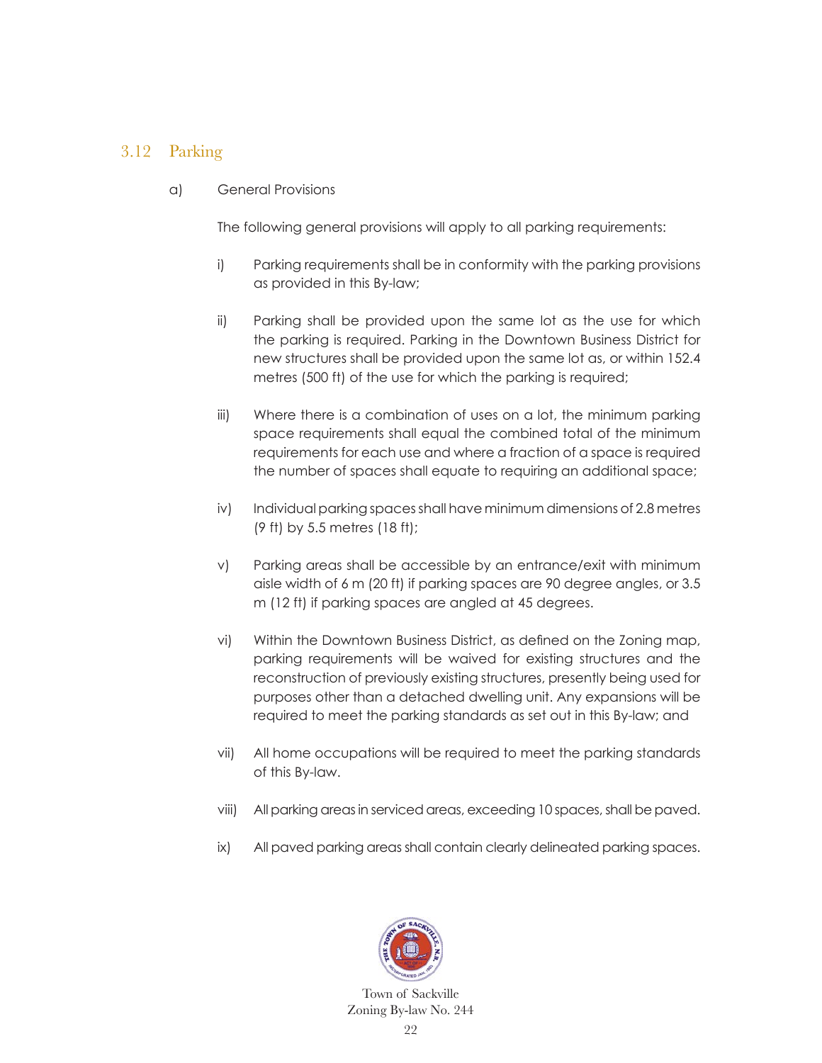## 3.12 Parking

a) General Provisions

The following general provisions will apply to all parking requirements:

i) Parking requirements shall be in conformity with the parking provisions as provided in this By-law;

ii) Parking shall be provided upon the same lot as the use for which the parking is required. Parking in the Downtown Business District for new structures shall be provided upon the same lot as, or within 152.4 metres (500 ft) of the use for which the parking is required;

iii) Where there is a combination of uses on a lot, the minimum parking space requirements shall equal the combined total of the minimum requirements for each use and where a fraction of a space is required the number of spaces shall equate to requiring an additional space;

iv) Individual parking spaces shall have minimum dimensions of 2.8 metres (9 ft) by 5.5 metres (18 ft);

v) Parking areas shall be accessible by an entrance/exit with minimum aisle width of 6 m (20 ft) if parking spaces are 90 degree angles, or 3.5 m (12 ft) if parking spaces are angled at 45 degrees.

vi) Within the Downtown Business District, as defined on the Zoning map, parking requirements will be waived for existing structures and the reconstruction of previously existing structures, presently being used for purposes other than a detached dwelling unit. Any expansions will be required to meet the parking standards as set out in this By-law; and

vii) All home occupations will be required to meet the parking standards of this By-law.

viii) All parking areas in serviced areas, exceeding 10 spaces, shall be paved.

ix) All paved parking areas shall contain clearly delineated parking spaces.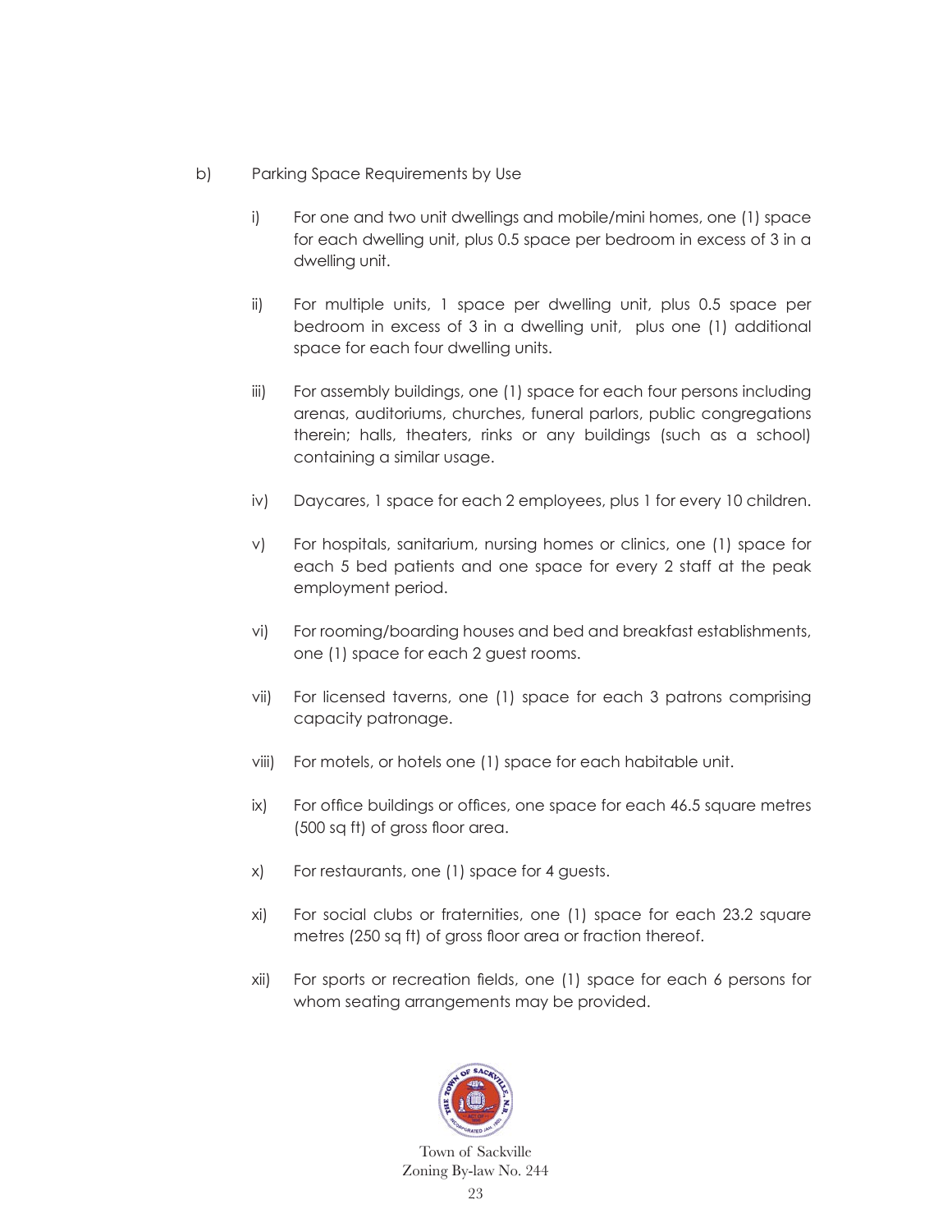b) Parking Space Requirements by Use

i) For one and two unit dwellings and mobile/mini homes, one (1) space for each dwelling unit, plus 0.5 space per bedroom in excess of 3 in a dwelling unit.

ii) For multiple units, 1 space per dwelling unit, plus 0.5 space per bedroom in excess of 3 in a dwelling unit, plus one (1) additional space for each four dwelling units.

iii) For assembly buildings, one (1) space for each four persons including arenas, auditoriums, churches, funeral parlors, public congregations therein; halls, theaters, rinks or any buildings (such as a school) containing a similar usage.

iv) Daycares, 1 space for each 2 employees, plus 1 for every 10 children.

v) For hospitals, sanitarium, nursing homes or clinics, one (1) space for each 5 bed patients and one space for every 2 staff at the peak employment period.

vi) For rooming/boarding houses and bed and breakfast establishments, one (1) space for each 2 guest rooms.

vii) For licensed taverns, one (1) space for each 3 patrons comprising capacity patronage.

viii) For motels, or hotels one (1) space for each habitable unit.

ix) For office buildings or offices, one space for each 46.5 square metres (500 sq ft) of gross floor area.

x) For restaurants, one (1) space for 4 guests.

xi) For social clubs or fraternities, one (1) space for each 23.2 square metres (250 sq ft) of gross floor area or fraction thereof.

xii) For sports or recreation fields, one (1) space for each 6 persons for whom seating arrangements may be provided.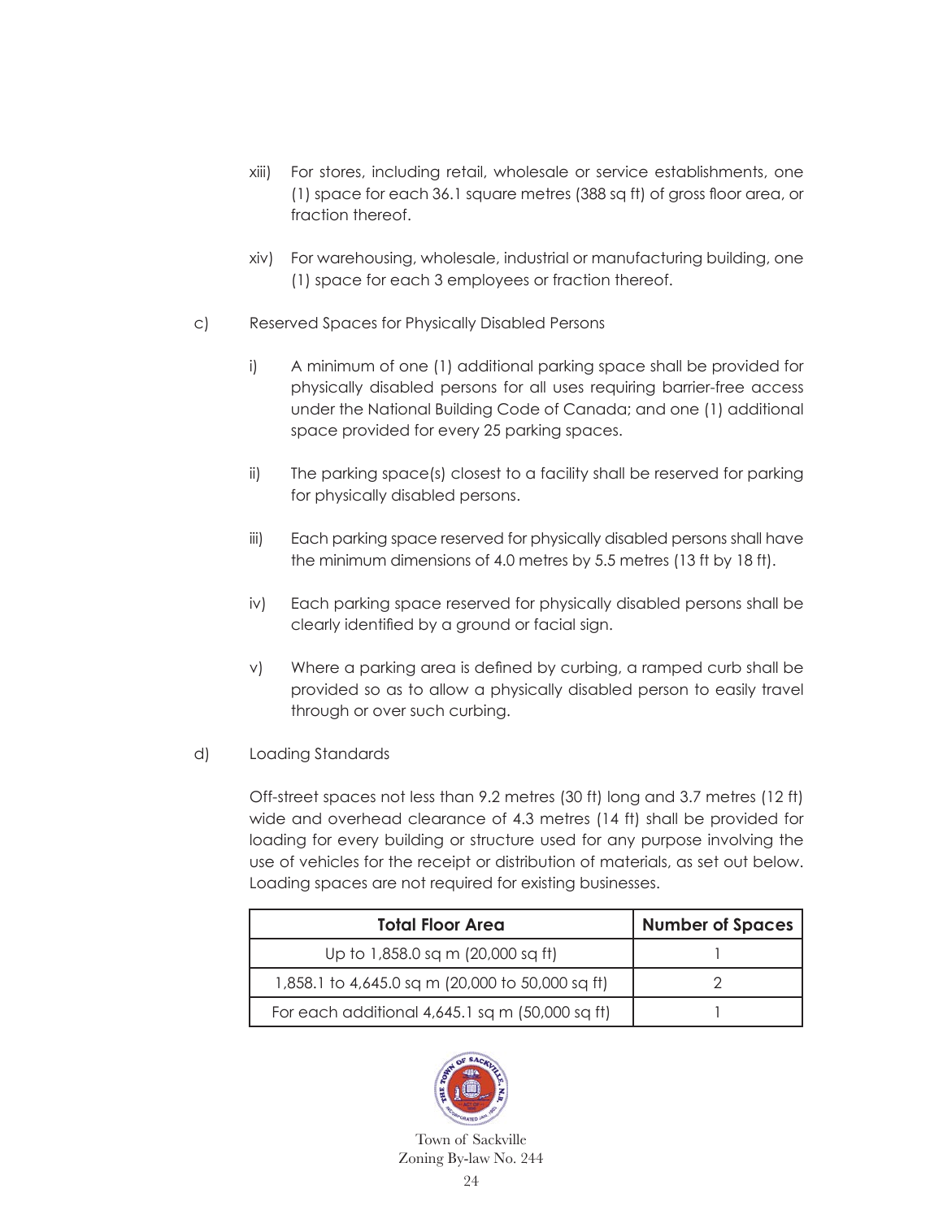xiii) For stores, including retail, wholesale or service establishments, one (1) space for each 36.1 square metres (388 sq ft) of gross floor area, or fraction thereof.

xiv) For warehousing, wholesale, industrial or manufacturing building, one (1) space for each 3 employees or fraction thereof.

c) Reserved Spaces for Physically Disabled Persons

i) A minimum of one (1) additional parking space shall be provided for physically disabled persons for all uses requiring barrier-free access under the National Building Code of Canada; and one (1) additional space provided for every 25 parking spaces.

ii) The parking space(s) closest to a facility shall be reserved for parking for physically disabled persons.

iii) Each parking space reserved for physically disabled persons shall have the minimum dimensions of 4.0 metres by 5.5 metres (13 ft by 18 ft).

iv) Each parking space reserved for physically disabled persons shall be clearly identified by a ground or facial sign.

v) Where a parking area is defined by curbing, a ramped curb shall be provided so as to allow a physically disabled person to easily travel through or over such curbing.

d) Loading Standards

Off-street spaces not less than 9.2 metres (30 ft) long and 3.7 metres (12 ft) wide and overhead clearance of 4.3 metres (14 ft) shall be provided for loading for every building or structure used for any purpose involving the use of vehicles for the receipt or distribution of materials, as set out below. Loading spaces are not required for existing businesses.

| Total Floor Area | Number of Spaces |
|---|---|
| Up to 1,858.0 sq m (20,000 sq ft) | 1 |
| 1,858.1 to 4,645.0 sq m (20,000 to 50,000 sq ft) | 2 |
| For each additional 4,645.1 sq m (50,000 sq ft) | 1 |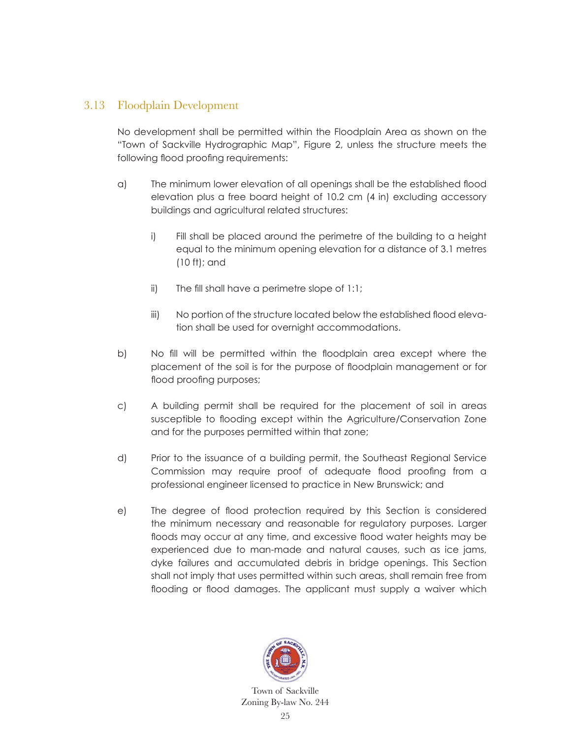## 3.13 Floodplain Development

No development shall be permitted within the Floodplain Area as shown on the "Town of Sackville Hydrographic Map", Figure 2, unless the structure meets the following flood proofing requirements:

a) The minimum lower elevation of all openings shall be the established flood elevation plus a free board height of 10.2 cm (4 in) excluding accessory buildings and agricultural related structures:

   i) Fill shall be placed around the perimetre of the building to a height equal to the minimum opening elevation for a distance of 3.1 metres (10 ft); and

   ii) The fill shall have a perimetre slope of 1:1;

   iii) No portion of the structure located below the established flood elevation shall be used for overnight accommodations.

b) No fill will be permitted within the floodplain area except where the placement of the soil is for the purpose of floodplain management or for flood proofing purposes;

c) A building permit shall be required for the placement of soil in areas susceptible to flooding except within the Agriculture/Conservation Zone and for the purposes permitted within that zone;

d) Prior to the issuance of a building permit, the Southeast Regional Service Commission may require proof of adequate flood proofing from a professional engineer licensed to practice in New Brunswick; and

e) The degree of flood protection required by this Section is considered the minimum necessary and reasonable for regulatory purposes. Larger floods may occur at any time, and excessive flood water heights may be experienced due to man-made and natural causes, such as ice jams, dyke failures and accumulated debris in bridge openings. This Section shall not imply that uses permitted within such areas, shall remain free from flooding or flood damages. The applicant must supply a waiver which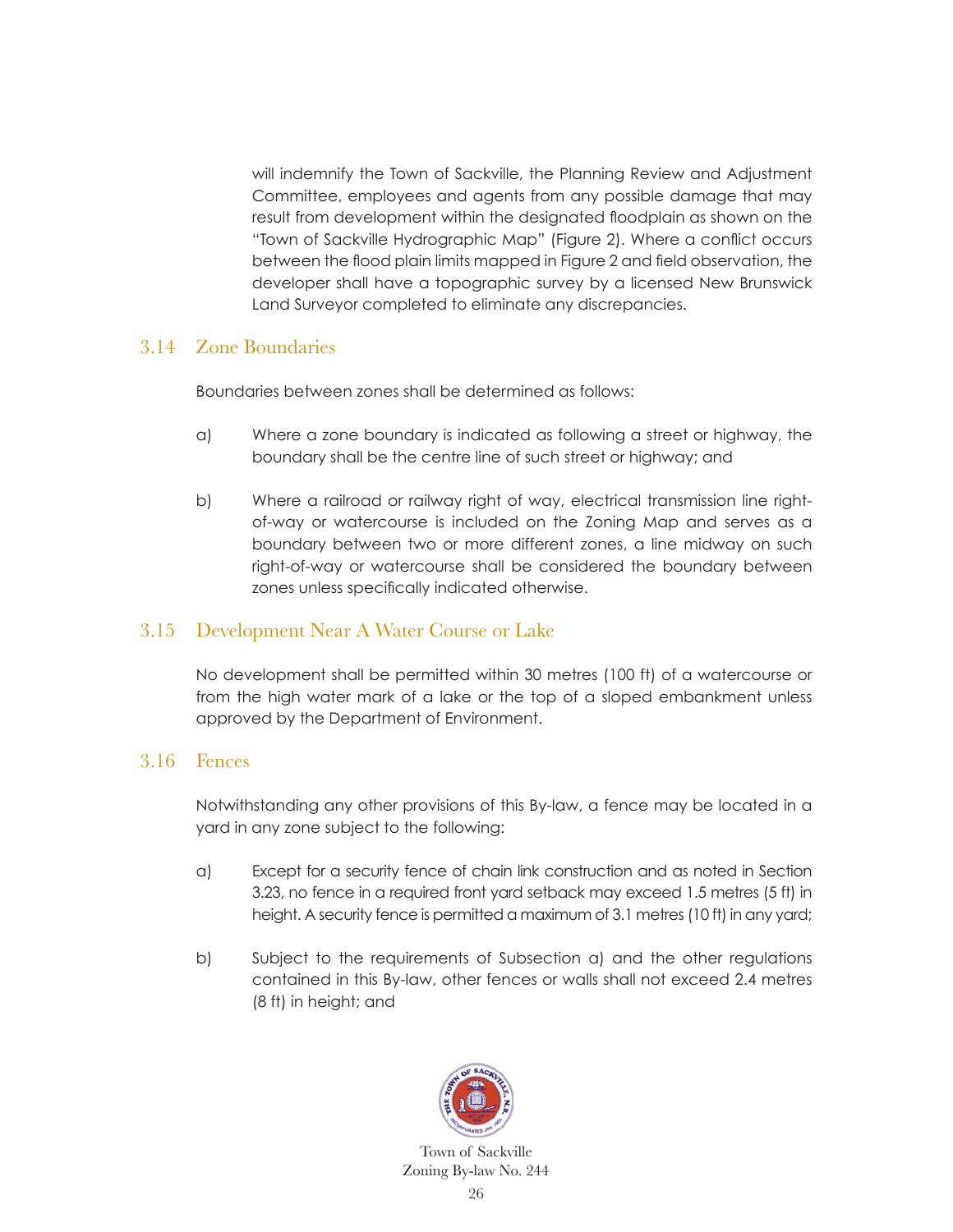will indemnify the Town of Sackville, the Planning Review and Adjustment Committee, employees and agents from any possible damage that may result from development within the designated floodplain as shown on the "Town of Sackville Hydrographic Map" (Figure 2). Where a conflict occurs between the flood plain limits mapped in Figure 2 and field observation, the developer shall have a topographic survey by a licensed New Brunswick Land Surveyor completed to eliminate any discrepancies.

## 3.14 Zone Boundaries

Boundaries between zones shall be determined as follows:

a) Where a zone boundary is indicated as following a street or highway, the boundary shall be the centre line of such street or highway; and

b) Where a railroad or railway right of way, electrical transmission line right-of-way or watercourse is included on the Zoning Map and serves as a boundary between two or more different zones, a line midway on such right-of-way or watercourse shall be considered the boundary between zones unless specifically indicated otherwise.

## 3.15 Development Near A Water Course or Lake

No development shall be permitted within 30 metres (100 ft) of a watercourse or from the high water mark of a lake or the top of a sloped embankment unless approved by the Department of Environment.

## 3.16 Fences

Notwithstanding any other provisions of this By-law, a fence may be located in a yard in any zone subject to the following:

a) Except for a security fence of chain link construction and as noted in Section 3.23, no fence in a required front yard setback may exceed 1.5 metres (5 ft) in height. A security fence is permitted a maximum of 3.1 metres (10 ft) in any yard;

b) Subject to the requirements of Subsection a) and the other regulations contained in this By-law, other fences or walls shall not exceed 2.4 metres (8 ft) in height; and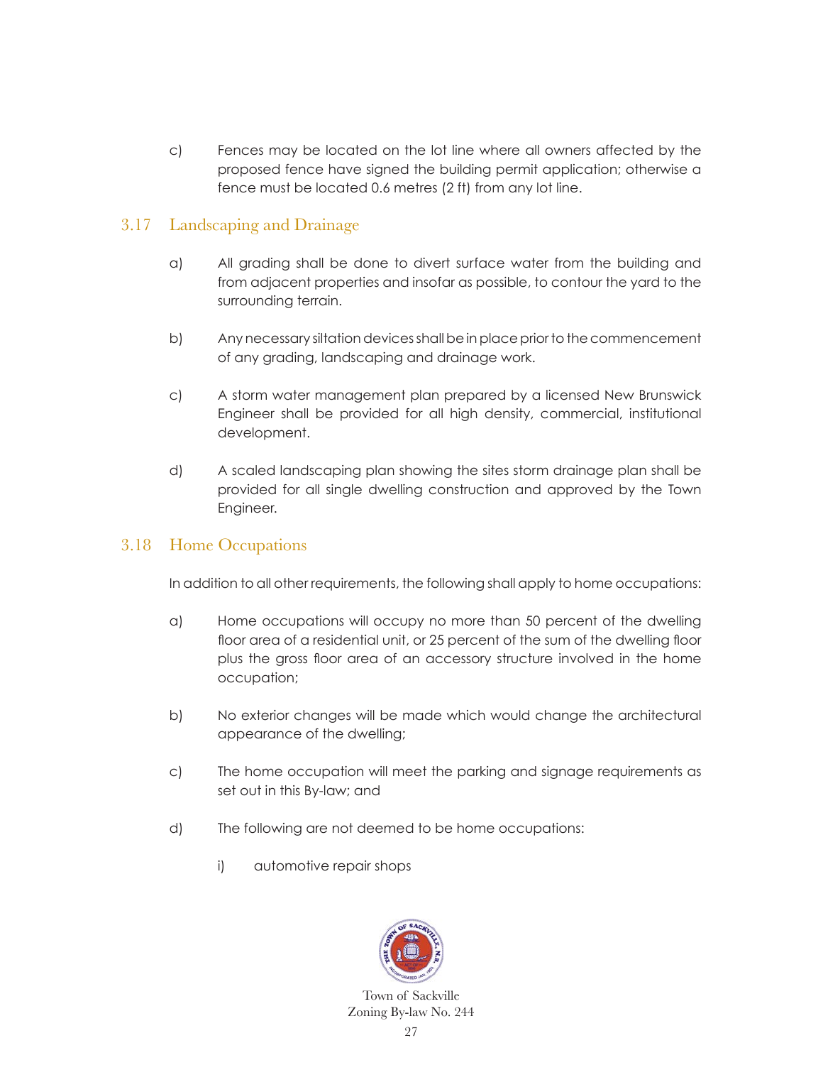c) Fences may be located on the lot line where all owners affected by the proposed fence have signed the building permit application; otherwise a fence must be located 0.6 metres (2 ft) from any lot line.

## 3.17 Landscaping and Drainage

a) All grading shall be done to divert surface water from the building and from adjacent properties and insofar as possible, to contour the yard to the surrounding terrain.

b) Any necessary siltation devices shall be in place prior to the commencement of any grading, landscaping and drainage work.

c) A storm water management plan prepared by a licensed New Brunswick Engineer shall be provided for all high density, commercial, institutional development.

d) A scaled landscaping plan showing the sites storm drainage plan shall be provided for all single dwelling construction and approved by the Town Engineer.

## 3.18 Home Occupations

In addition to all other requirements, the following shall apply to home occupations:

a) Home occupations will occupy no more than 50 percent of the dwelling floor area of a residential unit, or 25 percent of the sum of the dwelling floor plus the gross floor area of an accessory structure involved in the home occupation;

b) No exterior changes will be made which would change the architectural appearance of the dwelling;

c) The home occupation will meet the parking and signage requirements as set out in this By-law; and

d) The following are not deemed to be home occupations:

   i) automotive repair shops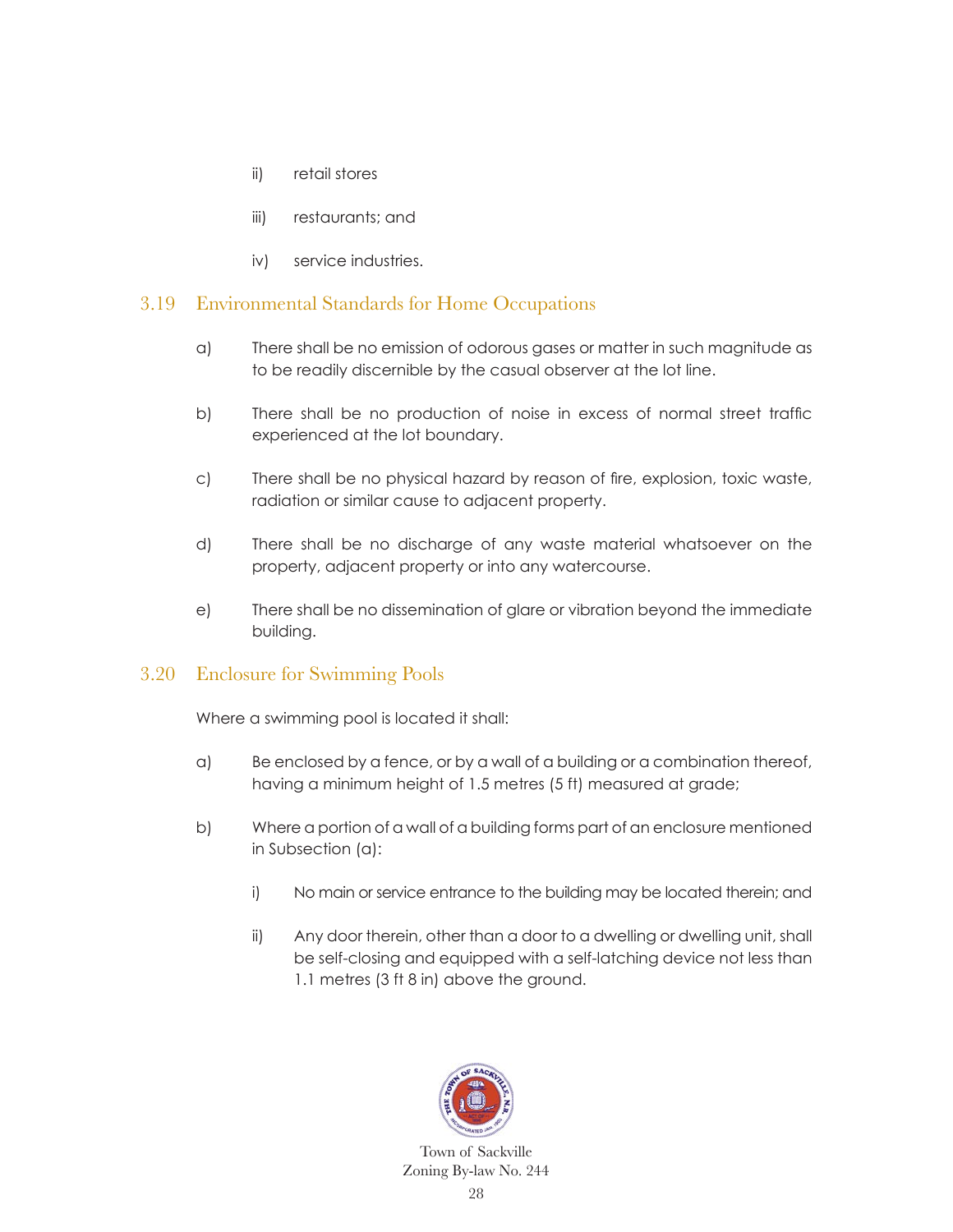ii) retail stores

iii) restaurants; and

iv) service industries.

## 3.19 Environmental Standards for Home Occupations

a) There shall be no emission of odorous gases or matter in such magnitude as to be readily discernible by the casual observer at the lot line.

b) There shall be no production of noise in excess of normal street traffic experienced at the lot boundary.

c) There shall be no physical hazard by reason of fire, explosion, toxic waste, radiation or similar cause to adjacent property.

d) There shall be no discharge of any waste material whatsoever on the property, adjacent property or into any watercourse.

e) There shall be no dissemination of glare or vibration beyond the immediate building.

## 3.20 Enclosure for Swimming Pools

Where a swimming pool is located it shall:

a) Be enclosed by a fence, or by a wall of a building or a combination thereof, having a minimum height of 1.5 metres (5 ft) measured at grade;

b) Where a portion of a wall of a building forms part of an enclosure mentioned in Subsection (a):

   i) No main or service entrance to the building may be located therein; and

   ii) Any door therein, other than a door to a dwelling or dwelling unit, shall be self-closing and equipped with a self-latching device not less than 1.1 metres (3 ft 8 in) above the ground.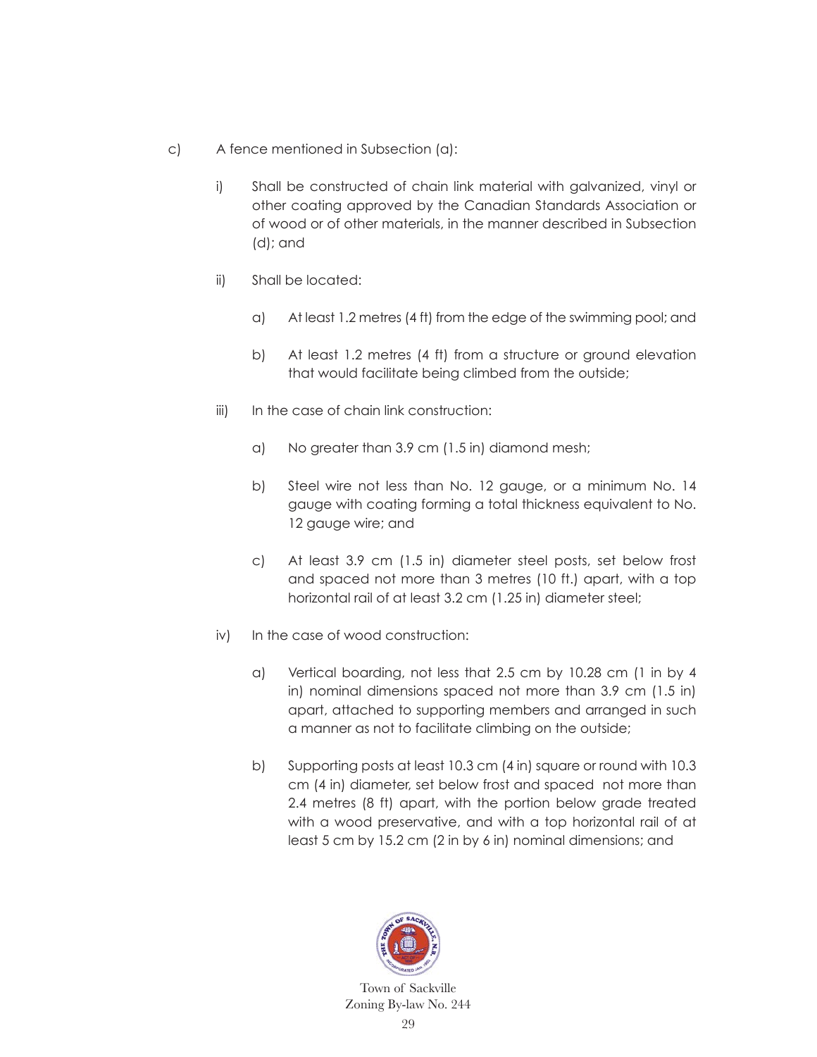c) A fence mentioned in Subsection (a):

   i) Shall be constructed of chain link material with galvanized, vinyl or other coating approved by the Canadian Standards Association or of wood or of other materials, in the manner described in Subsection (d); and

   ii) Shall be located:

      a) At least 1.2 metres (4 ft) from the edge of the swimming pool; and

      b) At least 1.2 metres (4 ft) from a structure or ground elevation that would facilitate being climbed from the outside;

   iii) In the case of chain link construction:

      a) No greater than 3.9 cm (1.5 in) diamond mesh;

      b) Steel wire not less than No. 12 gauge, or a minimum No. 14 gauge with coating forming a total thickness equivalent to No. 12 gauge wire; and

      c) At least 3.9 cm (1.5 in) diameter steel posts, set below frost and spaced not more than 3 metres (10 ft.) apart, with a top horizontal rail of at least 3.2 cm (1.25 in) diameter steel;

   iv) In the case of wood construction:

      a) Vertical boarding, not less that 2.5 cm by 10.28 cm (1 in by 4 in) nominal dimensions spaced not more than 3.9 cm (1.5 in) apart, attached to supporting members and arranged in such a manner as not to facilitate climbing on the outside;

      b) Supporting posts at least 10.3 cm (4 in) square or round with 10.3 cm (4 in) diameter, set below frost and spaced not more than 2.4 metres (8 ft) apart, with the portion below grade treated with a wood preservative, and with a top horizontal rail of at least 5 cm by 15.2 cm (2 in by 6 in) nominal dimensions; and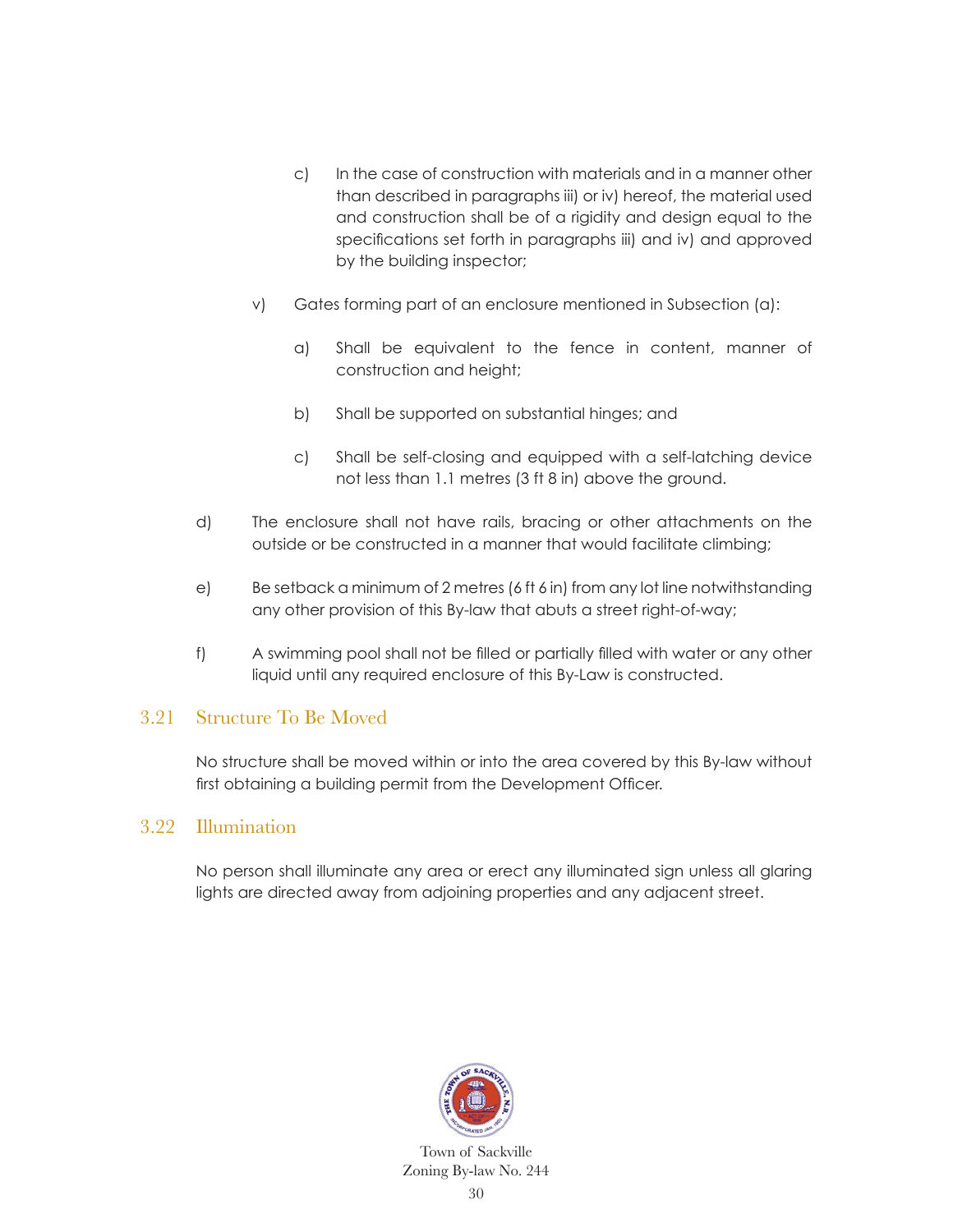c) In the case of construction with materials and in a manner other than described in paragraphs iii) or iv) hereof, the material used and construction shall be of a rigidity and design equal to the specifications set forth in paragraphs iii) and iv) and approved by the building inspector;

v) Gates forming part of an enclosure mentioned in Subsection (a):

a) Shall be equivalent to the fence in content, manner of construction and height;

b) Shall be supported on substantial hinges; and

c) Shall be self-closing and equipped with a self-latching device not less than 1.1 metres (3 ft 8 in) above the ground.

d) The enclosure shall not have rails, bracing or other attachments on the outside or be constructed in a manner that would facilitate climbing;

e) Be setback a minimum of 2 metres (6 ft 6 in) from any lot line notwithstanding any other provision of this By-law that abuts a street right-of-way;

f) A swimming pool shall not be filled or partially filled with water or any other liquid until any required enclosure of this By-Law is constructed.

## 3.21 Structure To Be Moved

No structure shall be moved within or into the area covered by this By-law without first obtaining a building permit from the Development Officer.

## 3.22 Illumination

No person shall illuminate any area or erect any illuminated sign unless all glaring lights are directed away from adjoining properties and any adjacent street.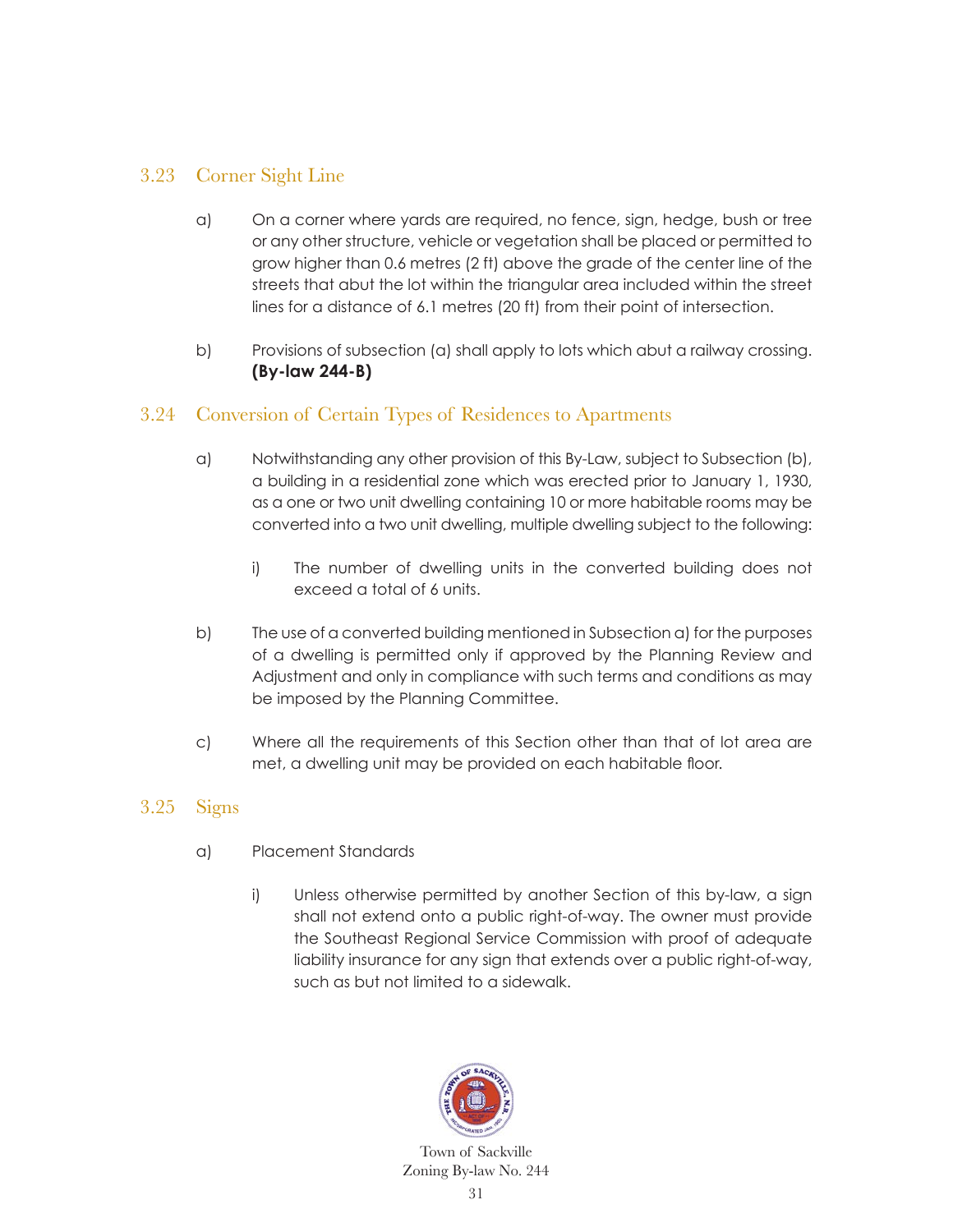### 3.23 Corner Sight Line

a) On a corner where yards are required, no fence, sign, hedge, bush or tree or any other structure, vehicle or vegetation shall be placed or permitted to grow higher than 0.6 metres (2 ft) above the grade of the center line of the streets that abut the lot within the triangular area included within the street lines for a distance of 6.1 metres (20 ft) from their point of intersection.

b) Provisions of subsection (a) shall apply to lots which abut a railway crossing. **(By-law 244-B)**

### 3.24 Conversion of Certain Types of Residences to Apartments

a) Notwithstanding any other provision of this By-Law, subject to Subsection (b), a building in a residential zone which was erected prior to January 1, 1930, as a one or two unit dwelling containing 10 or more habitable rooms may be converted into a two unit dwelling, multiple dwelling subject to the following:

   i) The number of dwelling units in the converted building does not exceed a total of 6 units.

b) The use of a converted building mentioned in Subsection a) for the purposes of a dwelling is permitted only if approved by the Planning Review and Adjustment and only in compliance with such terms and conditions as may be imposed by the Planning Committee.

c) Where all the requirements of this Section other than that of lot area are met, a dwelling unit may be provided on each habitable floor.

### 3.25 Signs

a) Placement Standards

   i) Unless otherwise permitted by another Section of this by-law, a sign shall not extend onto a public right-of-way. The owner must provide the Southeast Regional Service Commission with proof of adequate liability insurance for any sign that extends over a public right-of-way, such as but not limited to a sidewalk.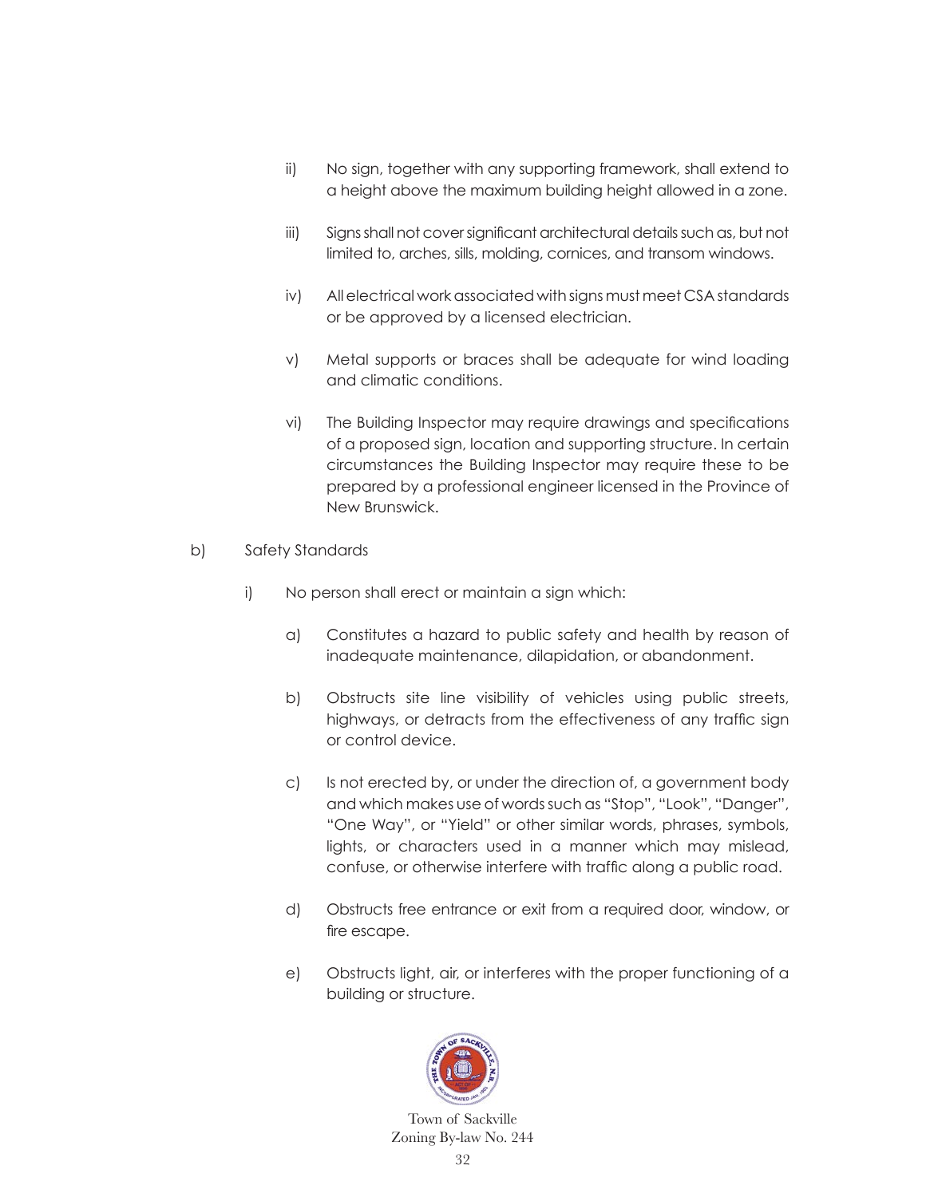ii) No sign, together with any supporting framework, shall extend to a height above the maximum building height allowed in a zone.

iii) Signs shall not cover significant architectural details such as, but not limited to, arches, sills, molding, cornices, and transom windows.

iv) All electrical work associated with signs must meet CSA standards or be approved by a licensed electrician.

v) Metal supports or braces shall be adequate for wind loading and climatic conditions.

vi) The Building Inspector may require drawings and specifications of a proposed sign, location and supporting structure. In certain circumstances the Building Inspector may require these to be prepared by a professional engineer licensed in the Province of New Brunswick.

b) Safety Standards

i) No person shall erect or maintain a sign which:

a) Constitutes a hazard to public safety and health by reason of inadequate maintenance, dilapidation, or abandonment.

b) Obstructs site line visibility of vehicles using public streets, highways, or detracts from the effectiveness of any traffic sign or control device.

c) Is not erected by, or under the direction of, a government body and which makes use of words such as "Stop", "Look", "Danger", "One Way", or "Yield" or other similar words, phrases, symbols, lights, or characters used in a manner which may mislead, confuse, or otherwise interfere with traffic along a public road.

d) Obstructs free entrance or exit from a required door, window, or fire escape.

e) Obstructs light, air, or interferes with the proper functioning of a building or structure.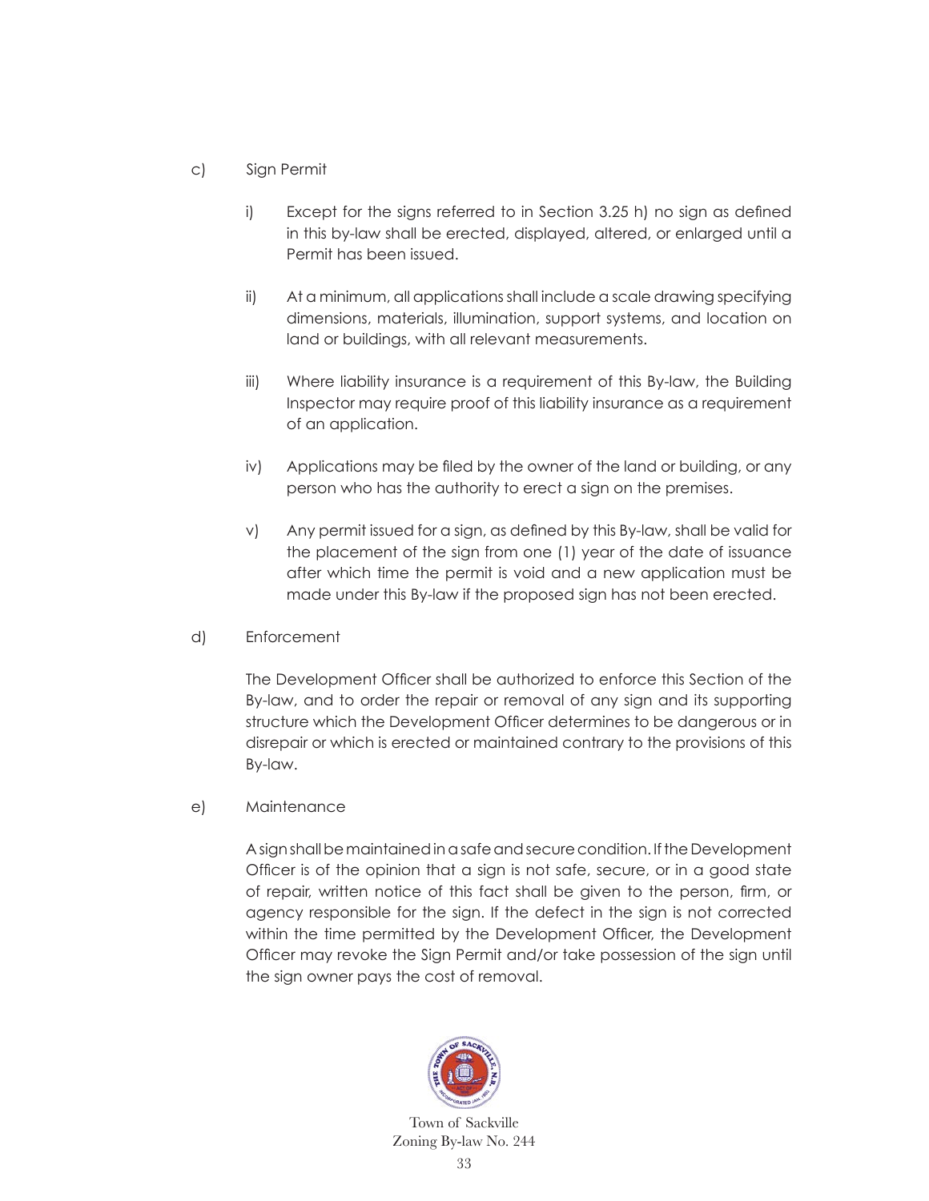c) Sign Permit

i) Except for the signs referred to in Section 3.25 h) no sign as defined in this by-law shall be erected, displayed, altered, or enlarged until a Permit has been issued.

ii) At a minimum, all applications shall include a scale drawing specifying dimensions, materials, illumination, support systems, and location on land or buildings, with all relevant measurements.

iii) Where liability insurance is a requirement of this By-law, the Building Inspector may require proof of this liability insurance as a requirement of an application.

iv) Applications may be filed by the owner of the land or building, or any person who has the authority to erect a sign on the premises.

v) Any permit issued for a sign, as defined by this By-law, shall be valid for the placement of the sign from one (1) year of the date of issuance after which time the permit is void and a new application must be made under this By-law if the proposed sign has not been erected.

d) Enforcement

The Development Officer shall be authorized to enforce this Section of the By-law, and to order the repair or removal of any sign and its supporting structure which the Development Officer determines to be dangerous or in disrepair or which is erected or maintained contrary to the provisions of this By-law.

e) Maintenance

A sign shall be maintained in a safe and secure condition. If the Development Officer is of the opinion that a sign is not safe, secure, or in a good state of repair, written notice of this fact shall be given to the person, firm, or agency responsible for the sign. If the defect in the sign is not corrected within the time permitted by the Development Officer, the Development Officer may revoke the Sign Permit and/or take possession of the sign until the sign owner pays the cost of removal.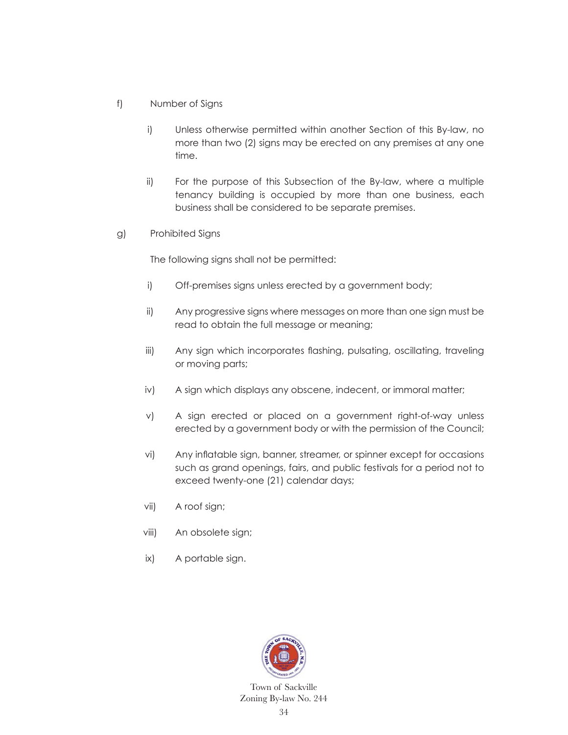f) Number of Signs

   i) Unless otherwise permitted within another Section of this By-law, no more than two (2) signs may be erected on any premises at any one time.

   ii) For the purpose of this Subsection of the By-law, where a multiple tenancy building is occupied by more than one business, each business shall be considered to be separate premises.

g) Prohibited Signs

   The following signs shall not be permitted:

   i) Off-premises signs unless erected by a government body;

   ii) Any progressive signs where messages on more than one sign must be read to obtain the full message or meaning;

   iii) Any sign which incorporates flashing, pulsating, oscillating, traveling or moving parts;

   iv) A sign which displays any obscene, indecent, or immoral matter;

   v) A sign erected or placed on a government right-of-way unless erected by a government body or with the permission of the Council;

   vi) Any inflatable sign, banner, streamer, or spinner except for occasions such as grand openings, fairs, and public festivals for a period not to exceed twenty-one (21) calendar days;

   vii) A roof sign;

   viii) An obsolete sign;

   ix) A portable sign.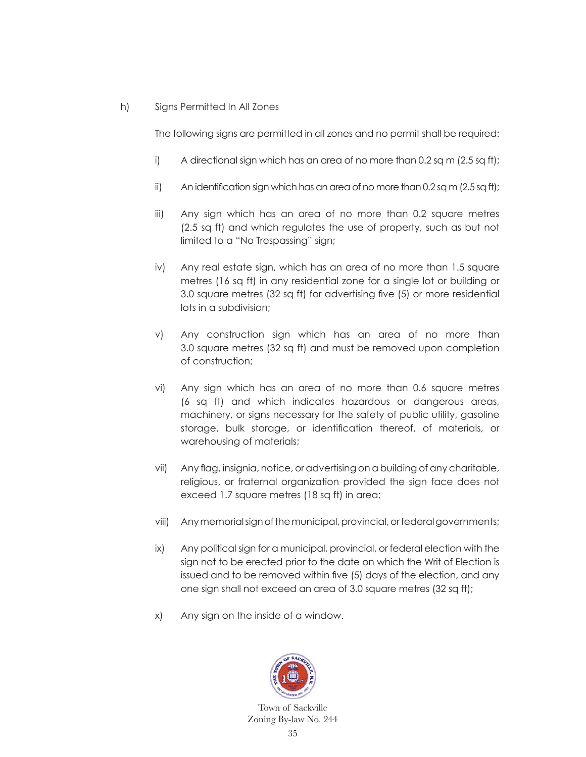h) Signs Permitted In All Zones

The following signs are permitted in all zones and no permit shall be required:

i) A directional sign which has an area of no more than 0.2 sq m (2.5 sq ft);

ii) An identification sign which has an area of no more than 0.2 sq m (2.5 sq ft);

iii) Any sign which has an area of no more than 0.2 square metres (2.5 sq ft) and which regulates the use of property, such as but not limited to a "No Trespassing" sign;

iv) Any real estate sign, which has an area of no more than 1.5 square metres (16 sq ft) in any residential zone for a single lot or building or 3.0 square metres (32 sq ft) for advertising five (5) or more residential lots in a subdivision;

v) Any construction sign which has an area of no more than 3.0 square metres (32 sq ft) and must be removed upon completion of construction;

vi) Any sign which has an area of no more than 0.6 square metres (6 sq ft) and which indicates hazardous or dangerous areas, machinery, or signs necessary for the safety of public utility, gasoline storage, bulk storage, or identification thereof, of materials, or warehousing of materials;

vii) Any flag, insignia, notice, or advertising on a building of any charitable, religious, or fraternal organization provided the sign face does not exceed 1.7 square metres (18 sq ft) in area;

viii) Any memorial sign of the municipal, provincial, or federal governments;

ix) Any political sign for a municipal, provincial, or federal election with the sign not to be erected prior to the date on which the Writ of Election is issued and to be removed within five (5) days of the election, and any one sign shall not exceed an area of 3.0 square metres (32 sq ft);

x) Any sign on the inside of a window.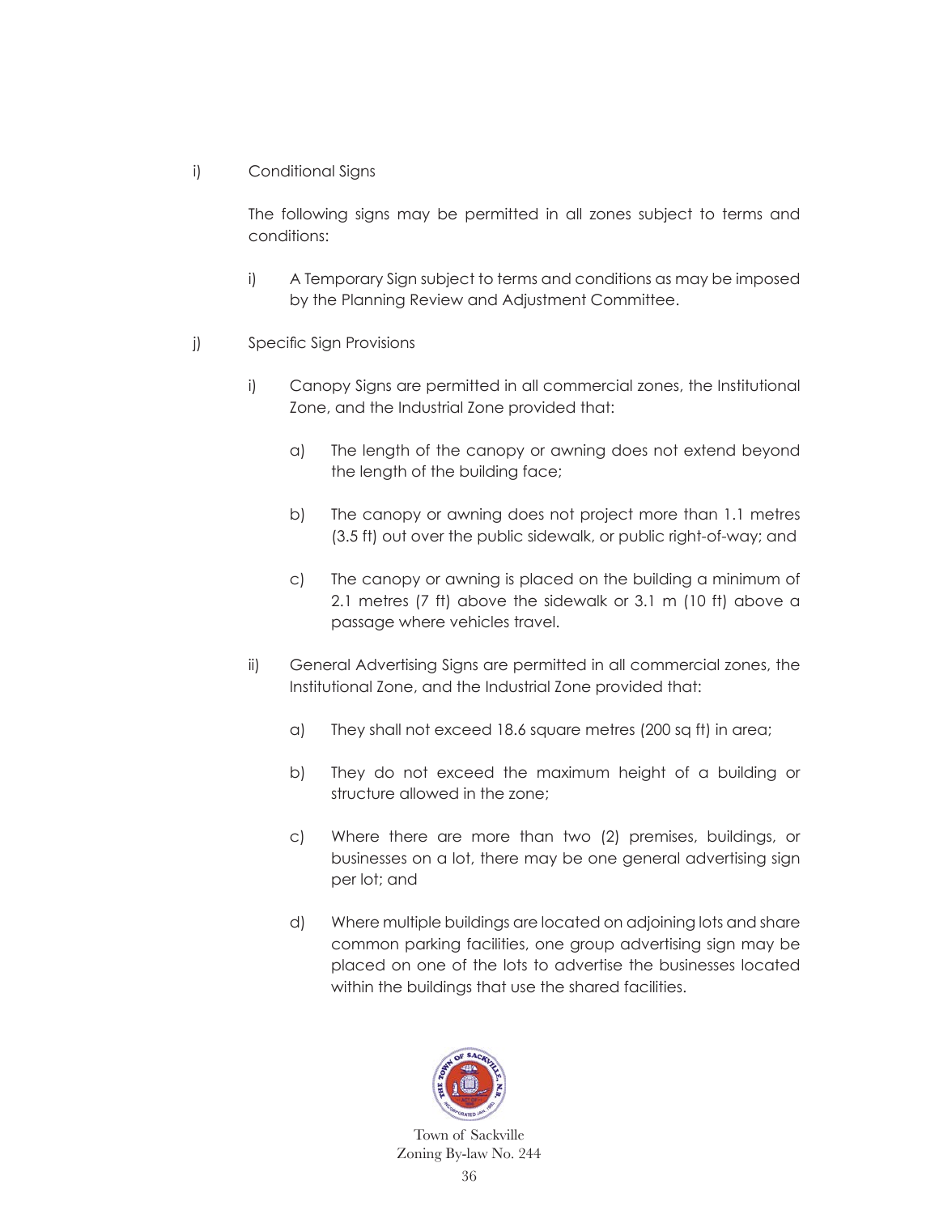i) Conditional Signs

The following signs may be permitted in all zones subject to terms and conditions:

i) A Temporary Sign subject to terms and conditions as may be imposed by the Planning Review and Adjustment Committee.

j) Specific Sign Provisions

i) Canopy Signs are permitted in all commercial zones, the Institutional Zone, and the Industrial Zone provided that:

a) The length of the canopy or awning does not extend beyond the length of the building face;

b) The canopy or awning does not project more than 1.1 metres (3.5 ft) out over the public sidewalk, or public right-of-way; and

c) The canopy or awning is placed on the building a minimum of 2.1 metres (7 ft) above the sidewalk or 3.1 m (10 ft) above a passage where vehicles travel.

ii) General Advertising Signs are permitted in all commercial zones, the Institutional Zone, and the Industrial Zone provided that:

a) They shall not exceed 18.6 square metres (200 sq ft) in area;

b) They do not exceed the maximum height of a building or structure allowed in the zone;

c) Where there are more than two (2) premises, buildings, or businesses on a lot, there may be one general advertising sign per lot; and

d) Where multiple buildings are located on adjoining lots and share common parking facilities, one group advertising sign may be placed on one of the lots to advertise the businesses located within the buildings that use the shared facilities.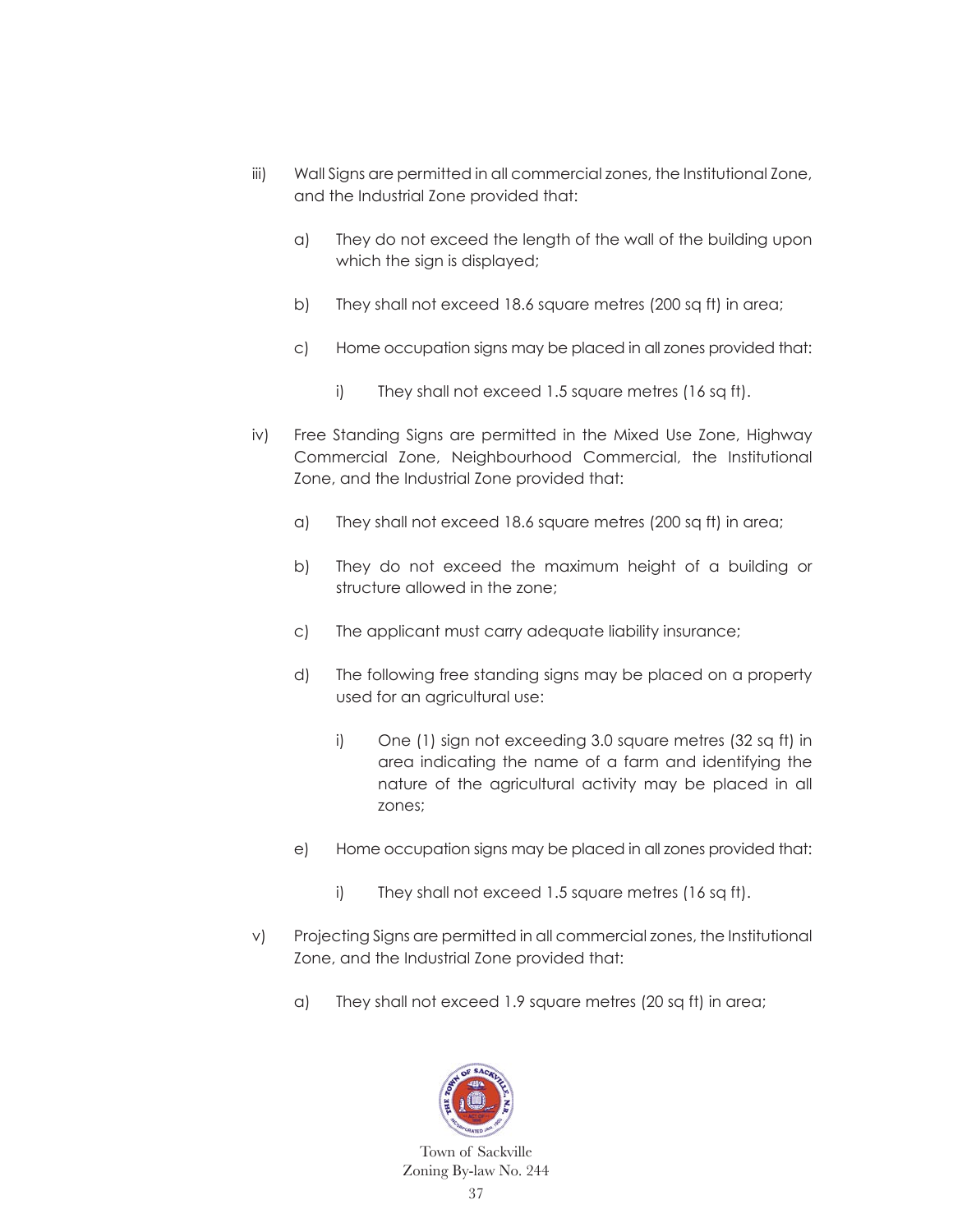iii) Wall Signs are permitted in all commercial zones, the Institutional Zone, and the Industrial Zone provided that:

a) They do not exceed the length of the wall of the building upon which the sign is displayed;

b) They shall not exceed 18.6 square metres (200 sq ft) in area;

c) Home occupation signs may be placed in all zones provided that:

i) They shall not exceed 1.5 square metres (16 sq ft).

iv) Free Standing Signs are permitted in the Mixed Use Zone, Highway Commercial Zone, Neighbourhood Commercial, the Institutional Zone, and the Industrial Zone provided that:

a) They shall not exceed 18.6 square metres (200 sq ft) in area;

b) They do not exceed the maximum height of a building or structure allowed in the zone;

c) The applicant must carry adequate liability insurance;

d) The following free standing signs may be placed on a property used for an agricultural use:

i) One (1) sign not exceeding 3.0 square metres (32 sq ft) in area indicating the name of a farm and identifying the nature of the agricultural activity may be placed in all zones;

e) Home occupation signs may be placed in all zones provided that:

i) They shall not exceed 1.5 square metres (16 sq ft).

v) Projecting Signs are permitted in all commercial zones, the Institutional Zone, and the Industrial Zone provided that:

a) They shall not exceed 1.9 square metres (20 sq ft) in area;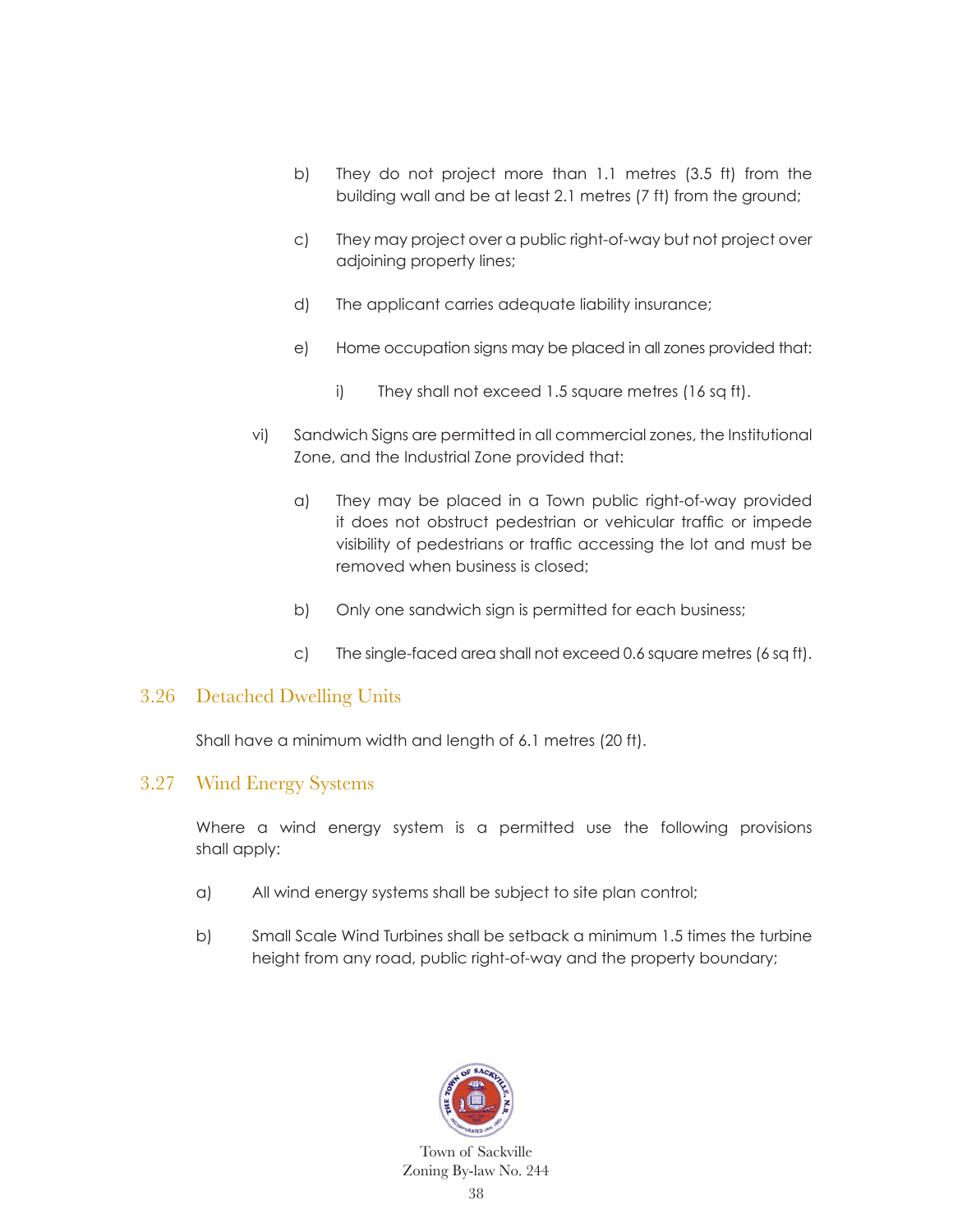b) They do not project more than 1.1 metres (3.5 ft) from the building wall and be at least 2.1 metres (7 ft) from the ground;

c) They may project over a public right-of-way but not project over adjoining property lines;

d) The applicant carries adequate liability insurance;

e) Home occupation signs may be placed in all zones provided that:

   i) They shall not exceed 1.5 square metres (16 sq ft).

vi) Sandwich Signs are permitted in all commercial zones, the Institutional Zone, and the Industrial Zone provided that:

   a) They may be placed in a Town public right-of-way provided it does not obstruct pedestrian or vehicular traffic or impede visibility of pedestrians or traffic accessing the lot and must be removed when business is closed;

   b) Only one sandwich sign is permitted for each business;

   c) The single-faced area shall not exceed 0.6 square metres (6 sq ft).

## 3.26 Detached Dwelling Units

Shall have a minimum width and length of 6.1 metres (20 ft).

## 3.27 Wind Energy Systems

Where a wind energy system is a permitted use the following provisions shall apply:

a) All wind energy systems shall be subject to site plan control;

b) Small Scale Wind Turbines shall be setback a minimum 1.5 times the turbine height from any road, public right-of-way and the property boundary;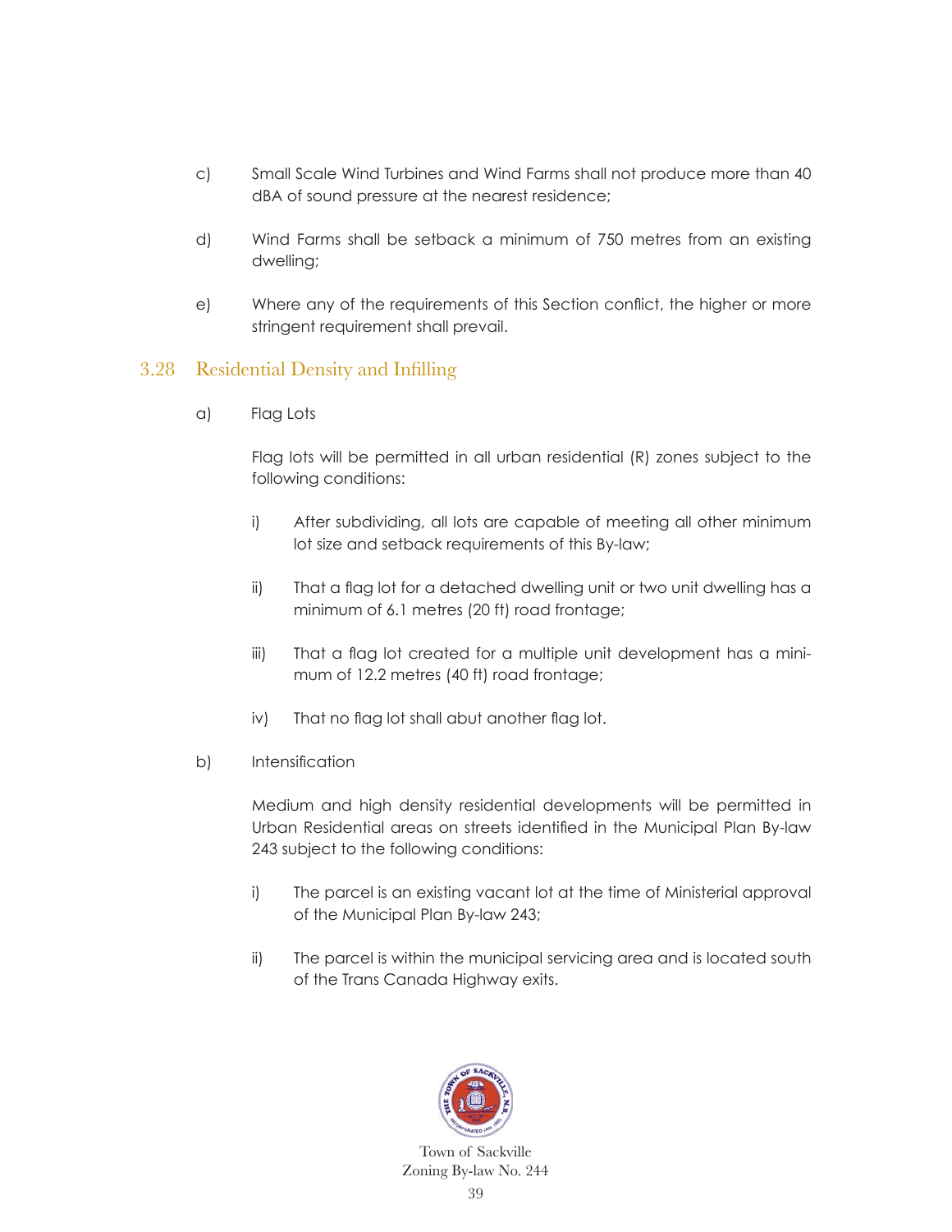c) Small Scale Wind Turbines and Wind Farms shall not produce more than 40 dBA of sound pressure at the nearest residence;

d) Wind Farms shall be setback a minimum of 750 metres from an existing dwelling;

e) Where any of the requirements of this Section conflict, the higher or more stringent requirement shall prevail.

## 3.28 Residential Density and Infilling

a) Flag Lots

Flag lots will be permitted in all urban residential (R) zones subject to the following conditions:

i) After subdividing, all lots are capable of meeting all other minimum lot size and setback requirements of this By-law;

ii) That a flag lot for a detached dwelling unit or two unit dwelling has a minimum of 6.1 metres (20 ft) road frontage;

iii) That a flag lot created for a multiple unit development has a minimum of 12.2 metres (40 ft) road frontage;

iv) That no flag lot shall abut another flag lot.

b) Intensification

Medium and high density residential developments will be permitted in Urban Residential areas on streets identified in the Municipal Plan By-law 243 subject to the following conditions:

i) The parcel is an existing vacant lot at the time of Ministerial approval of the Municipal Plan By-law 243;

ii) The parcel is within the municipal servicing area and is located south of the Trans Canada Highway exits.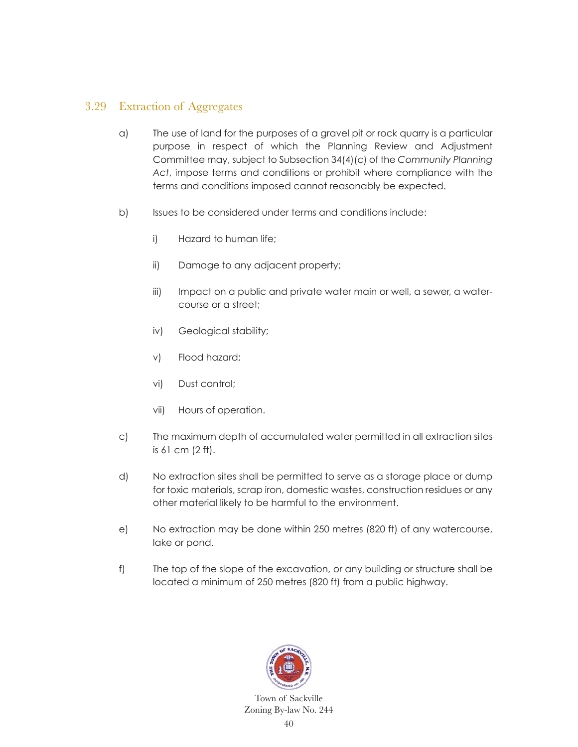## 3.29 Extraction of Aggregates

a) The use of land for the purposes of a gravel pit or rock quarry is a particular purpose in respect of which the Planning Review and Adjustment Committee may, subject to Subsection 34(4)(c) of the *Community Planning Act*, impose terms and conditions or prohibit where compliance with the terms and conditions imposed cannot reasonably be expected.

b) Issues to be considered under terms and conditions include:

   i) Hazard to human life;

   ii) Damage to any adjacent property;

   iii) Impact on a public and private water main or well, a sewer, a water-course or a street;

   iv) Geological stability;

   v) Flood hazard;

   vi) Dust control;

   vii) Hours of operation.

c) The maximum depth of accumulated water permitted in all extraction sites is 61 cm (2 ft).

d) No extraction sites shall be permitted to serve as a storage place or dump for toxic materials, scrap iron, domestic wastes, construction residues or any other material likely to be harmful to the environment.

e) No extraction may be done within 250 metres (820 ft) of any watercourse, lake or pond.

f) The top of the slope of the excavation, or any building or structure shall be located a minimum of 250 metres (820 ft) from a public highway.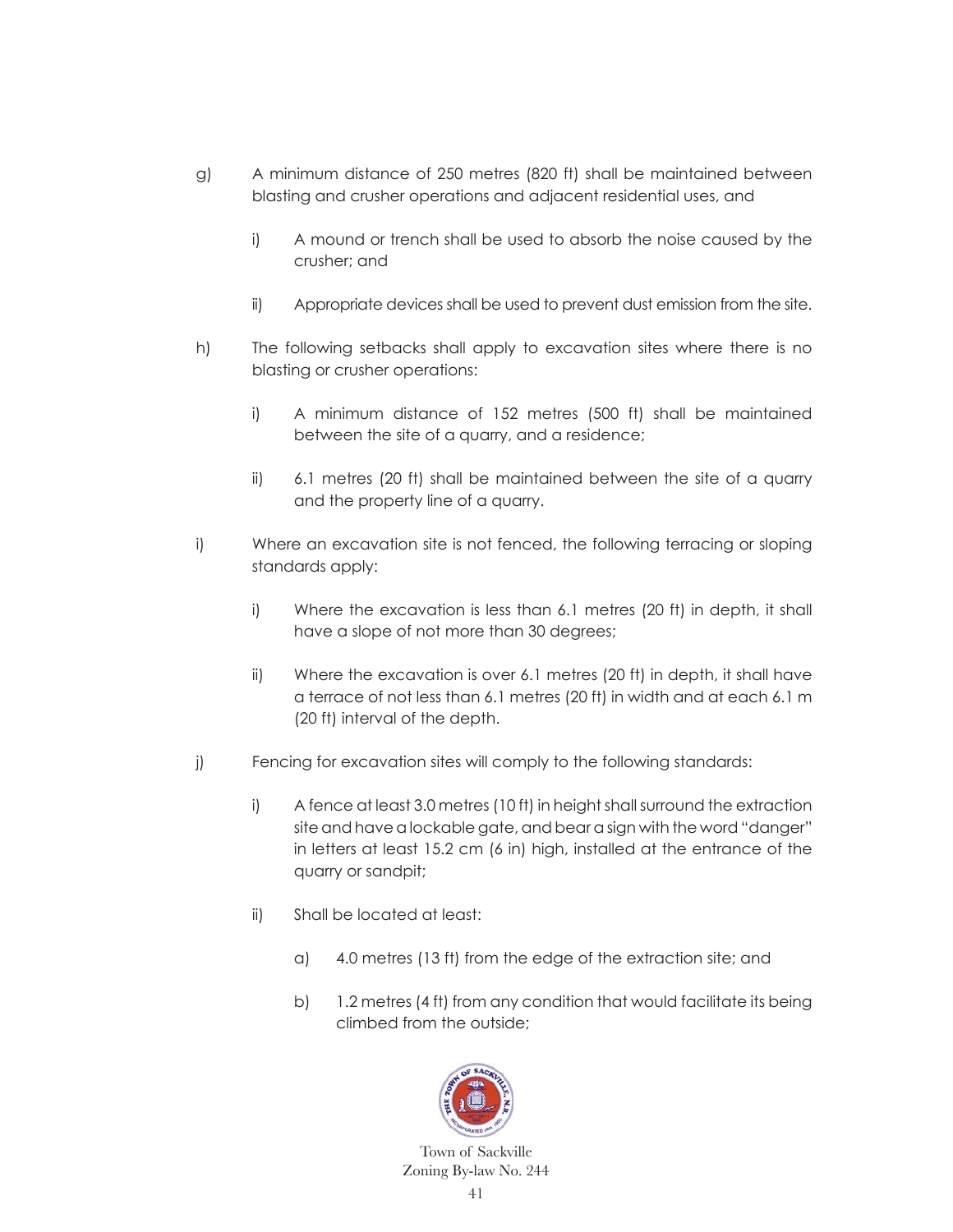g) A minimum distance of 250 metres (820 ft) shall be maintained between blasting and crusher operations and adjacent residential uses, and

   i) A mound or trench shall be used to absorb the noise caused by the crusher; and

   ii) Appropriate devices shall be used to prevent dust emission from the site.

h) The following setbacks shall apply to excavation sites where there is no blasting or crusher operations:

   i) A minimum distance of 152 metres (500 ft) shall be maintained between the site of a quarry, and a residence;

   ii) 6.1 metres (20 ft) shall be maintained between the site of a quarry and the property line of a quarry.

i) Where an excavation site is not fenced, the following terracing or sloping standards apply:

   i) Where the excavation is less than 6.1 metres (20 ft) in depth, it shall have a slope of not more than 30 degrees;

   ii) Where the excavation is over 6.1 metres (20 ft) in depth, it shall have a terrace of not less than 6.1 metres (20 ft) in width and at each 6.1 m (20 ft) interval of the depth.

j) Fencing for excavation sites will comply to the following standards:

   i) A fence at least 3.0 metres (10 ft) in height shall surround the extraction site and have a lockable gate, and bear a sign with the word "danger" in letters at least 15.2 cm (6 in) high, installed at the entrance of the quarry or sandpit;

   ii) Shall be located at least:

      a) 4.0 metres (13 ft) from the edge of the extraction site; and

      b) 1.2 metres (4 ft) from any condition that would facilitate its being climbed from the outside;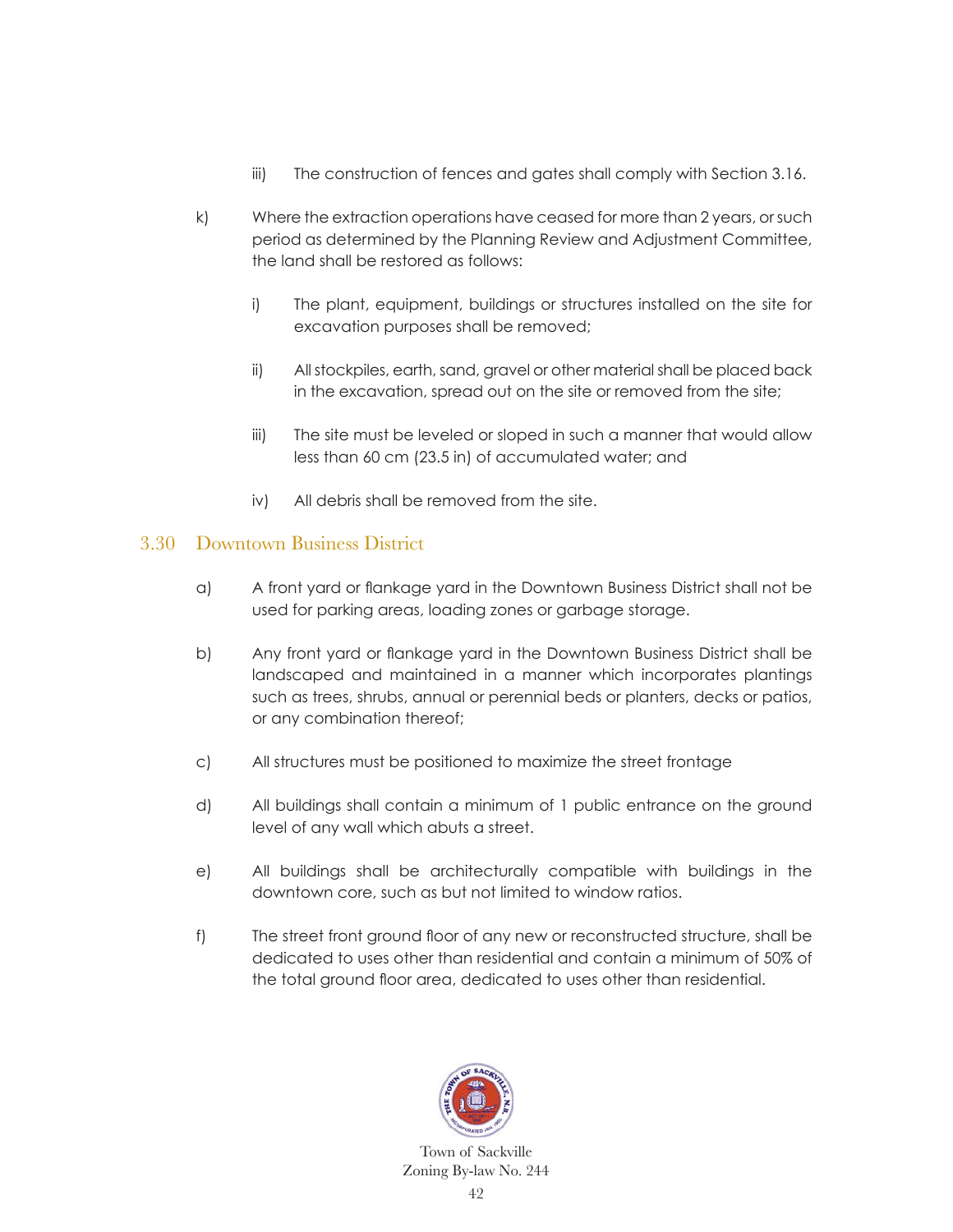iii) The construction of fences and gates shall comply with Section 3.16.

k) Where the extraction operations have ceased for more than 2 years, or such period as determined by the Planning Review and Adjustment Committee, the land shall be restored as follows:

i) The plant, equipment, buildings or structures installed on the site for excavation purposes shall be removed;

ii) All stockpiles, earth, sand, gravel or other material shall be placed back in the excavation, spread out on the site or removed from the site;

iii) The site must be leveled or sloped in such a manner that would allow less than 60 cm (23.5 in) of accumulated water; and

iv) All debris shall be removed from the site.

## 3.30 Downtown Business District

a) A front yard or flankage yard in the Downtown Business District shall not be used for parking areas, loading zones or garbage storage.

b) Any front yard or flankage yard in the Downtown Business District shall be landscaped and maintained in a manner which incorporates plantings such as trees, shrubs, annual or perennial beds or planters, decks or patios, or any combination thereof;

c) All structures must be positioned to maximize the street frontage

d) All buildings shall contain a minimum of 1 public entrance on the ground level of any wall which abuts a street.

e) All buildings shall be architecturally compatible with buildings in the downtown core, such as but not limited to window ratios.

f) The street front ground floor of any new or reconstructed structure, shall be dedicated to uses other than residential and contain a minimum of 50% of the total ground floor area, dedicated to uses other than residential.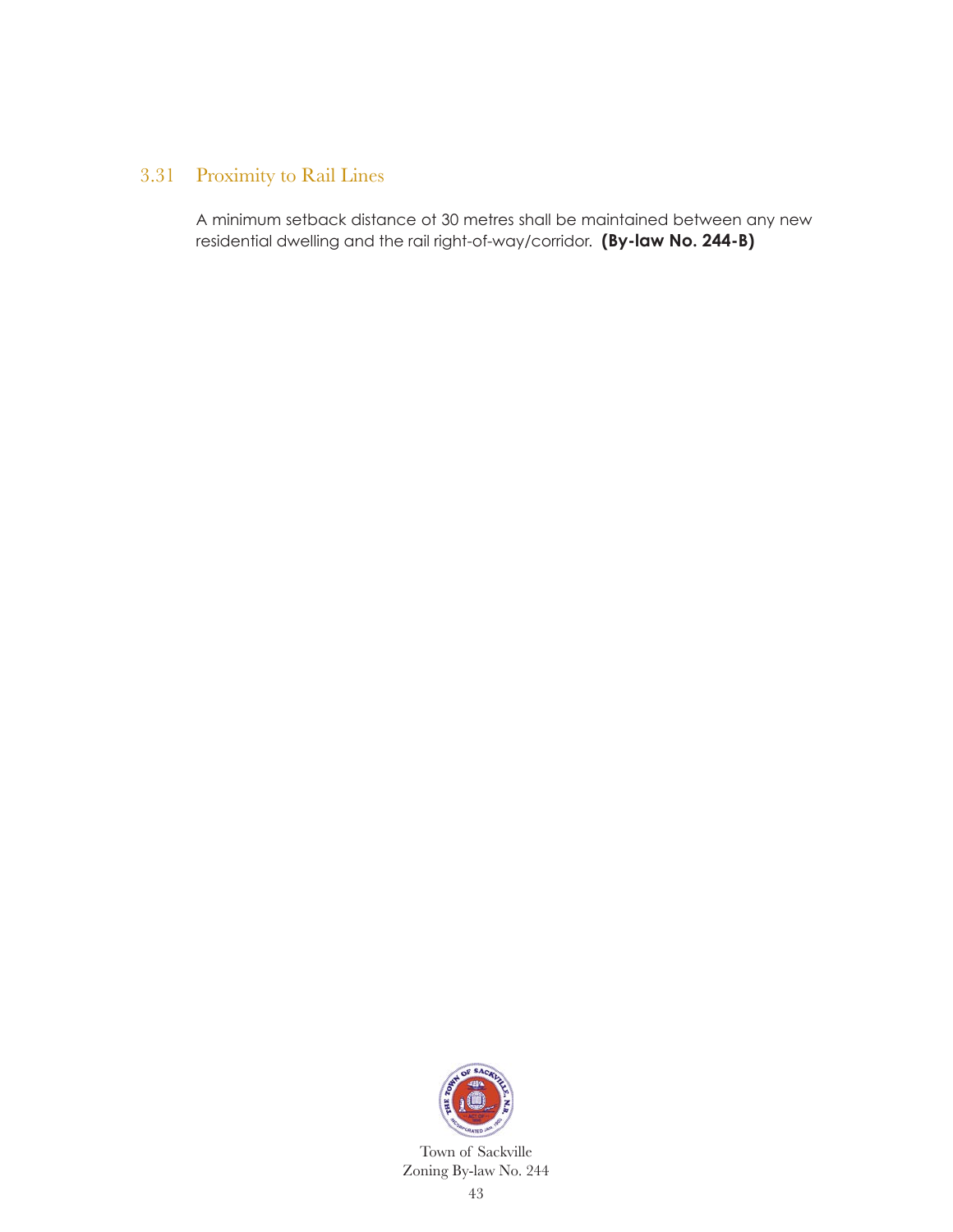## 3.31 Proximity to Rail Lines

A minimum setback distance ot 30 metres shall be maintained between any new residential dwelling and the rail right-of-way/corridor. **(By-law No. 244-B)**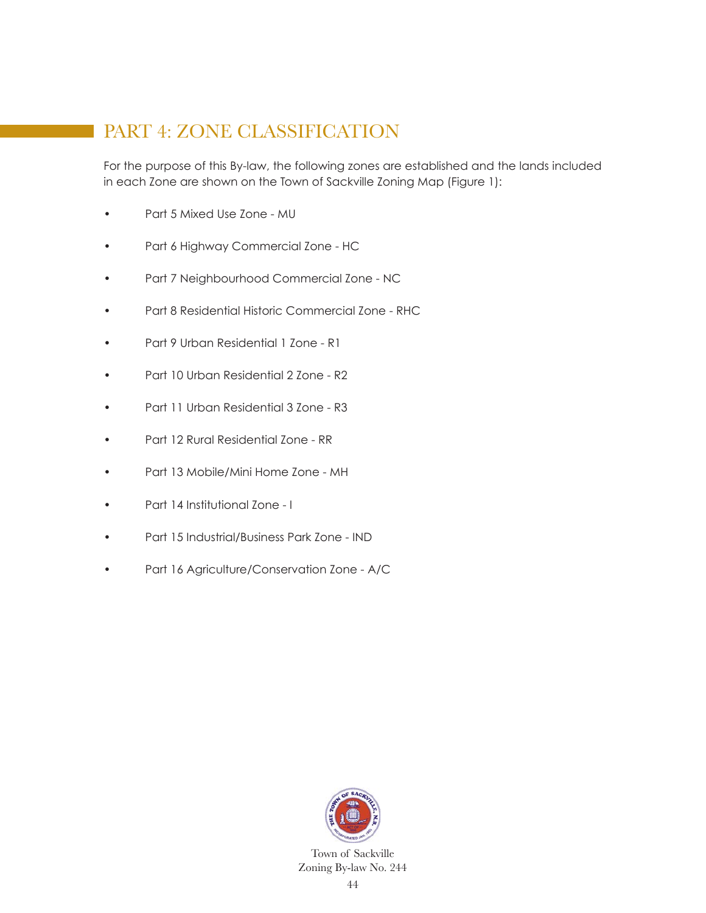# PART 4: ZONE CLASSIFICATION

For the purpose of this By-law, the following zones are established and the lands included in each Zone are shown on the Town of Sackville Zoning Map (Figure 1):

- Part 5 Mixed Use Zone - MU
- Part 6 Highway Commercial Zone - HC
- Part 7 Neighbourhood Commercial Zone - NC
- Part 8 Residential Historic Commercial Zone - RHC
- Part 9 Urban Residential 1 Zone - R1
- Part 10 Urban Residential 2 Zone - R2
- Part 11 Urban Residential 3 Zone - R3
- Part 12 Rural Residential Zone - RR
- Part 13 Mobile/Mini Home Zone - MH
- Part 14 Institutional Zone - I
- Part 15 Industrial/Business Park Zone - IND
- Part 16 Agriculture/Conservation Zone - A/C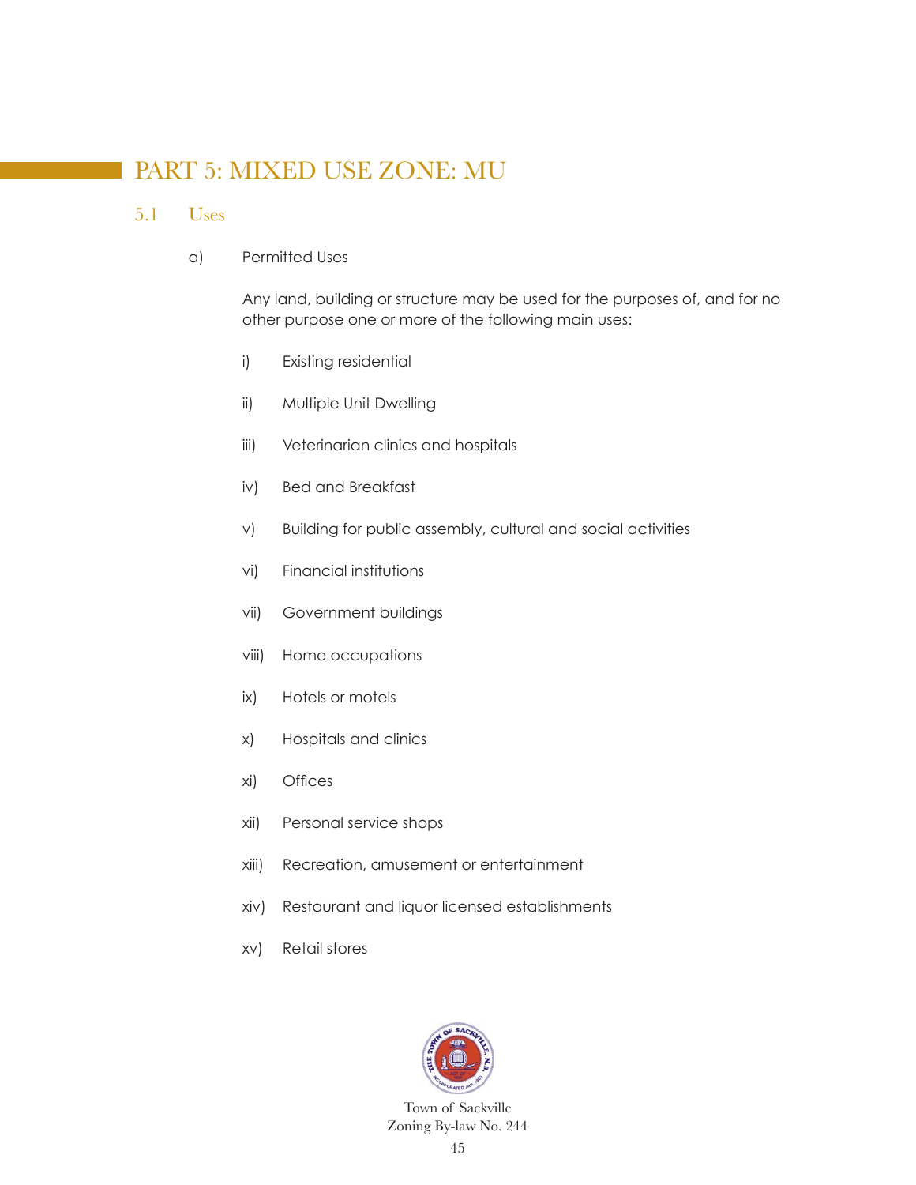# PART 5: MIXED USE ZONE: MU

## 5.1 Uses

a) Permitted Uses

Any land, building or structure may be used for the purposes of, and for no other purpose one or more of the following main uses:

i) Existing residential

ii) Multiple Unit Dwelling

iii) Veterinarian clinics and hospitals

iv) Bed and Breakfast

v) Building for public assembly, cultural and social activities

vi) Financial institutions

vii) Government buildings

viii) Home occupations

ix) Hotels or motels

x) Hospitals and clinics

xi) Offices

xii) Personal service shops

xiii) Recreation, amusement or entertainment

xiv) Restaurant and liquor licensed establishments

xv) Retail stores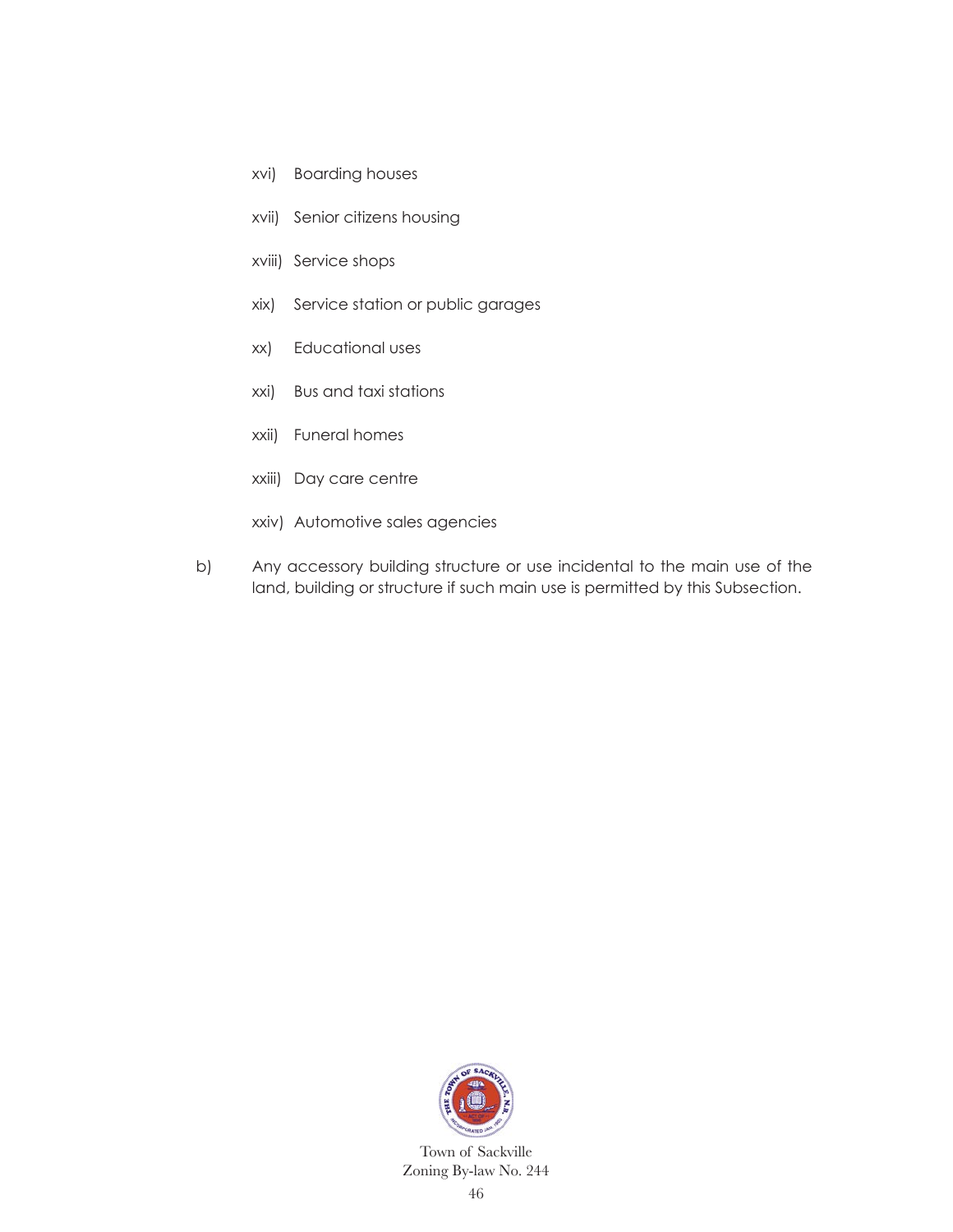xvi) Boarding houses

xvii) Senior citizens housing

xviii) Service shops

xix) Service station or public garages

xx) Educational uses

xxi) Bus and taxi stations

xxii) Funeral homes

xxiii) Day care centre

xxiv) Automotive sales agencies

b) Any accessory building structure or use incidental to the main use of the land, building or structure if such main use is permitted by this Subsection.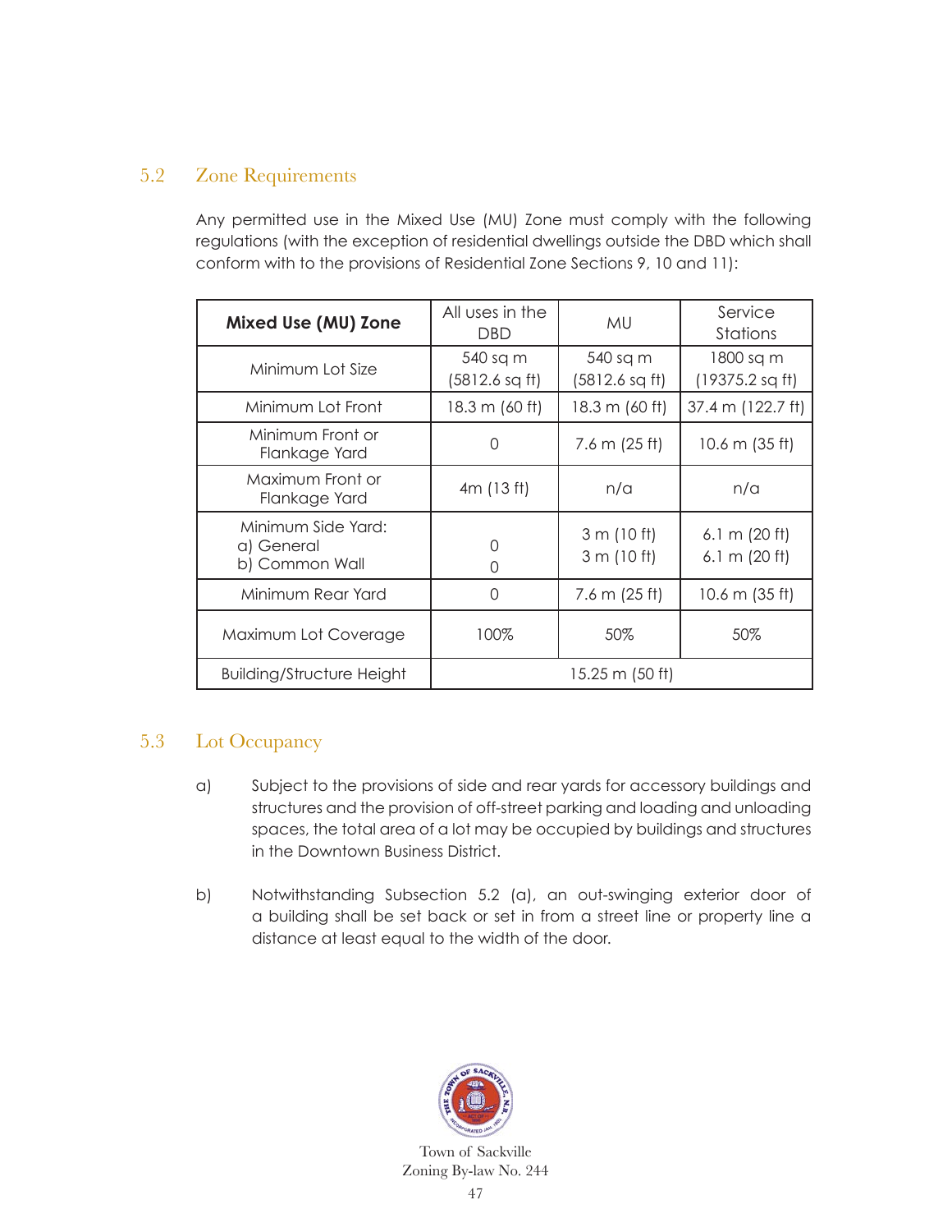## 5.2 Zone Requirements

Any permitted use in the Mixed Use (MU) Zone must comply with the following regulations (with the exception of residential dwellings outside the DBD which shall conform with to the provisions of Residential Zone Sections 9, 10 and 11):

| **Mixed Use (MU) Zone** | All uses in the DBD | MU | Service Stations |
|---|---|---|---|
| Minimum Lot Size | 540 sq m (5812.6 sq ft) | 540 sq m (5812.6 sq ft) | 1800 sq m (19375.2 sq ft) |
| Minimum Lot Front | 18.3 m (60 ft) | 18.3 m (60 ft) | 37.4 m (122.7 ft) |
| Minimum Front or Flankage Yard | 0 | 7.6 m (25 ft) | 10.6 m (35 ft) |
| Maximum Front or Flankage Yard | 4m (13 ft) | n/a | n/a |
| Minimum Side Yard: a) General b) Common Wall | 0 0 | 3 m (10 ft) 3 m (10 ft) | 6.1 m (20 ft) 6.1 m (20 ft) |
| Minimum Rear Yard | 0 | 7.6 m (25 ft) | 10.6 m (35 ft) |
| Maximum Lot Coverage | 100% | 50% | 50% |
| Building/Structure Height | 15.25 m (50 ft) | | |

## 5.3 Lot Occupancy

a) Subject to the provisions of side and rear yards for accessory buildings and structures and the provision of off-street parking and loading and unloading spaces, the total area of a lot may be occupied by buildings and structures in the Downtown Business District.

b) Notwithstanding Subsection 5.2 (a), an out-swinging exterior door of a building shall be set back or set in from a street line or property line a distance at least equal to the width of the door.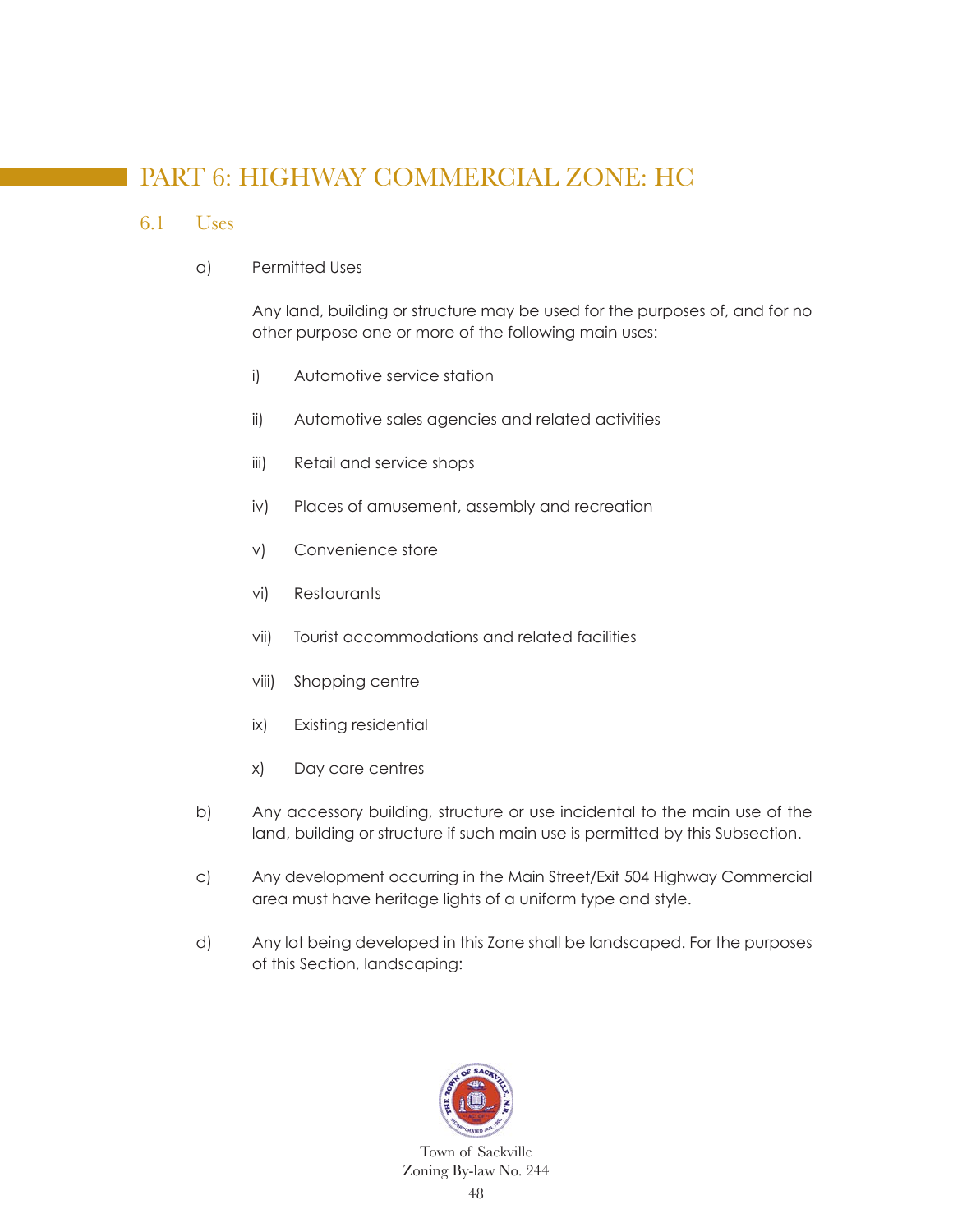# PART 6: HIGHWAY COMMERCIAL ZONE: HC

## 6.1 Uses

a) Permitted Uses

Any land, building or structure may be used for the purposes of, and for no other purpose one or more of the following main uses:

i) Automotive service station

ii) Automotive sales agencies and related activities

iii) Retail and service shops

iv) Places of amusement, assembly and recreation

v) Convenience store

vi) Restaurants

vii) Tourist accommodations and related facilities

viii) Shopping centre

ix) Existing residential

x) Day care centres

b) Any accessory building, structure or use incidental to the main use of the land, building or structure if such main use is permitted by this Subsection.

c) Any development occurring in the Main Street/Exit 504 Highway Commercial area must have heritage lights of a uniform type and style.

d) Any lot being developed in this Zone shall be landscaped. For the purposes of this Section, landscaping: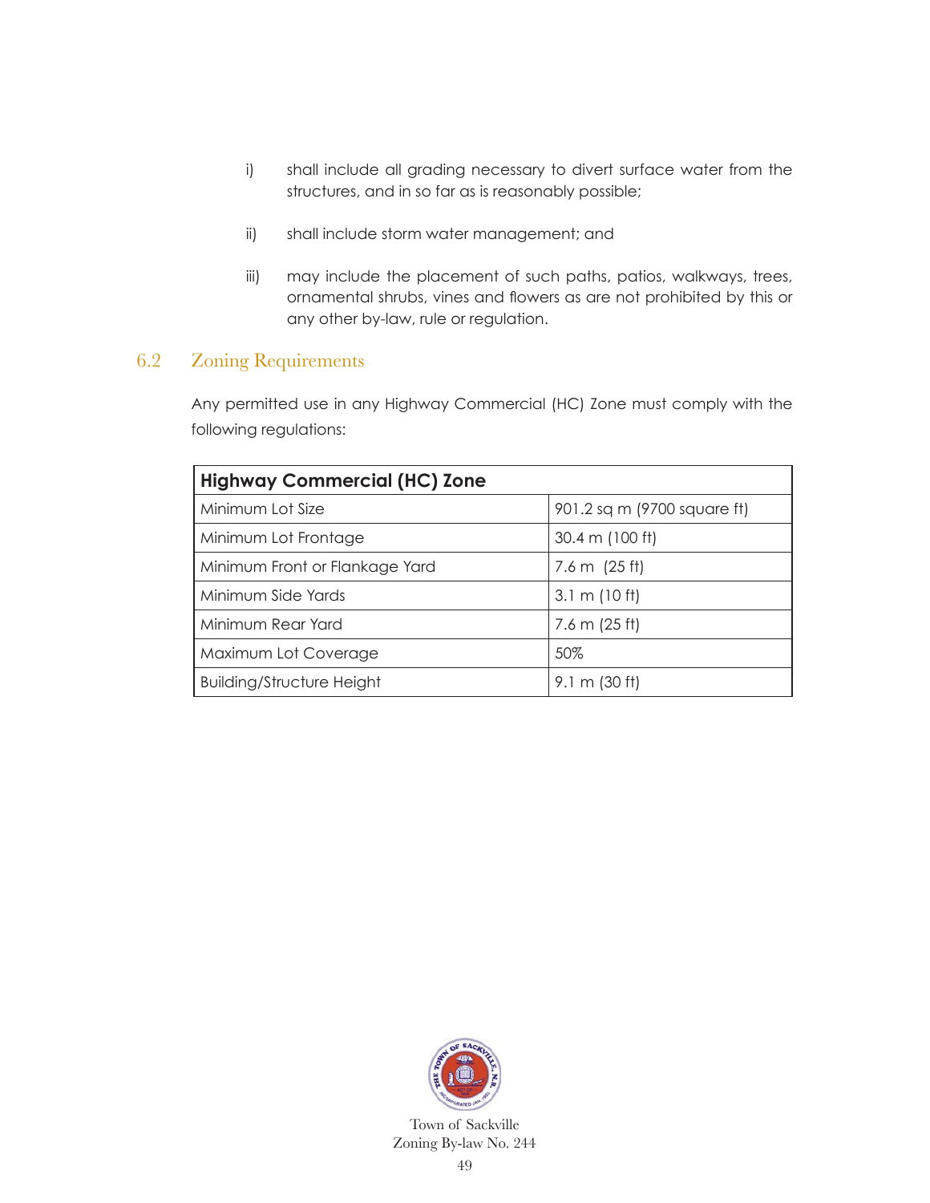i) shall include all grading necessary to divert surface water from the structures, and in so far as is reasonably possible;

ii) shall include storm water management; and

iii) may include the placement of such paths, patios, walkways, trees, ornamental shrubs, vines and flowers as are not prohibited by this or any other by-law, rule or regulation.

## 6.2 Zoning Requirements

Any permitted use in any Highway Commercial (HC) Zone must comply with the following regulations:

| **Highway Commercial (HC) Zone** | |
|---|---|
| Minimum Lot Size | 901.2 sq m (9700 square ft) |
| Minimum Lot Frontage | 30.4 m (100 ft) |
| Minimum Front or Flankage Yard | 7.6 m (25 ft) |
| Minimum Side Yards | 3.1 m (10 ft) |
| Minimum Rear Yard | 7.6 m (25 ft) |
| Maximum Lot Coverage | 50% |
| Building/Structure Height | 9.1 m (30 ft) |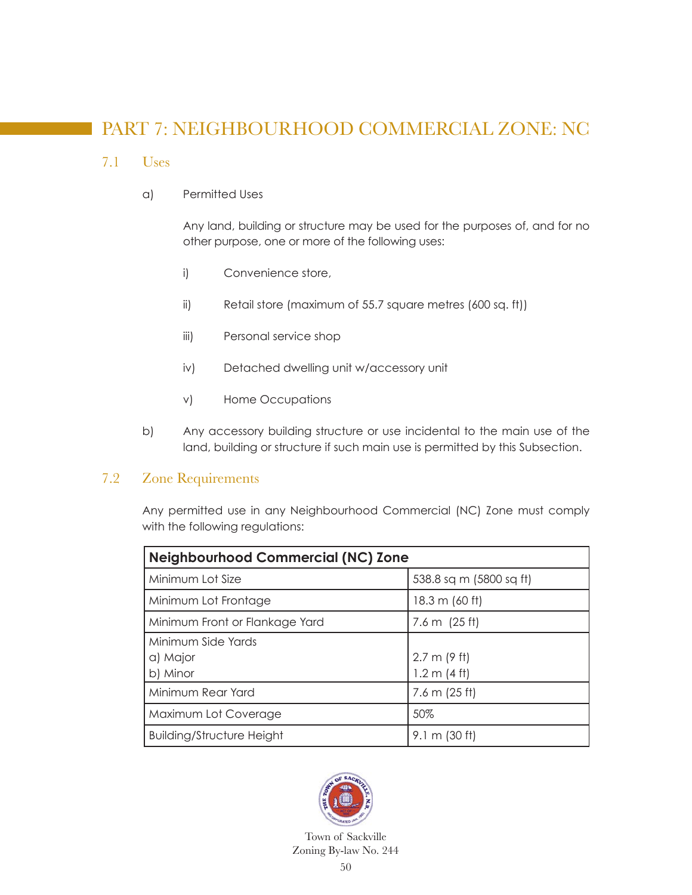# PART 7: NEIGHBOURHOOD COMMERCIAL ZONE: NC

## 7.1 Uses

a) Permitted Uses

Any land, building or structure may be used for the purposes of, and for no other purpose, one or more of the following uses:

i) Convenience store,

ii) Retail store (maximum of 55.7 square metres (600 sq. ft))

iii) Personal service shop

iv) Detached dwelling unit w/accessory unit

v) Home Occupations

b) Any accessory building structure or use incidental to the main use of the land, building or structure if such main use is permitted by this Subsection.

## 7.2 Zone Requirements

Any permitted use in any Neighbourhood Commercial (NC) Zone must comply with the following regulations:

| **Neighbourhood Commercial (NC) Zone** | |
|---|---|
| Minimum Lot Size | 538.8 sq m (5800 sq ft) |
| Minimum Lot Frontage | 18.3 m (60 ft) |
| Minimum Front or Flankage Yard | 7.6 m (25 ft) |
| Minimum Side Yards<br>a) Major<br>b) Minor | <br>2.7 m (9 ft)<br>1.2 m (4 ft) |
| Minimum Rear Yard | 7.6 m (25 ft) |
| Maximum Lot Coverage | 50% |
| Building/Structure Height | 9.1 m (30 ft) |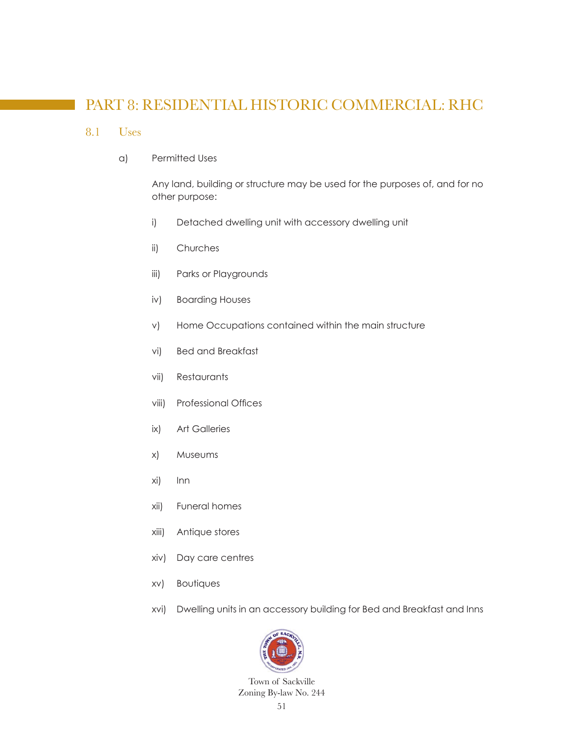# PART 8: RESIDENTIAL HISTORIC COMMERCIAL: RHC

## 8.1 Uses

a) Permitted Uses

Any land, building or structure may be used for the purposes of, and for no other purpose:

- i) Detached dwelling unit with accessory dwelling unit
- ii) Churches
- iii) Parks or Playgrounds
- iv) Boarding Houses
- v) Home Occupations contained within the main structure
- vi) Bed and Breakfast
- vii) Restaurants
- viii) Professional Offices
- ix) Art Galleries
- x) Museums
- xi) Inn
- xii) Funeral homes
- xiii) Antique stores
- xiv) Day care centres
- xv) Boutiques
- xvi) Dwelling units in an accessory building for Bed and Breakfast and Inns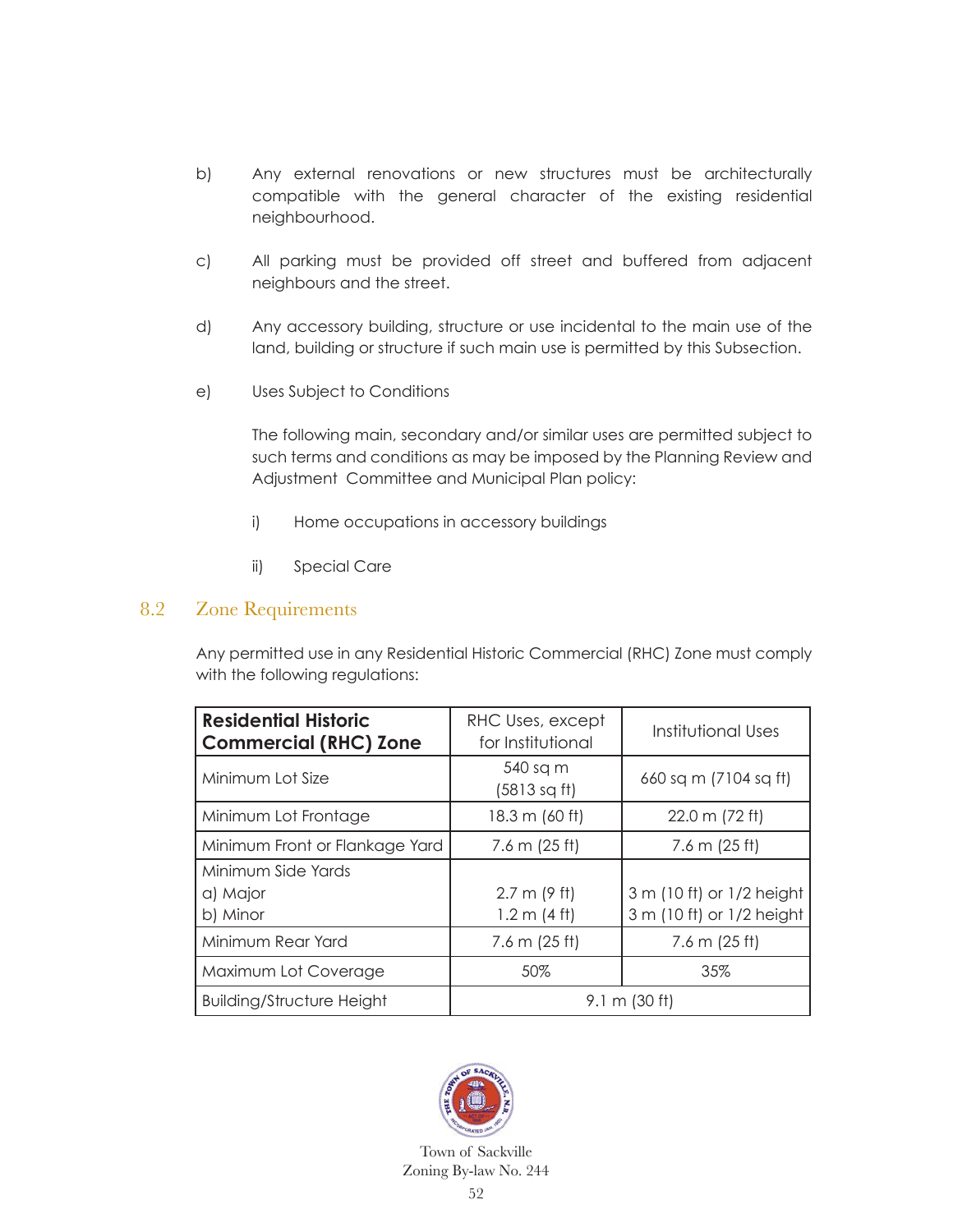b) Any external renovations or new structures must be architecturally compatible with the general character of the existing residential neighbourhood.

c) All parking must be provided off street and buffered from adjacent neighbours and the street.

d) Any accessory building, structure or use incidental to the main use of the land, building or structure if such main use is permitted by this Subsection.

e) Uses Subject to Conditions

The following main, secondary and/or similar uses are permitted subject to such terms and conditions as may be imposed by the Planning Review and Adjustment Committee and Municipal Plan policy:

i) Home occupations in accessory buildings

ii) Special Care

## 8.2 Zone Requirements

Any permitted use in any Residential Historic Commercial (RHC) Zone must comply with the following regulations:

| **Residential Historic Commercial (RHC) Zone** | RHC Uses, except for Institutional | Institutional Uses |
|---|---|---|
| Minimum Lot Size | 540 sq m (5813 sq ft) | 660 sq m (7104 sq ft) |
| Minimum Lot Frontage | 18.3 m (60 ft) | 22.0 m (72 ft) |
| Minimum Front or Flankage Yard | 7.6 m (25 ft) | 7.6 m (25 ft) |
| Minimum Side Yards<br>a) Major<br>b) Minor | <br>2.7 m (9 ft)<br>1.2 m (4 ft) | <br>3 m (10 ft) or 1/2 height<br>3 m (10 ft) or 1/2 height |
| Minimum Rear Yard | 7.6 m (25 ft) | 7.6 m (25 ft) |
| Maximum Lot Coverage | 50% | 35% |
| Building/Structure Height | 9.1 m (30 ft) | |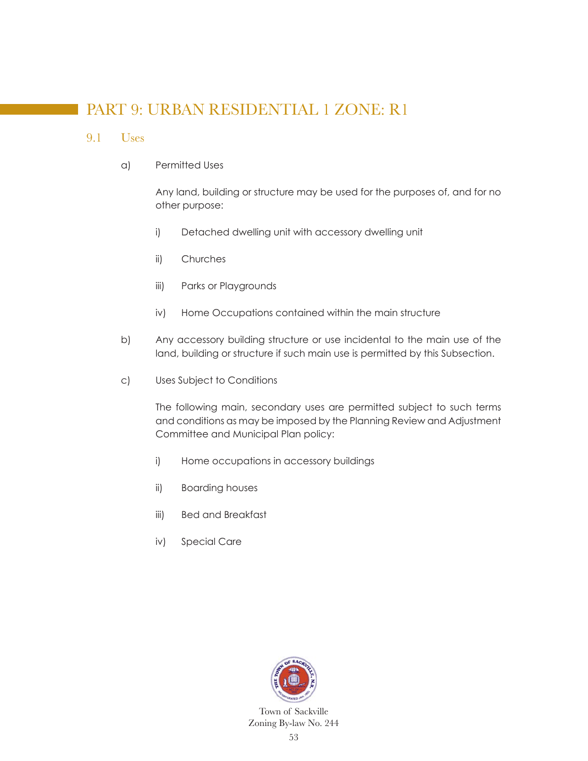# PART 9: URBAN RESIDENTIAL 1 ZONE: R1

## 9.1 Uses

a) Permitted Uses

Any land, building or structure may be used for the purposes of, and for no other purpose:

i) Detached dwelling unit with accessory dwelling unit

ii) Churches

iii) Parks or Playgrounds

iv) Home Occupations contained within the main structure

b) Any accessory building structure or use incidental to the main use of the land, building or structure if such main use is permitted by this Subsection.

c) Uses Subject to Conditions

The following main, secondary uses are permitted subject to such terms and conditions as may be imposed by the Planning Review and Adjustment Committee and Municipal Plan policy:

i) Home occupations in accessory buildings

ii) Boarding houses

iii) Bed and Breakfast

iv) Special Care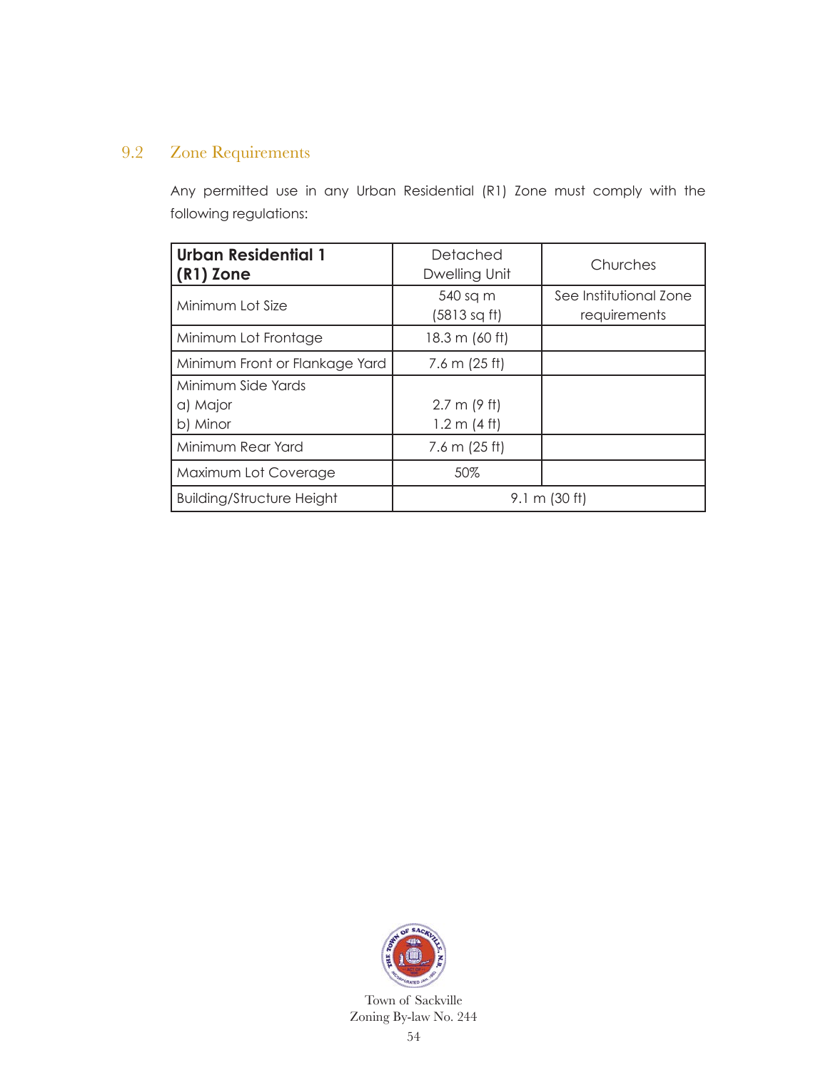## 9.2 Zone Requirements

Any permitted use in any Urban Residential (R1) Zone must comply with the following regulations:

| **Urban Residential 1 (R1) Zone** | Detached Dwelling Unit | Churches |
|---|---|---|
| Minimum Lot Size | 540 sq m (5813 sq ft) | See Institutional Zone requirements |
| Minimum Lot Frontage | 18.3 m (60 ft) | |
| Minimum Front or Flankage Yard | 7.6 m (25 ft) | |
| Minimum Side Yards<br>a) Major<br>b) Minor | <br>2.7 m (9 ft)<br>1.2 m (4 ft) | |
| Minimum Rear Yard | 7.6 m (25 ft) | |
| Maximum Lot Coverage | 50% | |
| Building/Structure Height | 9.1 m (30 ft) | |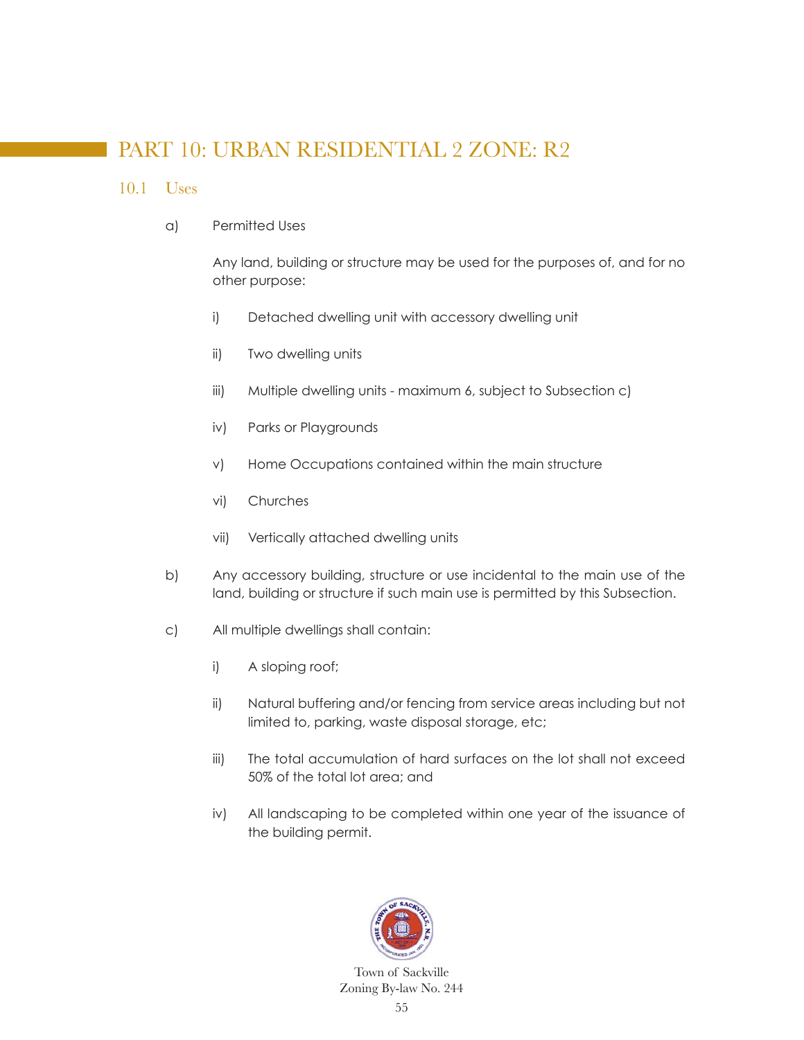# PART 10: URBAN RESIDENTIAL 2 ZONE: R2

## 10.1 Uses

a) Permitted Uses

Any land, building or structure may be used for the purposes of, and for no other purpose:

i) Detached dwelling unit with accessory dwelling unit

ii) Two dwelling units

iii) Multiple dwelling units - maximum 6, subject to Subsection c)

iv) Parks or Playgrounds

v) Home Occupations contained within the main structure

vi) Churches

vii) Vertically attached dwelling units

b) Any accessory building, structure or use incidental to the main use of the land, building or structure if such main use is permitted by this Subsection.

c) All multiple dwellings shall contain:

i) A sloping roof;

ii) Natural buffering and/or fencing from service areas including but not limited to, parking, waste disposal storage, etc;

iii) The total accumulation of hard surfaces on the lot shall not exceed 50% of the total lot area; and

iv) All landscaping to be completed within one year of the issuance of the building permit.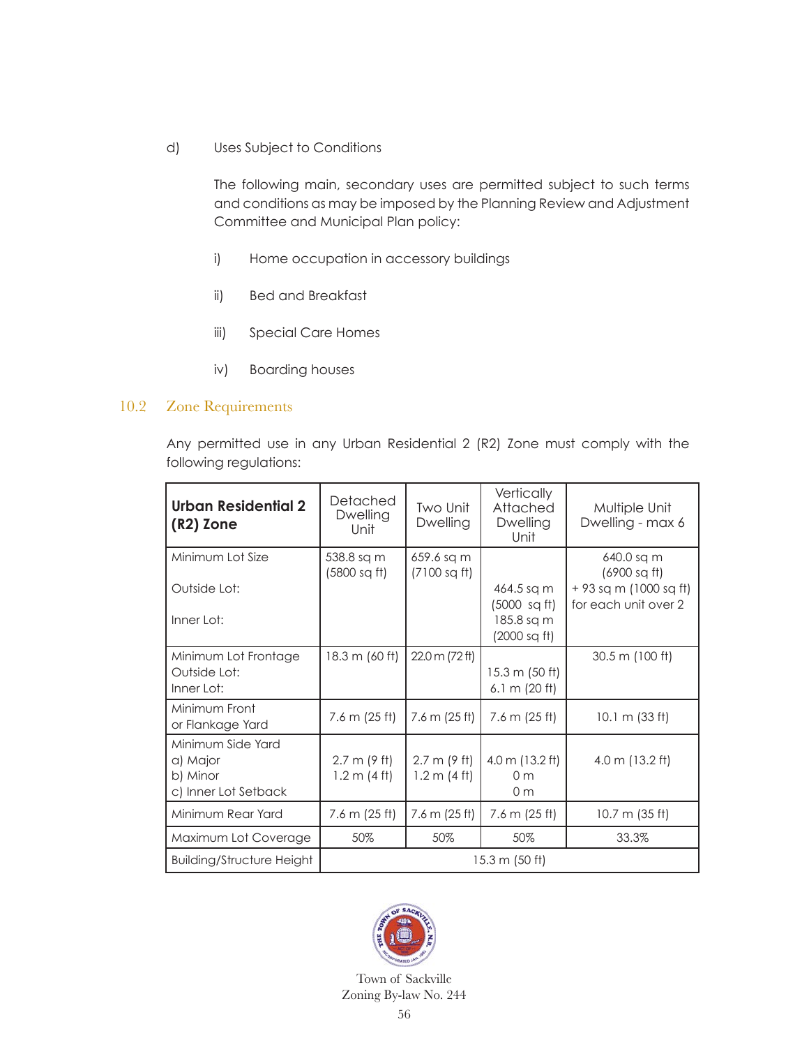d) Uses Subject to Conditions

The following main, secondary uses are permitted subject to such terms and conditions as may be imposed by the Planning Review and Adjustment Committee and Municipal Plan policy:

i) Home occupation in accessory buildings

ii) Bed and Breakfast

iii) Special Care Homes

iv) Boarding houses

## 10.2 Zone Requirements

Any permitted use in any Urban Residential 2 (R2) Zone must comply with the following regulations:

| **Urban Residential 2 (R2) Zone** | Detached Dwelling Unit | Two Unit Dwelling | Vertically Attached Dwelling Unit | Multiple Unit Dwelling - max 6 |
|---|---|---|---|---|
| Minimum Lot Size | 538.8 sq m (5800 sq ft) | 659.6 sq m (7100 sq ft) | | 640.0 sq m (6900 sq ft) + 93 sq m (1000 sq ft) for each unit over 2 |
| Outside Lot: | | | 464.5 sq m (5000 sq ft) | |
| Inner Lot: | | | 185.8 sq m (2000 sq ft) | |
| Minimum Lot Frontage | 18.3 m (60 ft) | 22.0 m (72 ft) | | 30.5 m (100 ft) |
| Outside Lot: | | | 15.3 m (50 ft) | |
| Inner Lot: | | | 6.1 m (20 ft) | |
| Minimum Front or Flankage Yard | 7.6 m (25 ft) | 7.6 m (25 ft) | 7.6 m (25 ft) | 10.1 m (33 ft) |
| Minimum Side Yard | | | | |
| a) Major | 2.7 m (9 ft) | 2.7 m (9 ft) | 4.0 m (13.2 ft) | 4.0 m (13.2 ft) |
| b) Minor | 1.2 m (4 ft) | 1.2 m (4 ft) | 0 m | |
| c) Inner Lot Setback | | | 0 m | |
| Minimum Rear Yard | 7.6 m (25 ft) | 7.6 m (25 ft) | 7.6 m (25 ft) | 10.7 m (35 ft) |
| Maximum Lot Coverage | 50% | 50% | 50% | 33.3% |
| Building/Structure Height | 15.3 m (50 ft) | | | |

Town of Sackville
Zoning By-law No. 244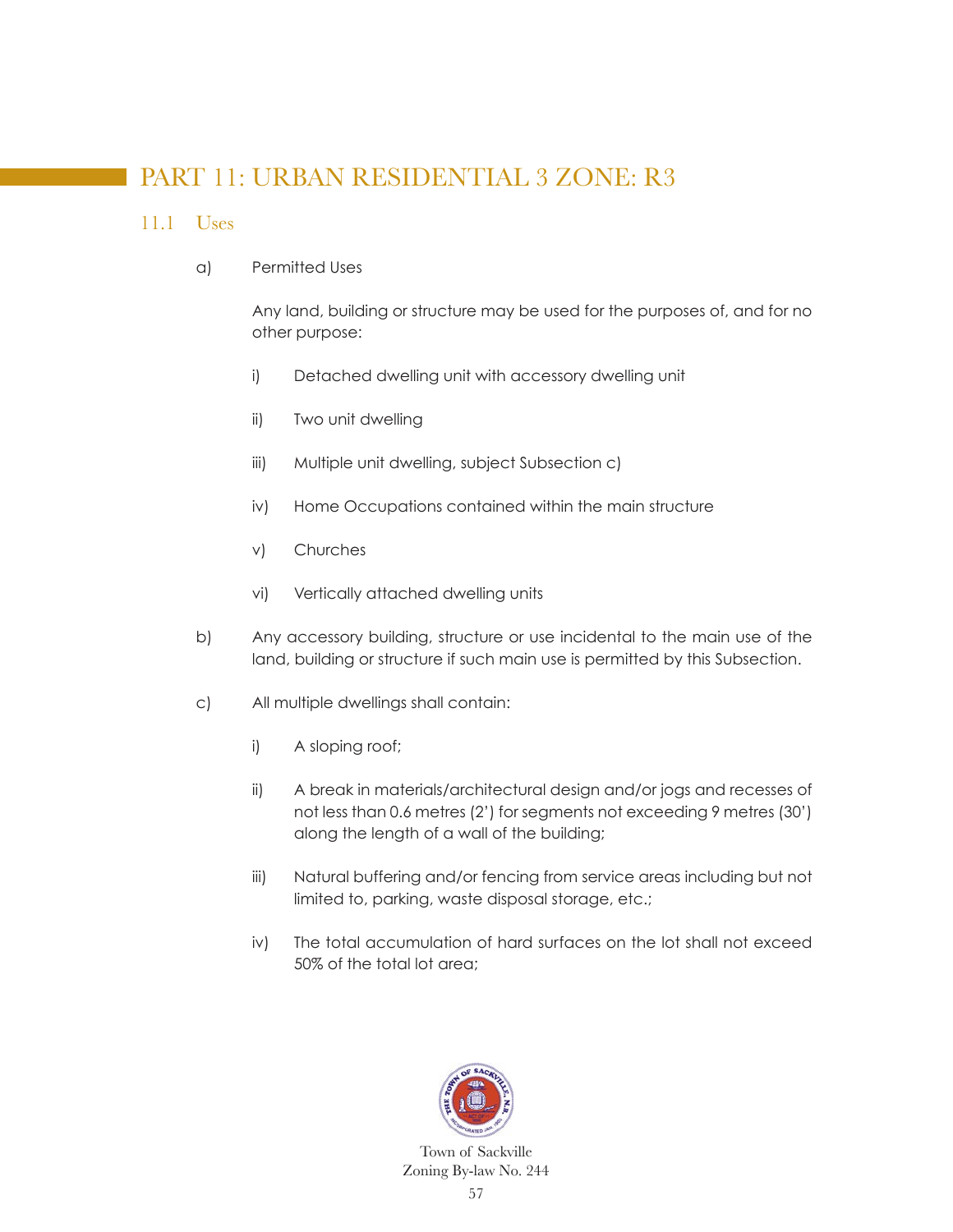# PART 11: URBAN RESIDENTIAL 3 ZONE: R3

## 11.1 Uses

a) Permitted Uses

Any land, building or structure may be used for the purposes of, and for no other purpose:

i) Detached dwelling unit with accessory dwelling unit

ii) Two unit dwelling

iii) Multiple unit dwelling, subject Subsection c)

iv) Home Occupations contained within the main structure

v) Churches

vi) Vertically attached dwelling units

b) Any accessory building, structure or use incidental to the main use of the land, building or structure if such main use is permitted by this Subsection.

c) All multiple dwellings shall contain:

i) A sloping roof;

ii) A break in materials/architectural design and/or jogs and recesses of not less than 0.6 metres (2') for segments not exceeding 9 metres (30') along the length of a wall of the building;

iii) Natural buffering and/or fencing from service areas including but not limited to, parking, waste disposal storage, etc.;

iv) The total accumulation of hard surfaces on the lot shall not exceed 50% of the total lot area;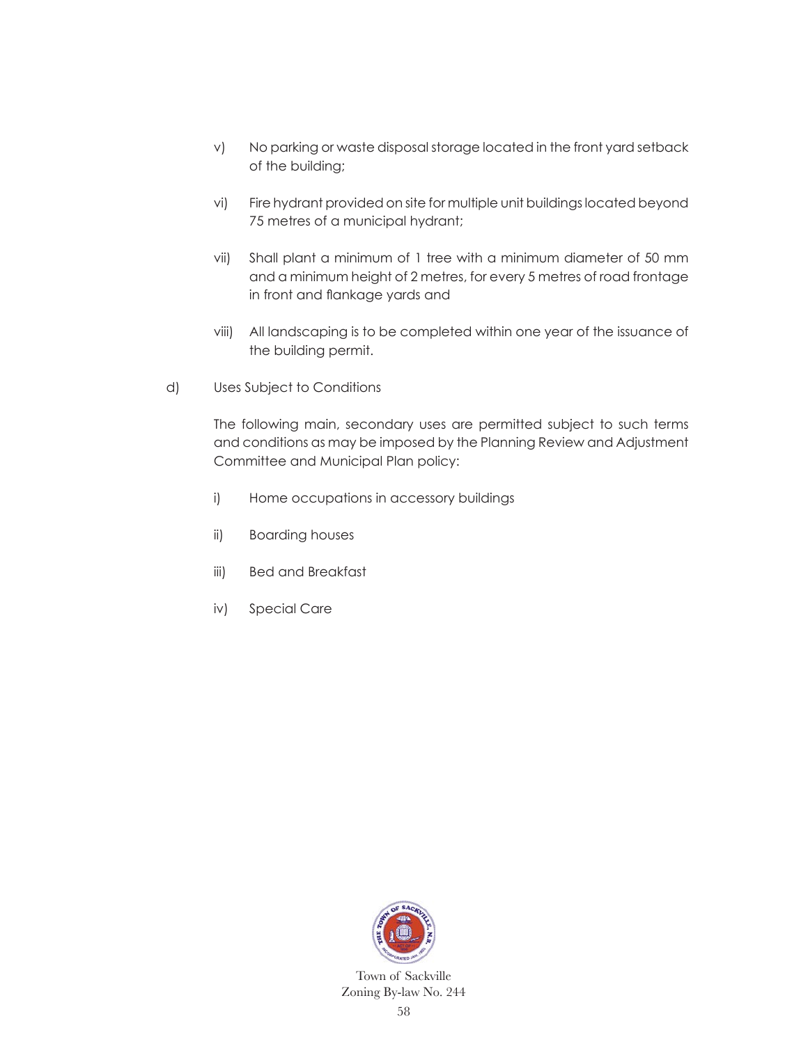v) No parking or waste disposal storage located in the front yard setback of the building;

vi) Fire hydrant provided on site for multiple unit buildings located beyond 75 metres of a municipal hydrant;

vii) Shall plant a minimum of 1 tree with a minimum diameter of 50 mm and a minimum height of 2 metres, for every 5 metres of road frontage in front and flankage yards and

viii) All landscaping is to be completed within one year of the issuance of the building permit.

d) Uses Subject to Conditions

The following main, secondary uses are permitted subject to such terms and conditions as may be imposed by the Planning Review and Adjustment Committee and Municipal Plan policy:

i) Home occupations in accessory buildings

ii) Boarding houses

iii) Bed and Breakfast

iv) Special Care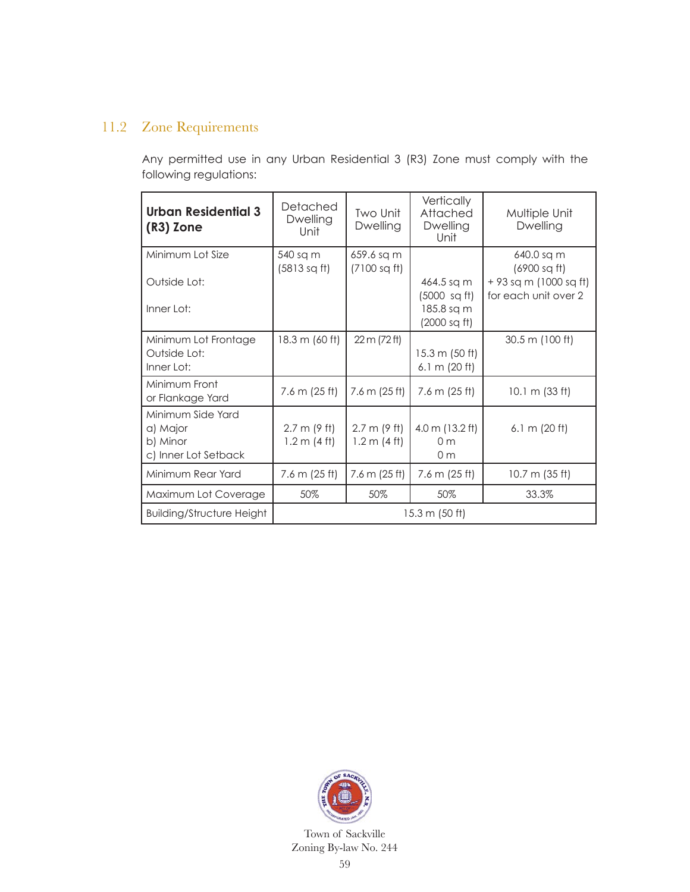## 11.2 Zone Requirements

Any permitted use in any Urban Residential 3 (R3) Zone must comply with the following regulations:

| **Urban Residential 3 (R3) Zone** | Detached Dwelling Unit | Two Unit Dwelling | Vertically Attached Dwelling Unit | Multiple Unit Dwelling |
|---|---|---|---|---|
| Minimum Lot Size<br>Outside Lot:<br>Inner Lot: | 540 sq m (5813 sq ft) | 659.6 sq m (7100 sq ft) | <br>464.5 sq m (5000 sq ft)<br>185.8 sq m (2000 sq ft) | 640.0 sq m (6900 sq ft) + 93 sq m (1000 sq ft) for each unit over 2 |
| Minimum Lot Frontage<br>Outside Lot:<br>Inner Lot: | 18.3 m (60 ft) | 22 m (72 ft) | <br>15.3 m (50 ft)<br>6.1 m (20 ft) | 30.5 m (100 ft) |
| Minimum Front or Flankage Yard | 7.6 m (25 ft) | 7.6 m (25 ft) | 7.6 m (25 ft) | 10.1 m (33 ft) |
| Minimum Side Yard<br>a) Major<br>b) Minor<br>c) Inner Lot Setback | <br>2.7 m (9 ft)<br>1.2 m (4 ft) | <br>2.7 m (9 ft)<br>1.2 m (4 ft) | <br>4.0 m (13.2 ft)<br>0 m<br>0 m | <br>6.1 m (20 ft) |
| Minimum Rear Yard | 7.6 m (25 ft) | 7.6 m (25 ft) | 7.6 m (25 ft) | 10.7 m (35 ft) |
| Maximum Lot Coverage | 50% | 50% | 50% | 33.3% |
| Building/Structure Height | 15.3 m (50 ft) | | | |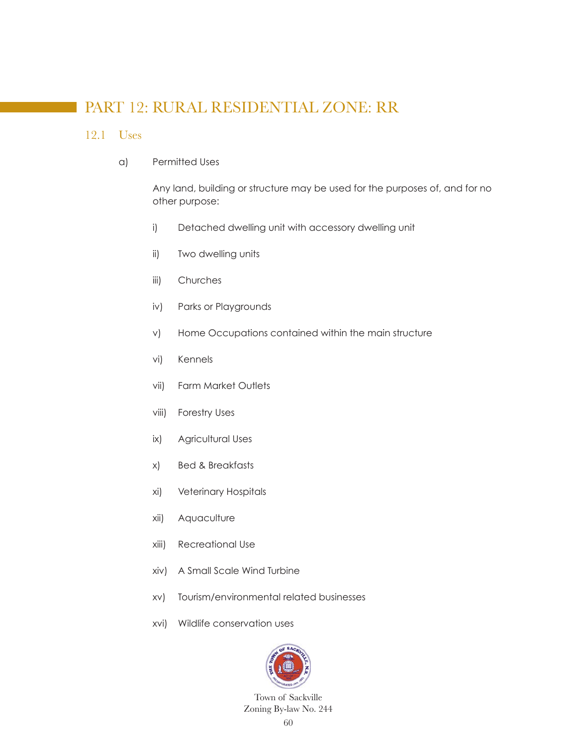# PART 12: RURAL RESIDENTIAL ZONE: RR

## 12.1 Uses

a) Permitted Uses

Any land, building or structure may be used for the purposes of, and for no other purpose:

i) Detached dwelling unit with accessory dwelling unit

ii) Two dwelling units

iii) Churches

iv) Parks or Playgrounds

v) Home Occupations contained within the main structure

vi) Kennels

vii) Farm Market Outlets

viii) Forestry Uses

ix) Agricultural Uses

x) Bed & Breakfasts

xi) Veterinary Hospitals

xii) Aquaculture

xiii) Recreational Use

xiv) A Small Scale Wind Turbine

xv) Tourism/environmental related businesses

xvi) Wildlife conservation uses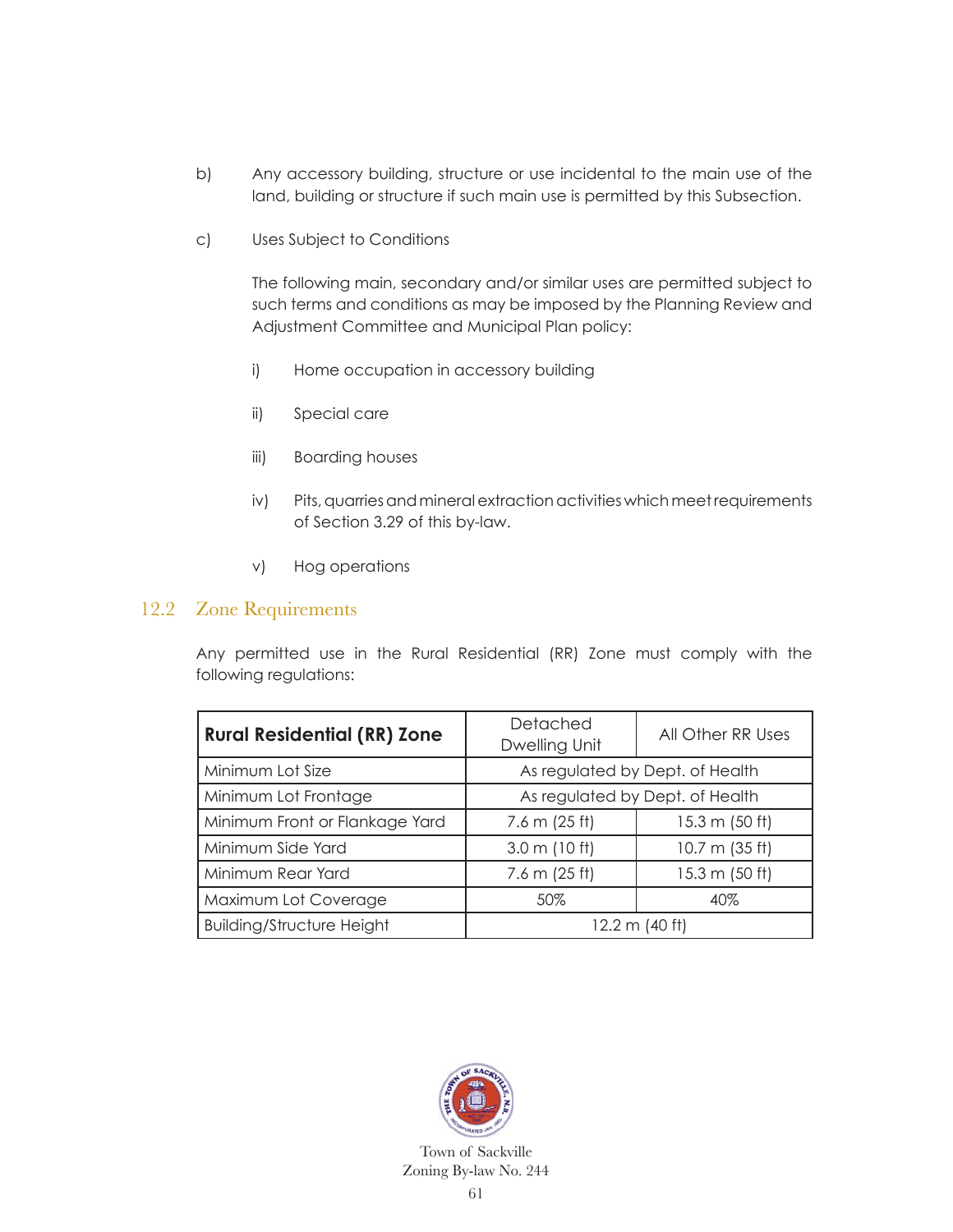b) Any accessory building, structure or use incidental to the main use of the land, building or structure if such main use is permitted by this Subsection.

c) Uses Subject to Conditions

The following main, secondary and/or similar uses are permitted subject to such terms and conditions as may be imposed by the Planning Review and Adjustment Committee and Municipal Plan policy:

i) Home occupation in accessory building

ii) Special care

iii) Boarding houses

iv) Pits, quarries and mineral extraction activities which meet requirements of Section 3.29 of this by-law.

v) Hog operations

## 12.2 Zone Requirements

Any permitted use in the Rural Residential (RR) Zone must comply with the following regulations:

| **Rural Residential (RR) Zone** | Detached Dwelling Unit | All Other RR Uses |
|---|---|---|
| Minimum Lot Size | As regulated by Dept. of Health | |
| Minimum Lot Frontage | As regulated by Dept. of Health | |
| Minimum Front or Flankage Yard | 7.6 m (25 ft) | 15.3 m (50 ft) |
| Minimum Side Yard | 3.0 m (10 ft) | 10.7 m (35 ft) |
| Minimum Rear Yard | 7.6 m (25 ft) | 15.3 m (50 ft) |
| Maximum Lot Coverage | 50% | 40% |
| Building/Structure Height | 12.2 m (40 ft) | |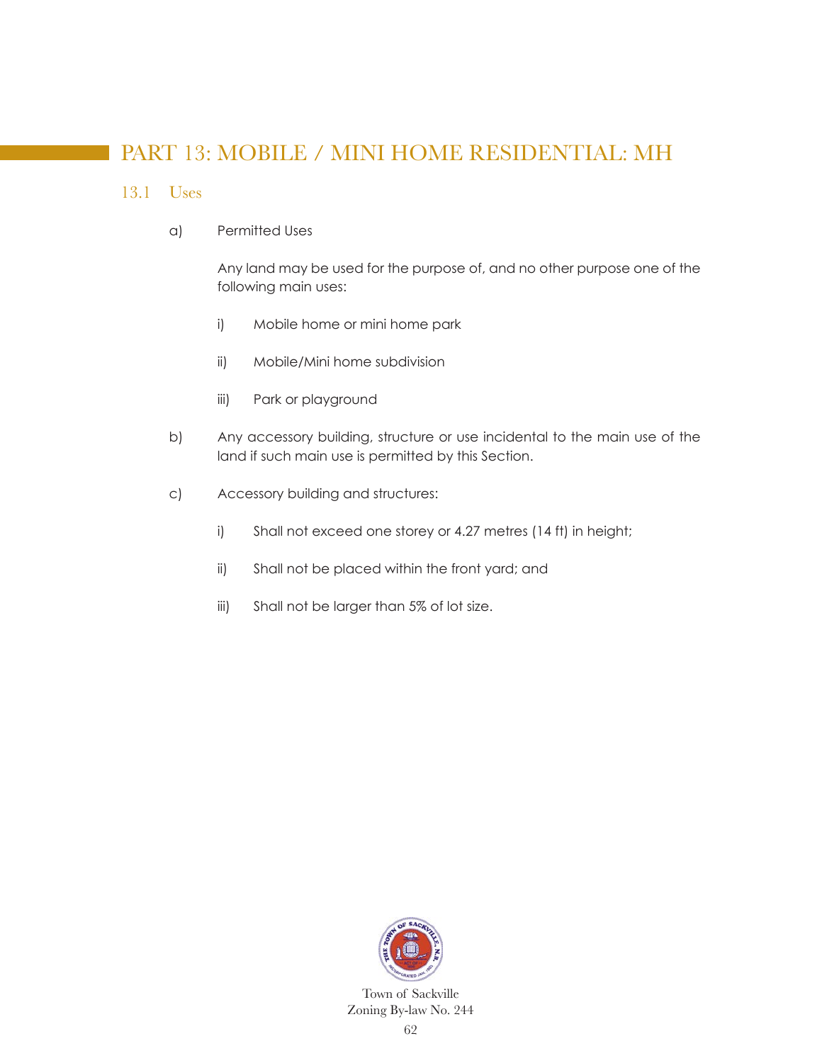# PART 13: MOBILE / MINI HOME RESIDENTIAL: MH

## 13.1 Uses

a) Permitted Uses

Any land may be used for the purpose of, and no other purpose one of the following main uses:

i) Mobile home or mini home park

ii) Mobile/Mini home subdivision

iii) Park or playground

b) Any accessory building, structure or use incidental to the main use of the land if such main use is permitted by this Section.

c) Accessory building and structures:

i) Shall not exceed one storey or 4.27 metres (14 ft) in height;

ii) Shall not be placed within the front yard; and

iii) Shall not be larger than 5% of lot size.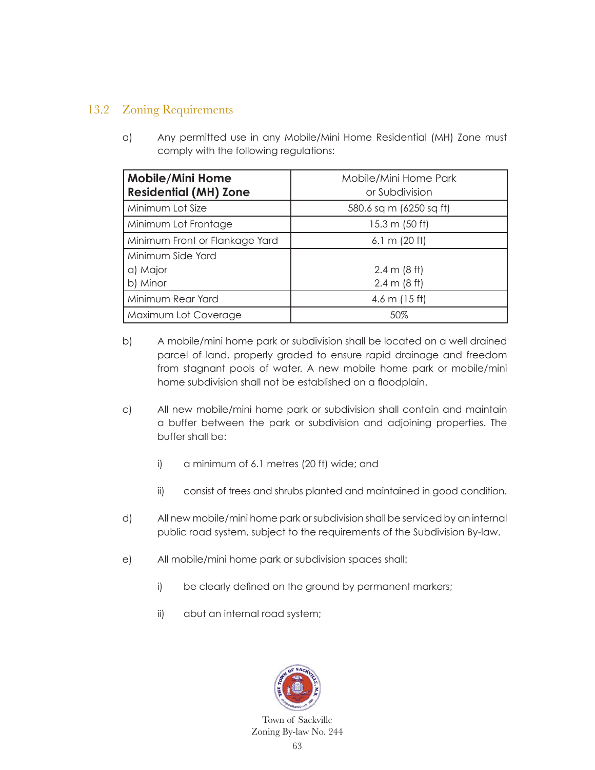## 13.2 Zoning Requirements

a) Any permitted use in any Mobile/Mini Home Residential (MH) Zone must comply with the following regulations:

| **Mobile/Mini Home Residential (MH) Zone** | Mobile/Mini Home Park or Subdivision |
|---|---|
| Minimum Lot Size | 580.6 sq m (6250 sq ft) |
| Minimum Lot Frontage | 15.3 m (50 ft) |
| Minimum Front or Flankage Yard | 6.1 m (20 ft) |
| Minimum Side Yard<br>a) Major<br>b) Minor | <br>2.4 m (8 ft)<br>2.4 m (8 ft) |
| Minimum Rear Yard | 4.6 m (15 ft) |
| Maximum Lot Coverage | 50% |

b) A mobile/mini home park or subdivision shall be located on a well drained parcel of land, properly graded to ensure rapid drainage and freedom from stagnant pools of water. A new mobile home park or mobile/mini home subdivision shall not be established on a floodplain.

c) All new mobile/mini home park or subdivision shall contain and maintain a buffer between the park or subdivision and adjoining properties. The buffer shall be:

  i) a minimum of 6.1 metres (20 ft) wide; and

  ii) consist of trees and shrubs planted and maintained in good condition.

d) All new mobile/mini home park or subdivision shall be serviced by an internal public road system, subject to the requirements of the Subdivision By-law.

e) All mobile/mini home park or subdivision spaces shall:

  i) be clearly defined on the ground by permanent markers;

  ii) abut an internal road system;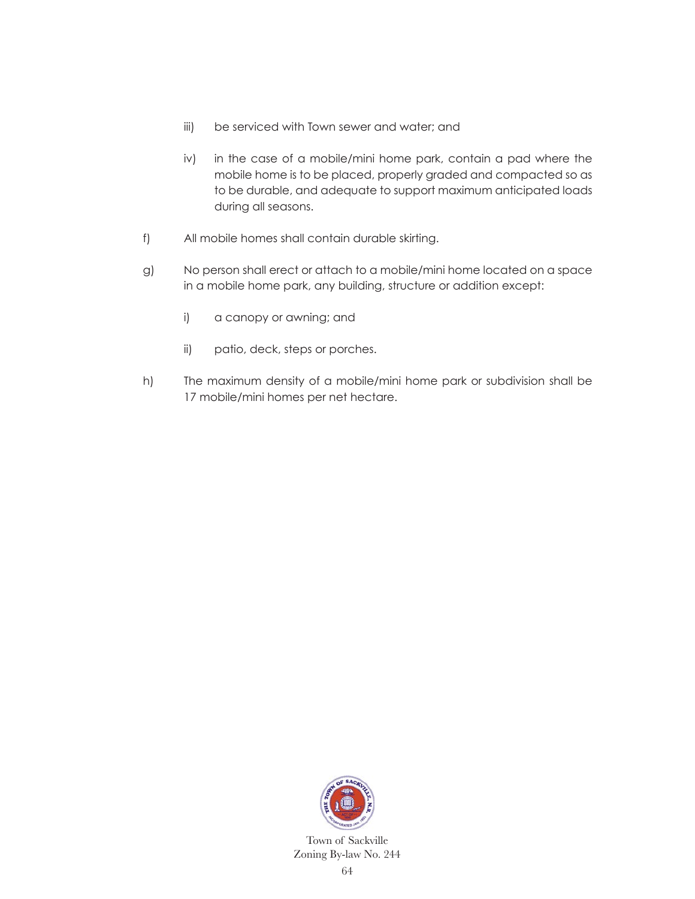iii) be serviced with Town sewer and water; and

iv) in the case of a mobile/mini home park, contain a pad where the mobile home is to be placed, properly graded and compacted so as to be durable, and adequate to support maximum anticipated loads during all seasons.

f) All mobile homes shall contain durable skirting.

g) No person shall erect or attach to a mobile/mini home located on a space in a mobile home park, any building, structure or addition except:

i) a canopy or awning; and

ii) patio, deck, steps or porches.

h) The maximum density of a mobile/mini home park or subdivision shall be 17 mobile/mini homes per net hectare.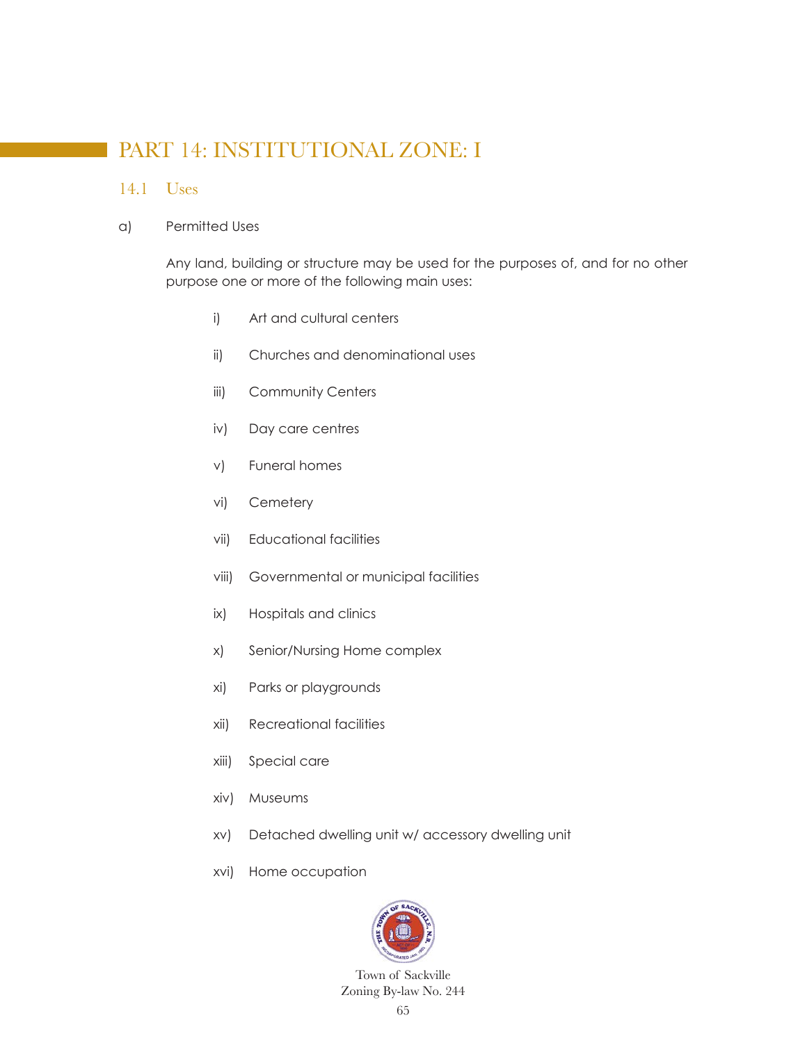# PART 14: INSTITUTIONAL ZONE: I

## 14.1 Uses

a) Permitted Uses

Any land, building or structure may be used for the purposes of, and for no other purpose one or more of the following main uses:

- i) Art and cultural centers
- ii) Churches and denominational uses
- iii) Community Centers
- iv) Day care centres
- v) Funeral homes
- vi) Cemetery
- vii) Educational facilities
- viii) Governmental or municipal facilities
- ix) Hospitals and clinics
- x) Senior/Nursing Home complex
- xi) Parks or playgrounds
- xii) Recreational facilities
- xiii) Special care
- xiv) Museums
- xv) Detached dwelling unit w/ accessory dwelling unit
- xvi) Home occupation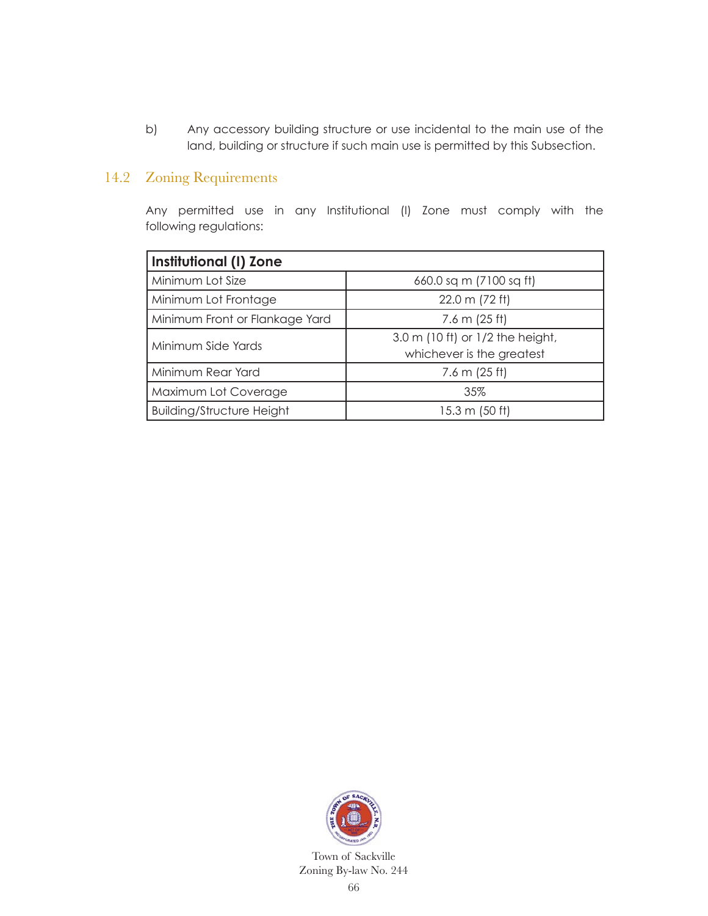b) Any accessory building structure or use incidental to the main use of the land, building or structure if such main use is permitted by this Subsection.

## 14.2 Zoning Requirements

Any permitted use in any Institutional (I) Zone must comply with the following regulations:

| **Institutional (I) Zone** | |
|---|---|
| Minimum Lot Size | 660.0 sq m (7100 sq ft) |
| Minimum Lot Frontage | 22.0 m (72 ft) |
| Minimum Front or Flankage Yard | 7.6 m (25 ft) |
| Minimum Side Yards | 3.0 m (10 ft) or 1/2 the height, whichever is the greatest |
| Minimum Rear Yard | 7.6 m (25 ft) |
| Maximum Lot Coverage | 35% |
| Building/Structure Height | 15.3 m (50 ft) |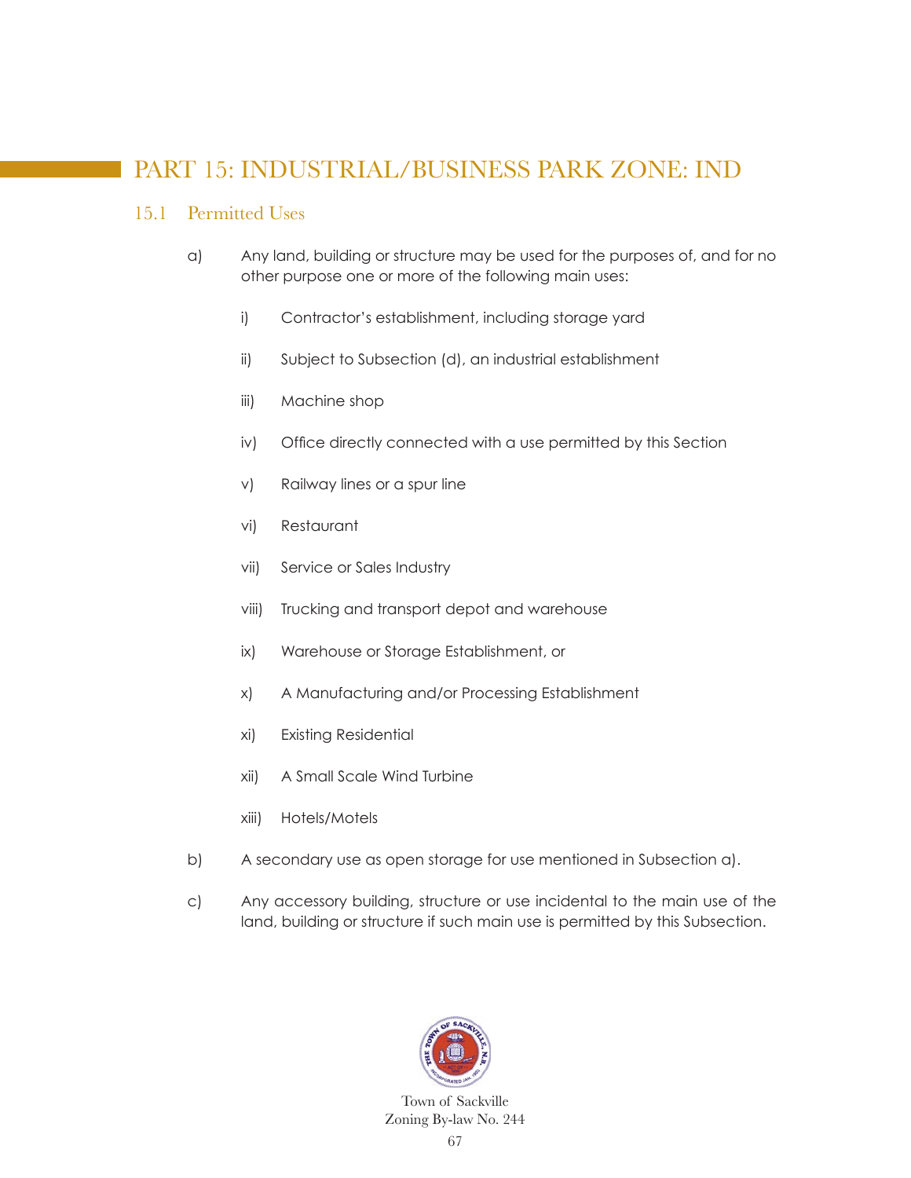# PART 15: INDUSTRIAL/BUSINESS PARK ZONE: IND

## 15.1 Permitted Uses

a) Any land, building or structure may be used for the purposes of, and for no other purpose one or more of the following main uses:

   i) Contractor's establishment, including storage yard

   ii) Subject to Subsection (d), an industrial establishment

   iii) Machine shop

   iv) Office directly connected with a use permitted by this Section

   v) Railway lines or a spur line

   vi) Restaurant

   vii) Service or Sales Industry

   viii) Trucking and transport depot and warehouse

   ix) Warehouse or Storage Establishment, or

   x) A Manufacturing and/or Processing Establishment

   xi) Existing Residential

   xii) A Small Scale Wind Turbine

   xiii) Hotels/Motels

b) A secondary use as open storage for use mentioned in Subsection a).

c) Any accessory building, structure or use incidental to the main use of the land, building or structure if such main use is permitted by this Subsection.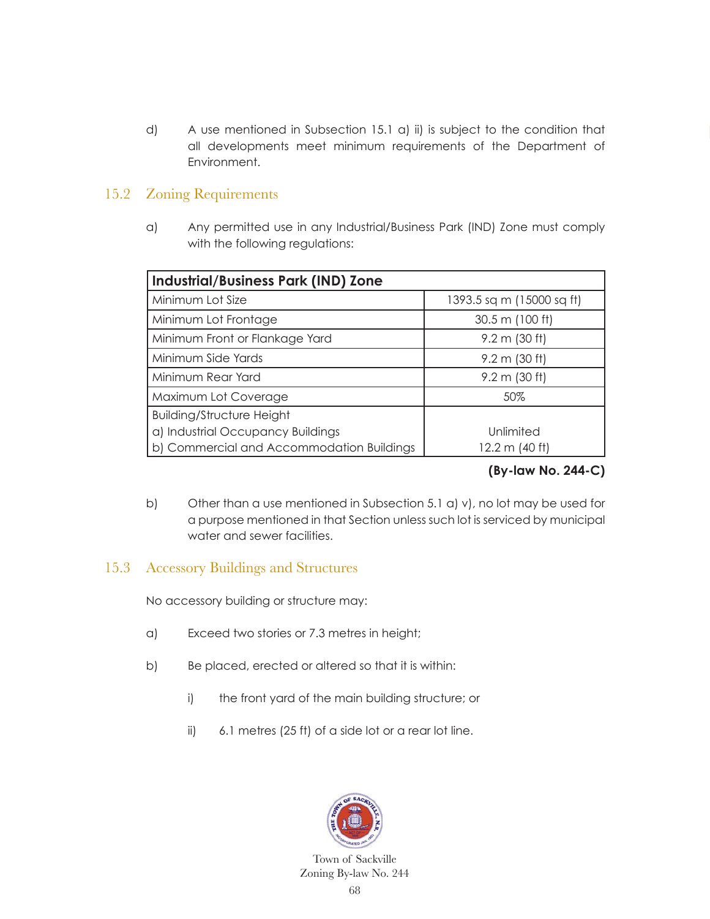d) A use mentioned in Subsection 15.1 a) ii) is subject to the condition that all developments meet minimum requirements of the Department of Environment.

## 15.2 Zoning Requirements

a) Any permitted use in any Industrial/Business Park (IND) Zone must comply with the following regulations:

| **Industrial/Business Park (IND) Zone** | |
|---|---|
| Minimum Lot Size | 1393.5 sq m (15000 sq ft) |
| Minimum Lot Frontage | 30.5 m (100 ft) |
| Minimum Front or Flankage Yard | 9.2 m (30 ft) |
| Minimum Side Yards | 9.2 m (30 ft) |
| Minimum Rear Yard | 9.2 m (30 ft) |
| Maximum Lot Coverage | 50% |
| Building/Structure Height<br>a) Industrial Occupancy Buildings<br>b) Commercial and Accommodation Buildings | <br>Unlimited<br>12.2 m (40 ft) |

**(By-law No. 244-C)**

b) Other than a use mentioned in Subsection 5.1 a) v), no lot may be used for a purpose mentioned in that Section unless such lot is serviced by municipal water and sewer facilities.

## 15.3 Accessory Buildings and Structures

No accessory building or structure may:

a) Exceed two stories or 7.3 metres in height;

b) Be placed, erected or altered so that it is within:

i) the front yard of the main building structure; or

ii) 6.1 metres (25 ft) of a side lot or a rear lot line.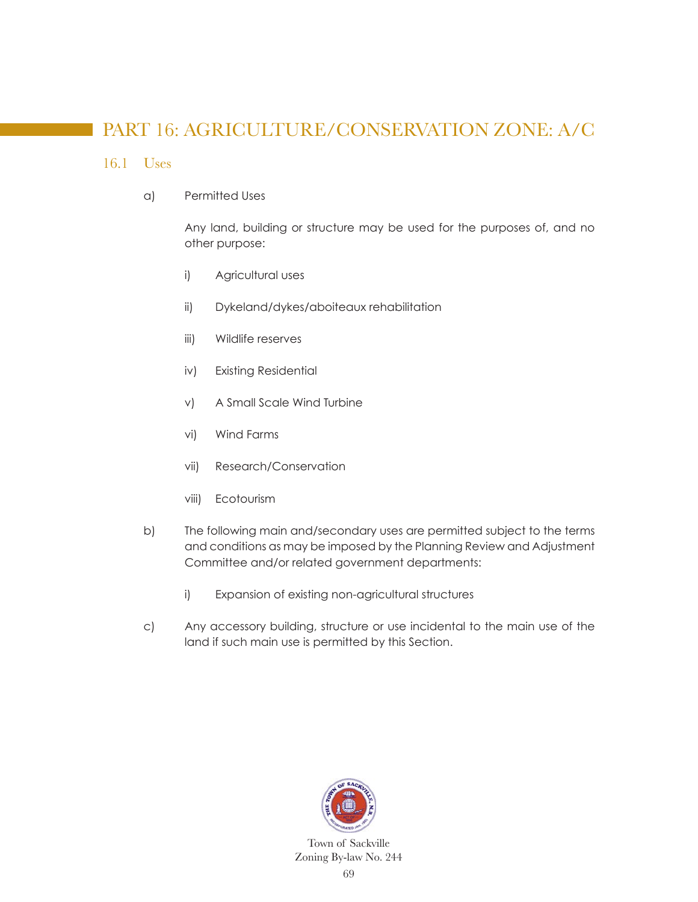# PART 16: AGRICULTURE/CONSERVATION ZONE: A/C

## 16.1 Uses

a) Permitted Uses

Any land, building or structure may be used for the purposes of, and no other purpose:

i) Agricultural uses

ii) Dykeland/dykes/aboiteaux rehabilitation

iii) Wildlife reserves

iv) Existing Residential

v) A Small Scale Wind Turbine

vi) Wind Farms

vii) Research/Conservation

viii) Ecotourism

b) The following main and/secondary uses are permitted subject to the terms and conditions as may be imposed by the Planning Review and Adjustment Committee and/or related government departments:

i) Expansion of existing non-agricultural structures

c) Any accessory building, structure or use incidental to the main use of the land if such main use is permitted by this Section.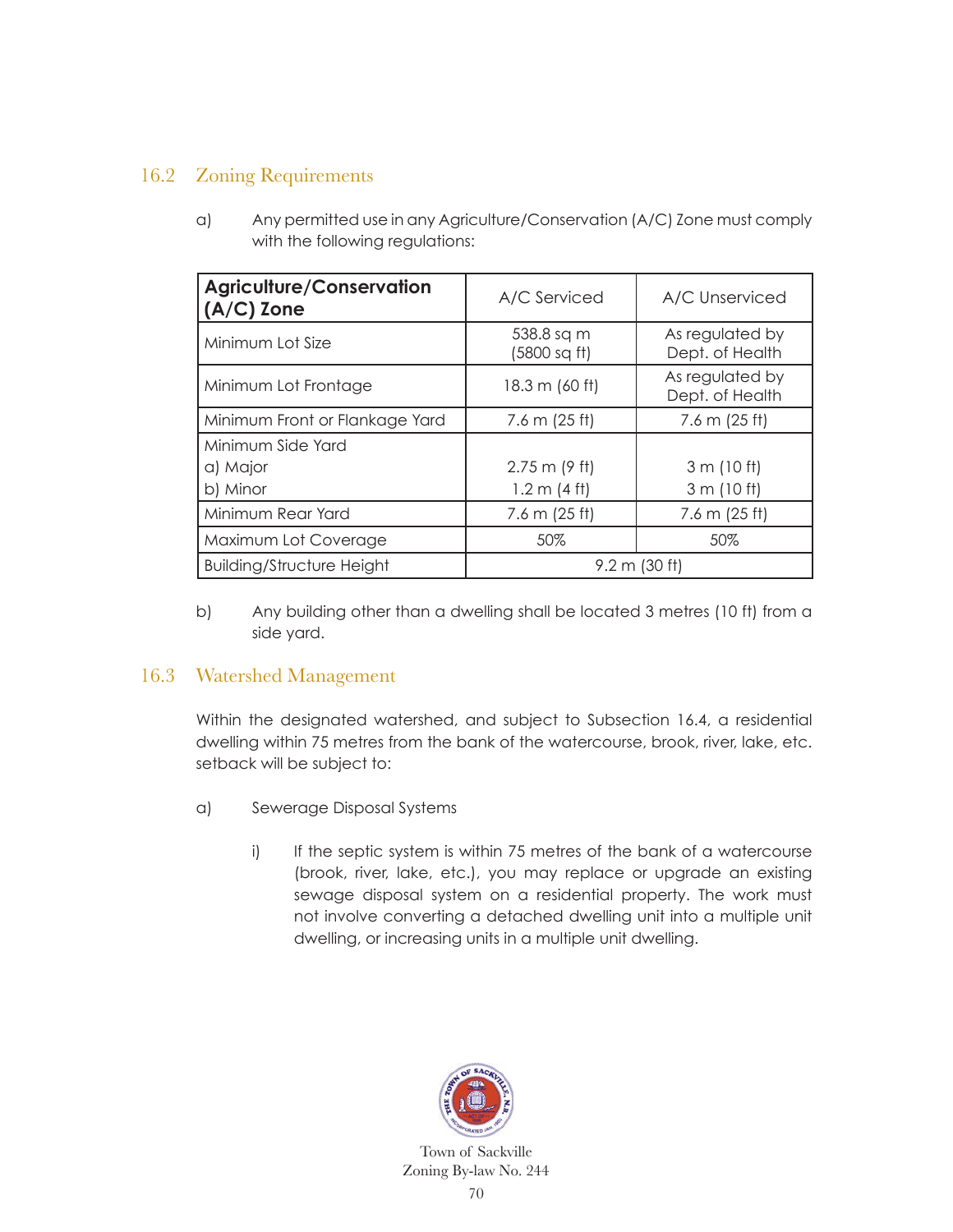## 16.2 Zoning Requirements

a) Any permitted use in any Agriculture/Conservation (A/C) Zone must comply with the following regulations:

| **Agriculture/Conservation (A/C) Zone** | A/C Serviced | A/C Unserviced |
|---|---|---|
| Minimum Lot Size | 538.8 sq m (5800 sq ft) | As regulated by Dept. of Health |
| Minimum Lot Frontage | 18.3 m (60 ft) | As regulated by Dept. of Health |
| Minimum Front or Flankage Yard | 7.6 m (25 ft) | 7.6 m (25 ft) |
| Minimum Side Yard<br>a) Major<br>b) Minor | <br>2.75 m (9 ft)<br>1.2 m (4 ft) | <br>3 m (10 ft)<br>3 m (10 ft) |
| Minimum Rear Yard | 7.6 m (25 ft) | 7.6 m (25 ft) |
| Maximum Lot Coverage | 50% | 50% |
| Building/Structure Height | 9.2 m (30 ft) | |

b) Any building other than a dwelling shall be located 3 metres (10 ft) from a side yard.

## 16.3 Watershed Management

Within the designated watershed, and subject to Subsection 16.4, a residential dwelling within 75 metres from the bank of the watercourse, brook, river, lake, etc. setback will be subject to:

a) Sewerage Disposal Systems

i) If the septic system is within 75 metres of the bank of a watercourse (brook, river, lake, etc.), you may replace or upgrade an existing sewage disposal system on a residential property. The work must not involve converting a detached dwelling unit into a multiple unit dwelling, or increasing units in a multiple unit dwelling.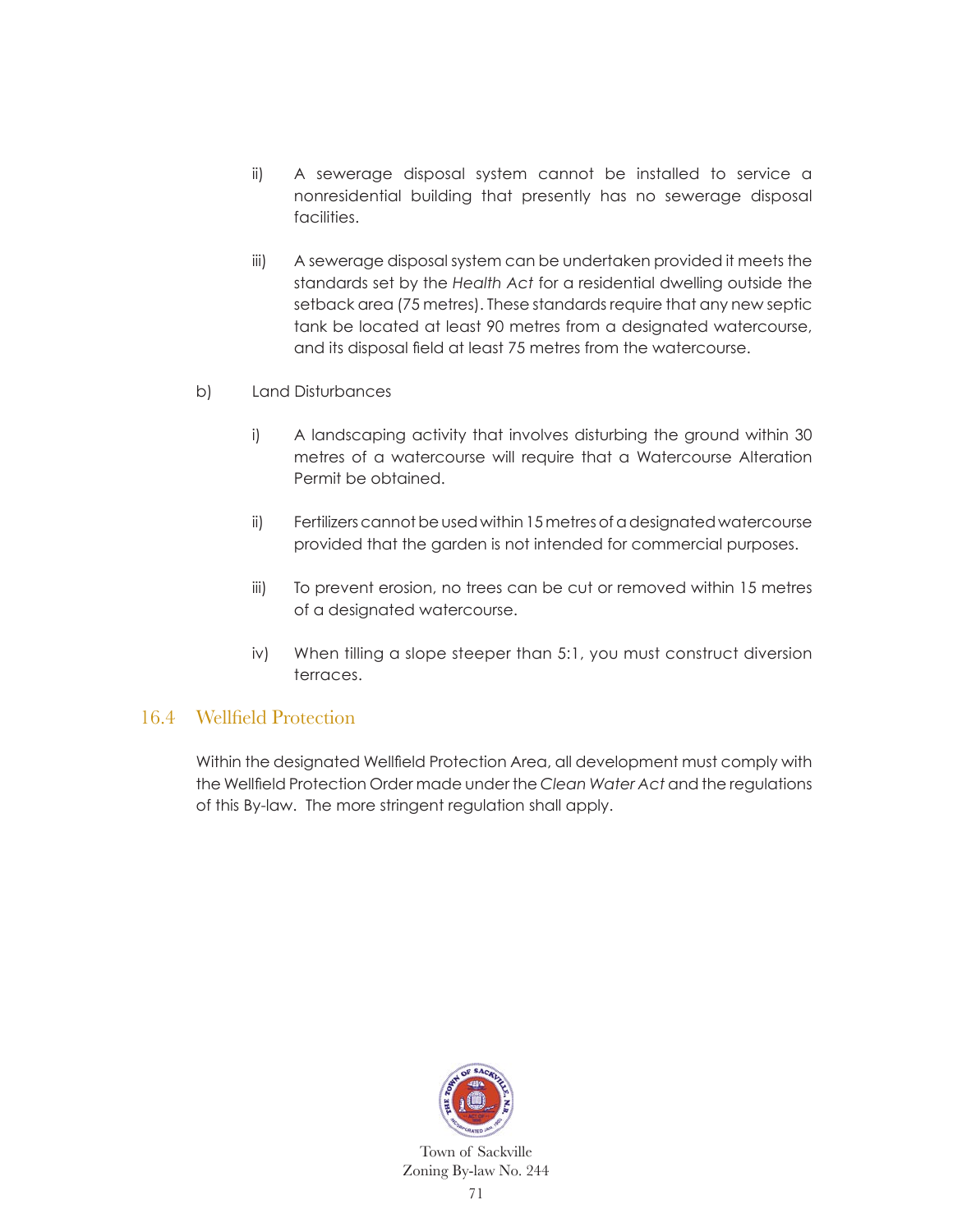ii) A sewerage disposal system cannot be installed to service a nonresidential building that presently has no sewerage disposal facilities.

iii) A sewerage disposal system can be undertaken provided it meets the standards set by the *Health Act* for a residential dwelling outside the setback area (75 metres). These standards require that any new septic tank be located at least 90 metres from a designated watercourse, and its disposal field at least 75 metres from the watercourse.

b) Land Disturbances

i) A landscaping activity that involves disturbing the ground within 30 metres of a watercourse will require that a Watercourse Alteration Permit be obtained.

ii) Fertilizers cannot be used within 15 metres of a designated watercourse provided that the garden is not intended for commercial purposes.

iii) To prevent erosion, no trees can be cut or removed within 15 metres of a designated watercourse.

iv) When tilling a slope steeper than 5:1, you must construct diversion terraces.

## 16.4 Wellfield Protection

Within the designated Wellfield Protection Area, all development must comply with the Wellfield Protection Order made under the *Clean Water Act* and the regulations of this By-law. The more stringent regulation shall apply.